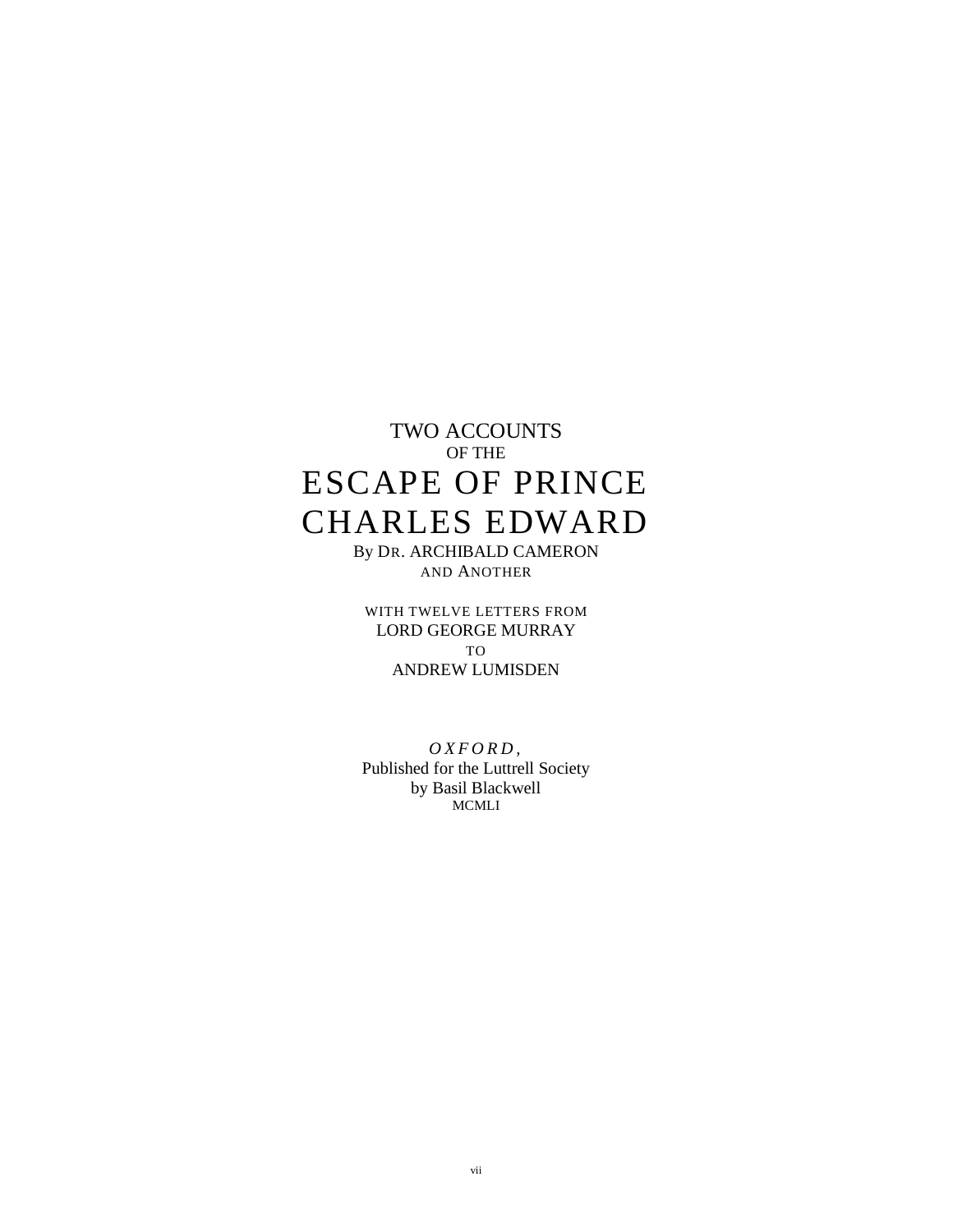# TWO ACCOUNTS
OF THE
# ESCAPE OF PRINCE CHARLES EDWARD

By DR. ARCHIBALD CAMERON
AND ANOTHER

WITH TWELVE LETTERS FROM
LORD GEORGE MURRAY
TO
ANDREW LUMISDEN

*OXFORD,*
Published for the Luttrell Society
by Basil Blackwell
MCMLI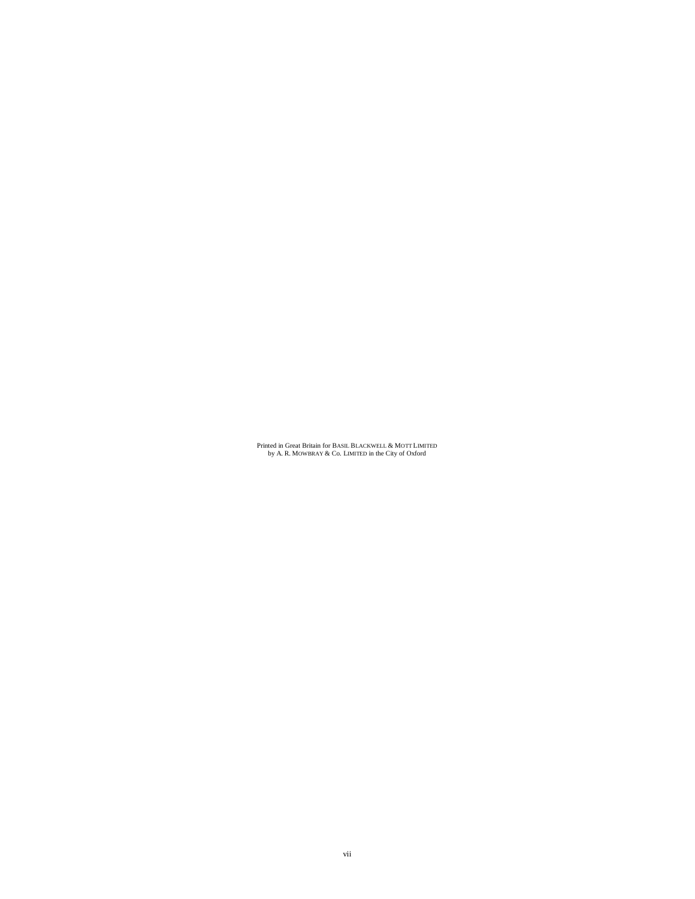Printed in Great Britain for BASIL BLACKWELL & MOTT LIMITED
by A. R. MOWBRAY & Co. LIMITED in the City of Oxford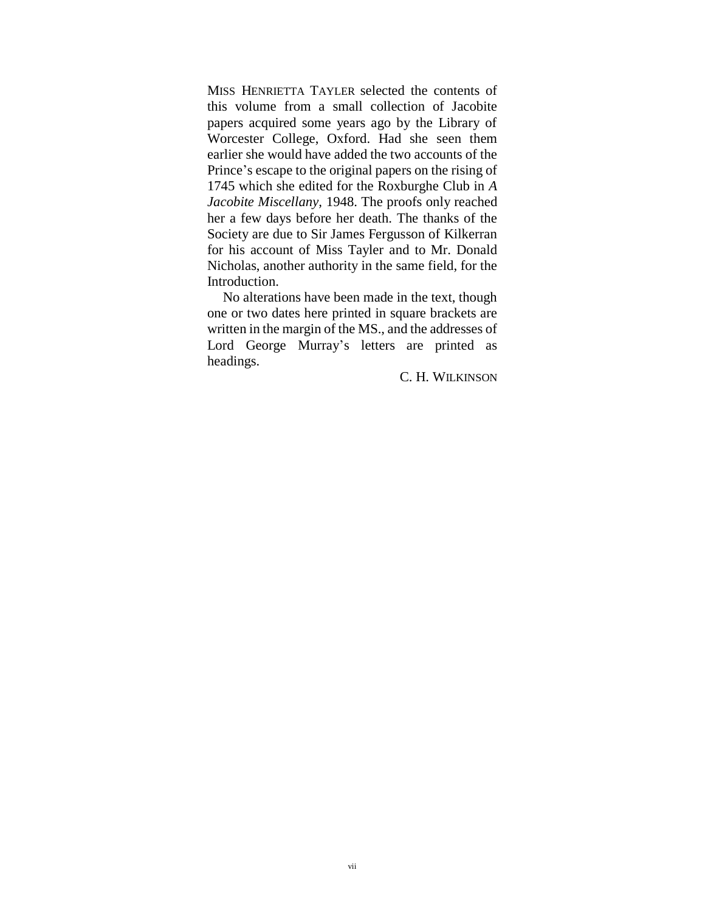MISS HENRIETTA TAYLER selected the contents of this volume from a small collection of Jacobite papers acquired some years ago by the Library of Worcester College, Oxford. Had she seen them earlier she would have added the two accounts of the Prince's escape to the original papers on the rising of 1745 which she edited for the Roxburghe Club in *A Jacobite Miscellany*, 1948. The proofs only reached her a few days before her death. The thanks of the Society are due to Sir James Fergusson of Kilkerran for his account of Miss Tayler and to Mr. Donald Nicholas, another authority in the same field, for the Introduction.

No alterations have been made in the text, though one or two dates here printed in square brackets are written in the margin of the MS., and the addresses of Lord George Murray's letters are printed as headings.

C. H. WILKINSON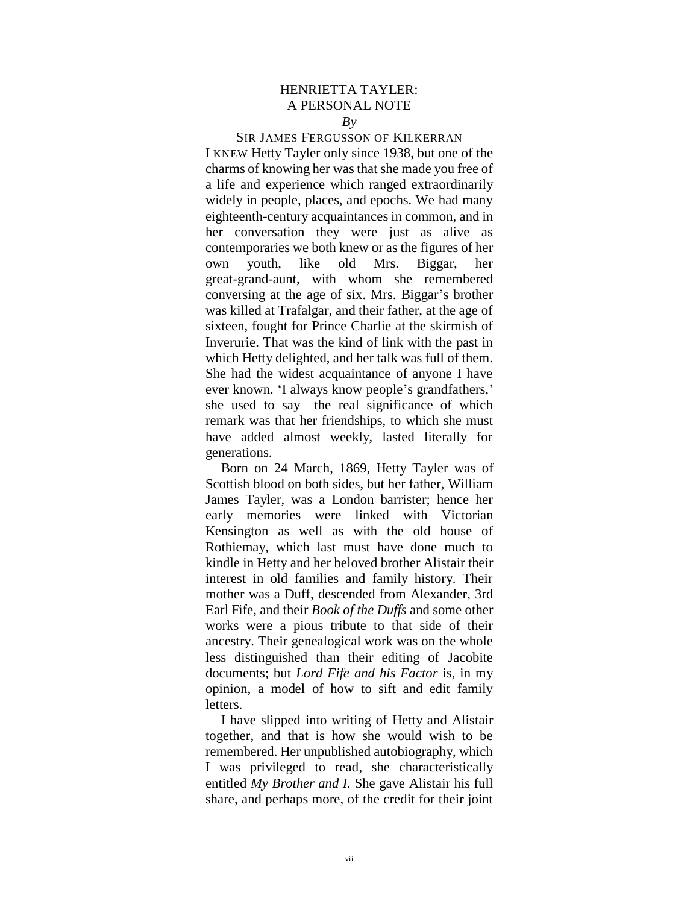# HENRIETTA TAYLER: A PERSONAL NOTE

*By*

SIR JAMES FERGUSSON OF KILKERRAN

I KNEW Hetty Tayler only since 1938, but one of the charms of knowing her was that she made you free of a life and experience which ranged extraordinarily widely in people, places, and epochs. We had many eighteenth-century acquaintances in common, and in her conversation they were just as alive as contemporaries we both knew or as the figures of her own youth, like old Mrs. Biggar, her great-grand-aunt, with whom she remembered conversing at the age of six. Mrs. Biggar's brother was killed at Trafalgar, and their father, at the age of sixteen, fought for Prince Charlie at the skirmish of Inverurie. That was the kind of link with the past in which Hetty delighted, and her talk was full of them. She had the widest acquaintance of anyone I have ever known. 'I always know people's grandfathers,' she used to say—the real significance of which remark was that her friendships, to which she must have added almost weekly, lasted literally for generations.

Born on 24 March, 1869, Hetty Tayler was of Scottish blood on both sides, but her father, William James Tayler, was a London barrister; hence her early memories were linked with Victorian Kensington as well as with the old house of Rothiemay, which last must have done much to kindle in Hetty and her beloved brother Alistair their interest in old families and family history. Their mother was a Duff, descended from Alexander, 3rd Earl Fife, and their *Book of the Duffs* and some other works were a pious tribute to that side of their ancestry. Their genealogical work was on the whole less distinguished than their editing of Jacobite documents; but *Lord Fife and his Factor* is, in my opinion, a model of how to sift and edit family letters.

I have slipped into writing of Hetty and Alistair together, and that is how she would wish to be remembered. Her unpublished autobiography, which I was privileged to read, she characteristically entitled *My Brother and I.* She gave Alistair his full share, and perhaps more, of the credit for their joint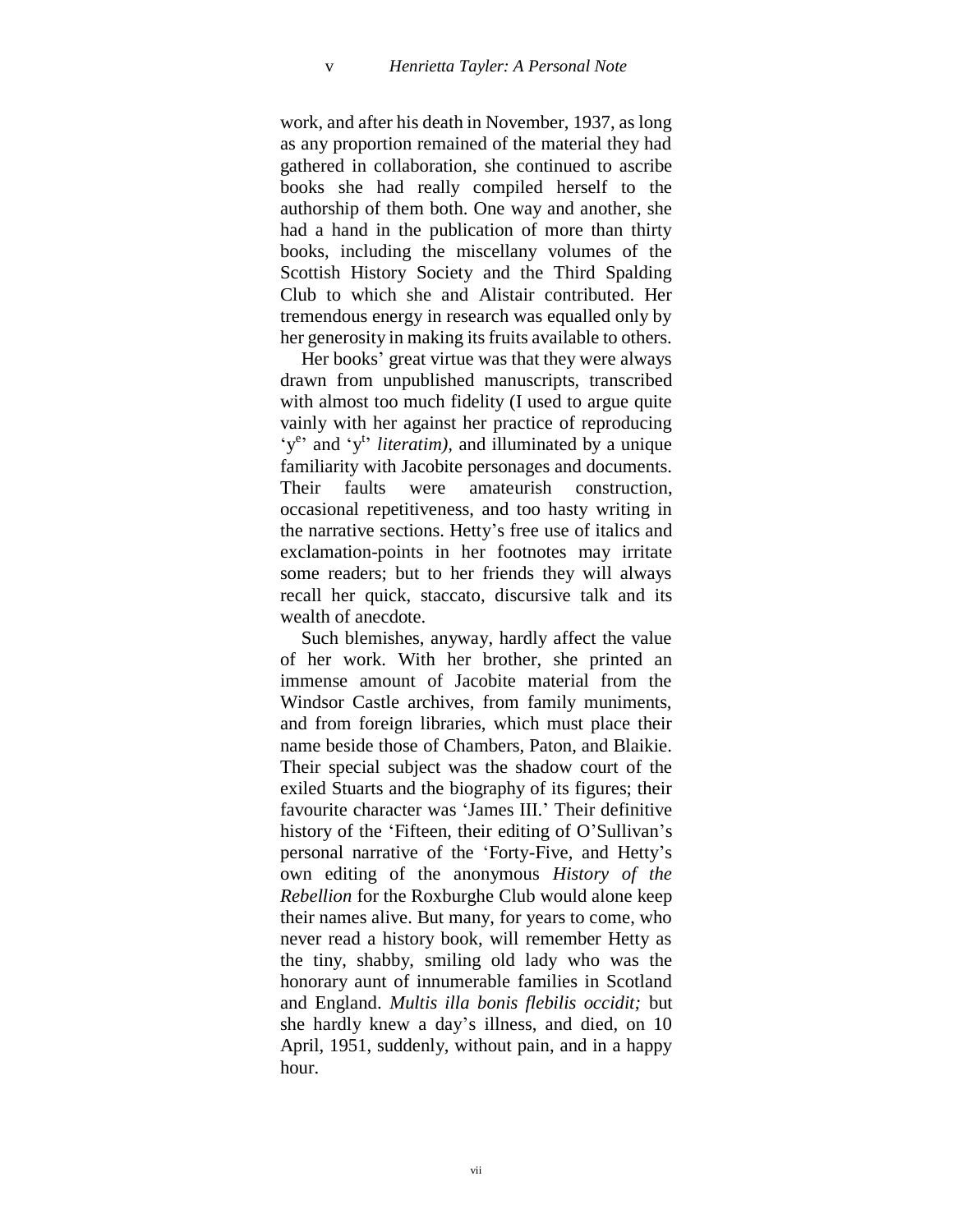work, and after his death in November, 1937, as long as any proportion remained of the material they had gathered in collaboration, she continued to ascribe books she had really compiled herself to the authorship of them both. One way and another, she had a hand in the publication of more than thirty books, including the miscellany volumes of the Scottish History Society and the Third Spalding Club to which she and Alistair contributed. Her tremendous energy in research was equalled only by her generosity in making its fruits available to others.

Her books' great virtue was that they were always drawn from unpublished manuscripts, transcribed with almost too much fidelity (I used to argue quite vainly with her against her practice of reproducing 'y$^{e}$' and 'y$^{t}$' *literatim),* and illuminated by a unique familiarity with Jacobite personages and documents. Their faults were amateurish construction, occasional repetitiveness, and too hasty writing in the narrative sections. Hetty's free use of italics and exclamation-points in her footnotes may irritate some readers; but to her friends they will always recall her quick, staccato, discursive talk and its wealth of anecdote.

Such blemishes, anyway, hardly affect the value of her work. With her brother, she printed an immense amount of Jacobite material from the Windsor Castle archives, from family muniments, and from foreign libraries, which must place their name beside those of Chambers, Paton, and Blaikie. Their special subject was the shadow court of the exiled Stuarts and the biography of its figures; their favourite character was 'James III.' Their definitive history of the 'Fifteen, their editing of O'Sullivan's personal narrative of the 'Forty-Five, and Hetty's own editing of the anonymous *History of the Rebellion* for the Roxburghe Club would alone keep their names alive. But many, for years to come, who never read a history book, will remember Hetty as the tiny, shabby, smiling old lady who was the honorary aunt of innumerable families in Scotland and England. *Multis illa bonis flebilis occidit;* but she hardly knew a day's illness, and died, on 10 April, 1951, suddenly, without pain, and in a happy hour.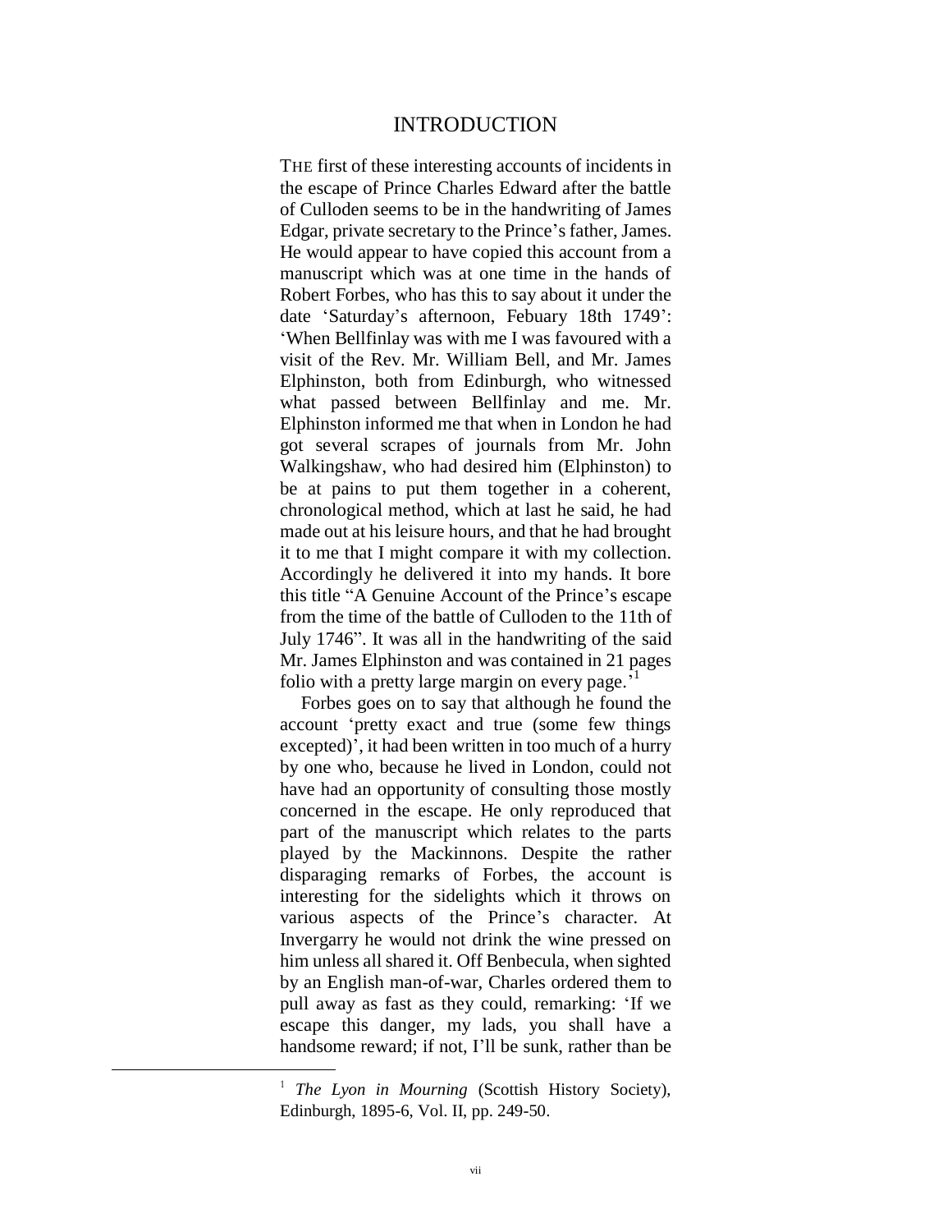# INTRODUCTION

THE first of these interesting accounts of incidents in the escape of Prince Charles Edward after the battle of Culloden seems to be in the handwriting of James Edgar, private secretary to the Prince's father, James. He would appear to have copied this account from a manuscript which was at one time in the hands of Robert Forbes, who has this to say about it under the date 'Saturday's afternoon, Febuary 18th 1749': 'When Bellfinlay was with me I was favoured with a visit of the Rev. Mr. William Bell, and Mr. James Elphinston, both from Edinburgh, who witnessed what passed between Bellfinlay and me. Mr. Elphinston informed me that when in London he had got several scrapes of journals from Mr. John Walkingshaw, who had desired him (Elphinston) to be at pains to put them together in a coherent, chronological method, which at last he said, he had made out at his leisure hours, and that he had brought it to me that I might compare it with my collection. Accordingly he delivered it into my hands. It bore this title "A Genuine Account of the Prince's escape from the time of the battle of Culloden to the 11th of July 1746". It was all in the handwriting of the said Mr. James Elphinston and was contained in 21 pages folio with a pretty large margin on every page.'[1]

Forbes goes on to say that although he found the account 'pretty exact and true (some few things excepted)', it had been written in too much of a hurry by one who, because he lived in London, could not have had an opportunity of consulting those mostly concerned in the escape. He only reproduced that part of the manuscript which relates to the parts played by the Mackinnons. Despite the rather disparaging remarks of Forbes, the account is interesting for the sidelights which it throws on various aspects of the Prince's character. At Invergarry he would not drink the wine pressed on him unless all shared it. Off Benbecula, when sighted by an English man-of-war, Charles ordered them to pull away as fast as they could, remarking: 'If we escape this danger, my lads, you shall have a handsome reward; if not, I'll be sunk, rather than be

---

[1] *The Lyon in Mourning* (Scottish History Society), Edinburgh, 1895-6, Vol. II, pp. 249-50.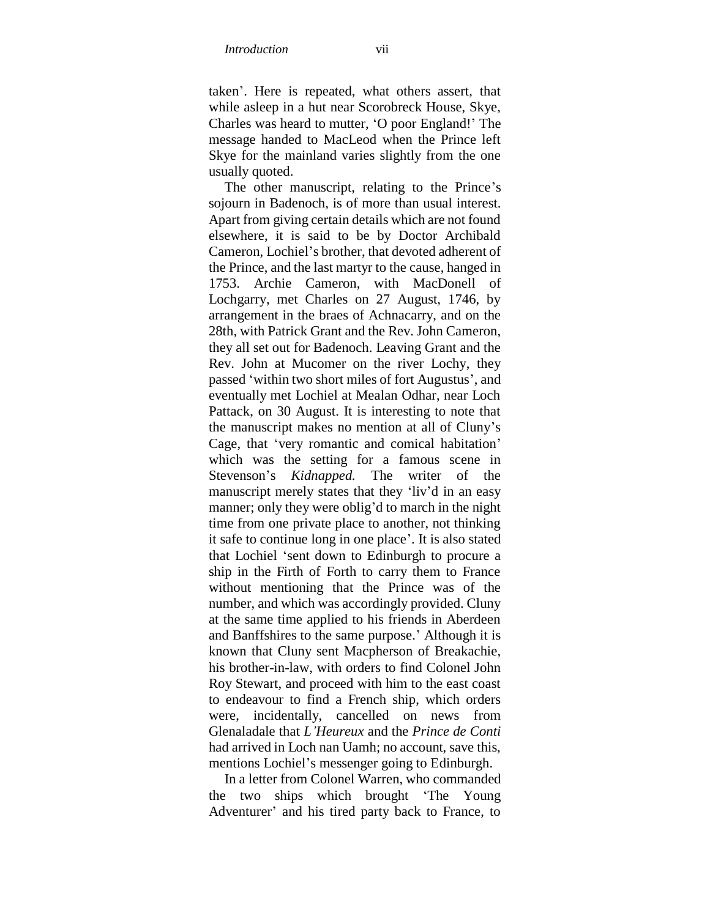taken'. Here is repeated, what others assert, that while asleep in a hut near Scorobreck House, Skye, Charles was heard to mutter, 'O poor England!' The message handed to MacLeod when the Prince left Skye for the mainland varies slightly from the one usually quoted.

The other manuscript, relating to the Prince's sojourn in Badenoch, is of more than usual interest. Apart from giving certain details which are not found elsewhere, it is said to be by Doctor Archibald Cameron, Lochiel's brother, that devoted adherent of the Prince, and the last martyr to the cause, hanged in 1753. Archie Cameron, with MacDonell of Lochgarry, met Charles on 27 August, 1746, by arrangement in the braes of Achnacarry, and on the 28th, with Patrick Grant and the Rev. John Cameron, they all set out for Badenoch. Leaving Grant and the Rev. John at Mucomer on the river Lochy, they passed 'within two short miles of fort Augustus', and eventually met Lochiel at Mealan Odhar, near Loch Pattack, on 30 August. It is interesting to note that the manuscript makes no mention at all of Cluny's Cage, that 'very romantic and comical habitation' which was the setting for a famous scene in Stevenson's *Kidnapped.* The writer of the manuscript merely states that they 'liv'd in an easy manner; only they were oblig'd to march in the night time from one private place to another, not thinking it safe to continue long in one place'. It is also stated that Lochiel 'sent down to Edinburgh to procure a ship in the Firth of Forth to carry them to France without mentioning that the Prince was of the number, and which was accordingly provided. Cluny at the same time applied to his friends in Aberdeen and Banffshires to the same purpose.' Although it is known that Cluny sent Macpherson of Breakachie, his brother-in-law, with orders to find Colonel John Roy Stewart, and proceed with him to the east coast to endeavour to find a French ship, which orders were, incidentally, cancelled on news from Glenaladale that *L'Heureux* and the *Prince de Conti* had arrived in Loch nan Uamh; no account, save this, mentions Lochiel's messenger going to Edinburgh.

In a letter from Colonel Warren, who commanded the two ships which brought 'The Young Adventurer' and his tired party back to France, to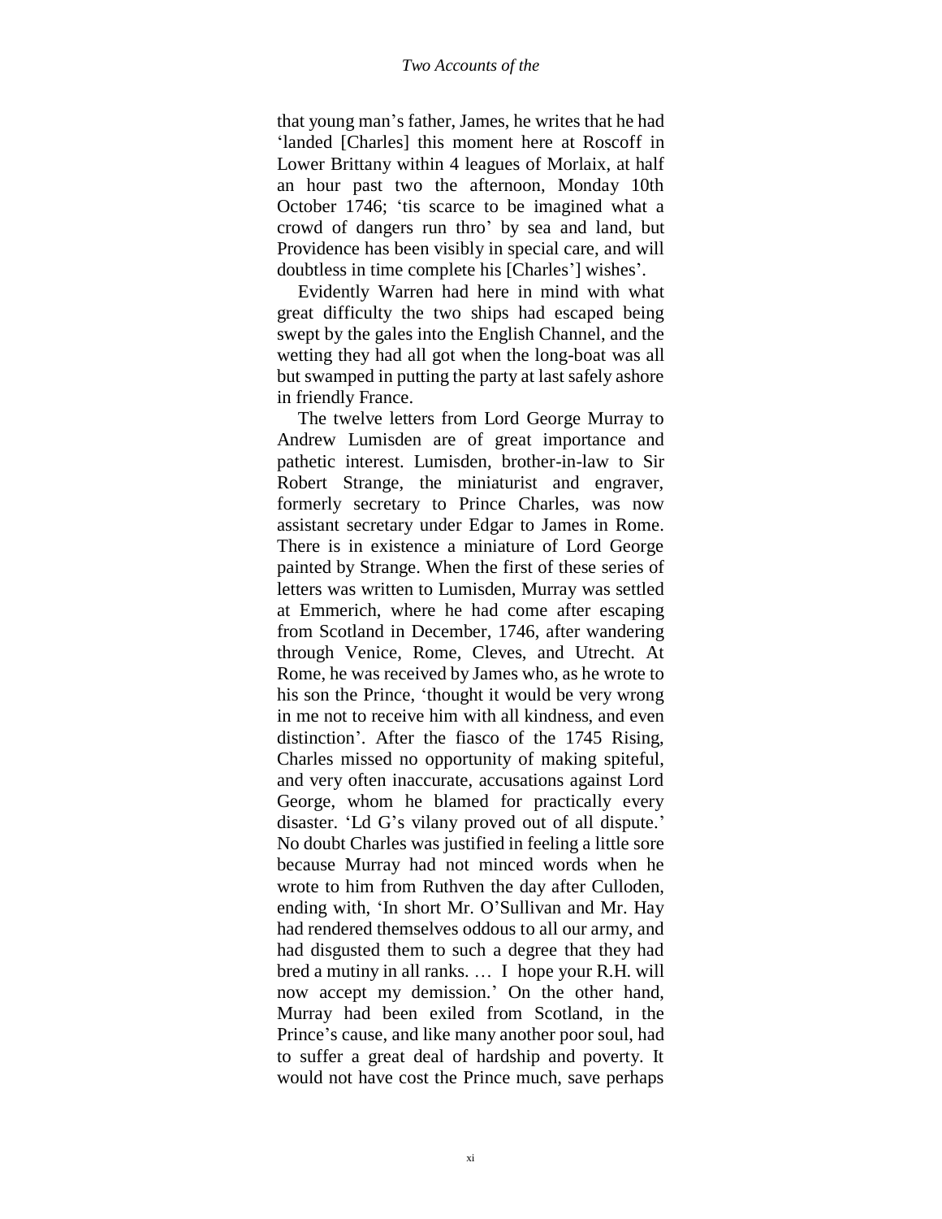that young man's father, James, he writes that he had 'landed [Charles] this moment here at Roscoff in Lower Brittany within 4 leagues of Morlaix, at half an hour past two the afternoon, Monday 10th October 1746; 'tis scarce to be imagined what a crowd of dangers run thro' by sea and land, but Providence has been visibly in special care, and will doubtless in time complete his [Charles'] wishes'.

Evidently Warren had here in mind with what great difficulty the two ships had escaped being swept by the gales into the English Channel, and the wetting they had all got when the long-boat was all but swamped in putting the party at last safely ashore in friendly France.

The twelve letters from Lord George Murray to Andrew Lumisden are of great importance and pathetic interest. Lumisden, brother-in-law to Sir Robert Strange, the miniaturist and engraver, formerly secretary to Prince Charles, was now assistant secretary under Edgar to James in Rome. There is in existence a miniature of Lord George painted by Strange. When the first of these series of letters was written to Lumisden, Murray was settled at Emmerich, where he had come after escaping from Scotland in December, 1746, after wandering through Venice, Rome, Cleves, and Utrecht. At Rome, he was received by James who, as he wrote to his son the Prince, 'thought it would be very wrong in me not to receive him with all kindness, and even distinction'. After the fiasco of the 1745 Rising, Charles missed no opportunity of making spiteful, and very often inaccurate, accusations against Lord George, whom he blamed for practically every disaster. 'Ld G's vilany proved out of all dispute.' No doubt Charles was justified in feeling a little sore because Murray had not minced words when he wrote to him from Ruthven the day after Culloden, ending with, 'In short Mr. O'Sullivan and Mr. Hay had rendered themselves oddous to all our army, and had disgusted them to such a degree that they had bred a mutiny in all ranks. … I hope your R.H. will now accept my demission.' On the other hand, Murray had been exiled from Scotland, in the Prince's cause, and like many another poor soul, had to suffer a great deal of hardship and poverty. It would not have cost the Prince much, save perhaps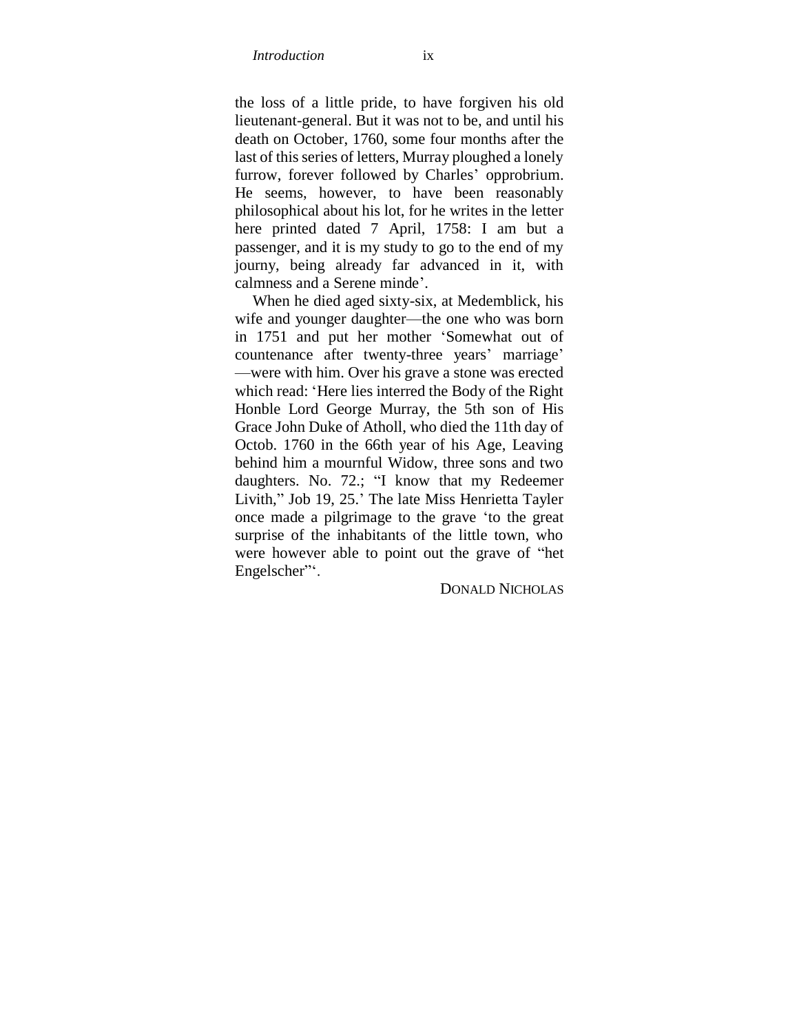the loss of a little pride, to have forgiven his old lieutenant-general. But it was not to be, and until his death on October, 1760, some four months after the last of this series of letters, Murray ploughed a lonely furrow, forever followed by Charles' opprobrium. He seems, however, to have been reasonably philosophical about his lot, for he writes in the letter here printed dated 7 April, 1758: I am but a passenger, and it is my study to go to the end of my journy, being already far advanced in it, with calmness and a Serene minde'.

When he died aged sixty-six, at Medemblick, his wife and younger daughter—the one who was born in 1751 and put her mother 'Somewhat out of countenance after twenty-three years' marriage' —were with him. Over his grave a stone was erected which read: 'Here lies interred the Body of the Right Honble Lord George Murray, the 5th son of His Grace John Duke of Atholl, who died the 11th day of Octob. 1760 in the 66th year of his Age, Leaving behind him a mournful Widow, three sons and two daughters. No. 72.; "I know that my Redeemer Livith," Job 19, 25.' The late Miss Henrietta Tayler once made a pilgrimage to the grave 'to the great surprise of the inhabitants of the little town, who were however able to point out the grave of "het Engelscher"'.

DONALD NICHOLAS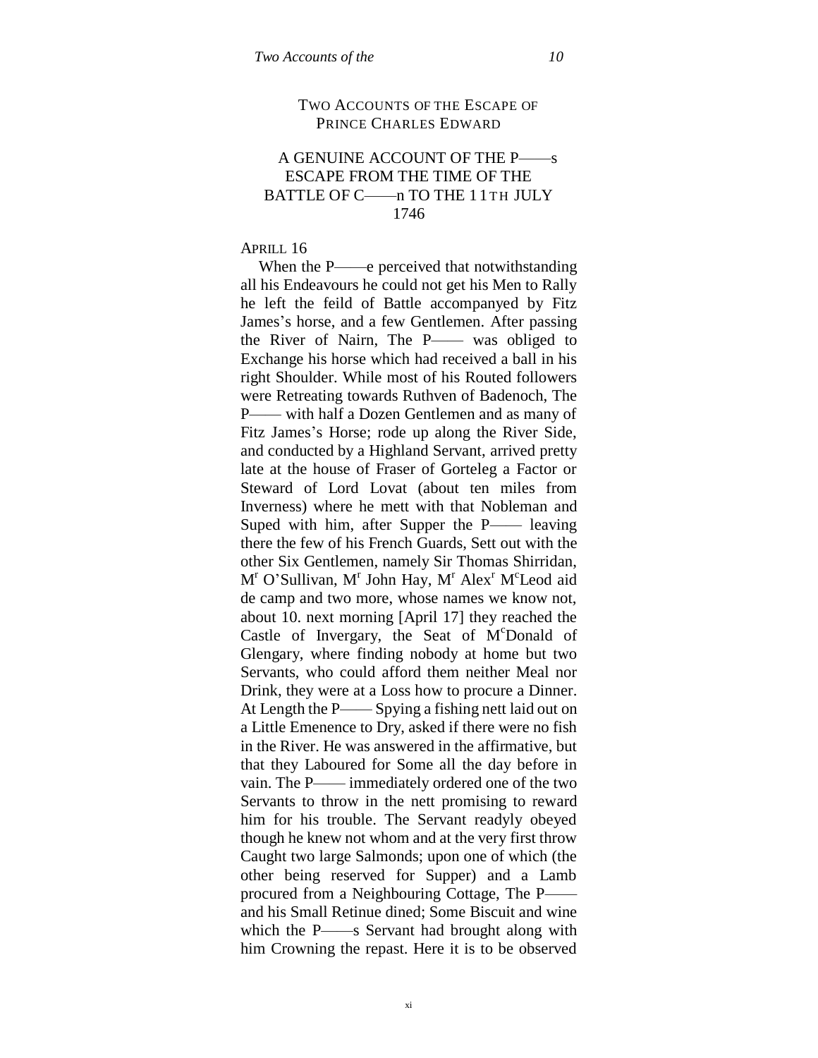## TWO ACCOUNTS OF THE ESCAPE OF PRINCE CHARLES EDWARD

### A GENUINE ACCOUNT OF THE P——s ESCAPE FROM THE TIME OF THE BATTLE OF C——n TO THE 11TH JULY 1746

APRILL 16

When the P——e perceived that notwithstanding all his Endeavours he could not get his Men to Rally he left the feild of Battle accompanyed by Fitz James's horse, and a few Gentlemen. After passing the River of Nairn, The P—— was obliged to Exchange his horse which had received a ball in his right Shoulder. While most of his Routed followers were Retreating towards Ruthven of Badenoch, The P—— with half a Dozen Gentlemen and as many of Fitz James's Horse; rode up along the River Side, and conducted by a Highland Servant, arrived pretty late at the house of Fraser of Gorteleg a Factor or Steward of Lord Lovat (about ten miles from Inverness) where he mett with that Nobleman and Suped with him, after Supper the P—— leaving there the few of his French Guards, Sett out with the other Six Gentlemen, namely Sir Thomas Shirridan, M[r] O'Sullivan, M[r] John Hay, M[r] Alex[r] M[c]Leod aid de camp and two more, whose names we know not, about 10. next morning [April 17] they reached the Castle of Invergary, the Seat of M[c]Donald of Glengary, where finding nobody at home but two Servants, who could afford them neither Meal nor Drink, they were at a Loss how to procure a Dinner. At Length the P—— Spying a fishing nett laid out on a Little Emenence to Dry, asked if there were no fish in the River. He was answered in the affirmative, but that they Laboured for Some all the day before in vain. The P—— immediately ordered one of the two Servants to throw in the nett promising to reward him for his trouble. The Servant readyly obeyed though he knew not whom and at the very first throw Caught two large Salmonds; upon one of which (the other being reserved for Supper) and a Lamb procured from a Neighbouring Cottage, The P—— and his Small Retinue dined; Some Biscuit and wine which the P——s Servant had brought along with him Crowning the repast. Here it is to be observed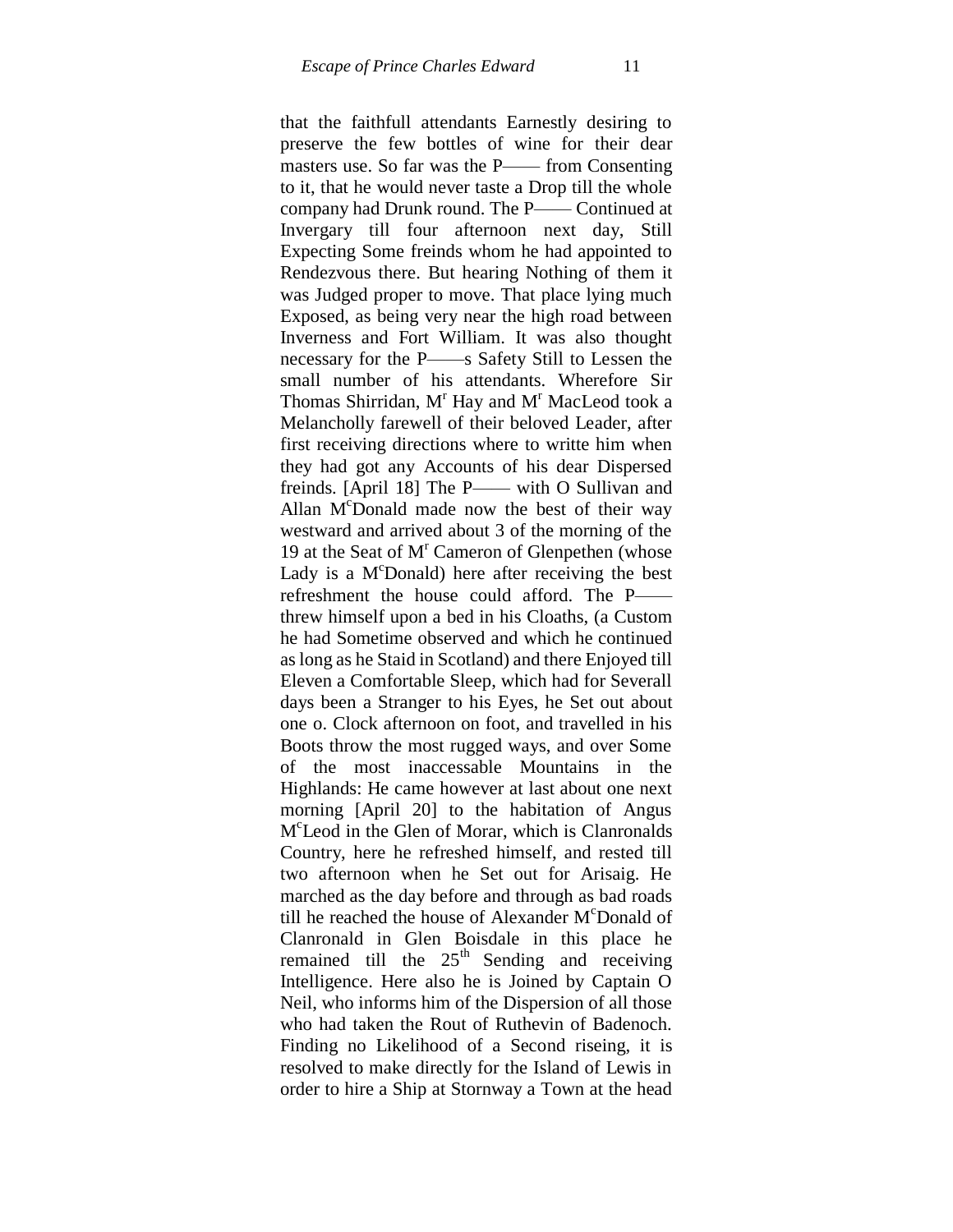that the faithfull attendants Earnestly desiring to preserve the few bottles of wine for their dear masters use. So far was the P—— from Consenting to it, that he would never taste a Drop till the whole company had Drunk round. The P—— Continued at Invergary till four afternoon next day, Still Expecting Some freinds whom he had appointed to Rendezvous there. But hearing Nothing of them it was Judged proper to move. That place lying much Exposed, as being very near the high road between Inverness and Fort William. It was also thought necessary for the P——s Safety Still to Lessen the small number of his attendants. Wherefore Sir Thomas Shirridan, M[r] Hay and M[r] MacLeod took a Melancholly farewell of their beloved Leader, after first receiving directions where to writte him when they had got any Accounts of his dear Dispersed freinds. [April 18] The P—— with O Sullivan and Allan M[c]Donald made now the best of their way westward and arrived about 3 of the morning of the 19 at the Seat of M[r] Cameron of Glenpethen (whose Lady is a M[c]Donald) here after receiving the best refreshment the house could afford. The P—— threw himself upon a bed in his Cloaths, (a Custom he had Sometime observed and which he continued as long as he Staid in Scotland) and there Enjoyed till Eleven a Comfortable Sleep, which had for Severall days been a Stranger to his Eyes, he Set out about one o. Clock afternoon on foot, and travelled in his Boots throw the most rugged ways, and over Some of the most inaccessable Mountains in the Highlands: He came however at last about one next morning [April 20] to the habitation of Angus M[c]Leod in the Glen of Morar, which is Clanronalds Country, here he refreshed himself, and rested till two afternoon when he Set out for Arisaig. He marched as the day before and through as bad roads till he reached the house of Alexander M[c]Donald of Clanronald in Glen Boisdale in this place he remained till the 25[th] Sending and receiving Intelligence. Here also he is Joined by Captain O Neil, who informs him of the Dispersion of all those who had taken the Rout of Ruthevin of Badenoch. Finding no Likelihood of a Second riseing, it is resolved to make directly for the Island of Lewis in order to hire a Ship at Stornway a Town at the head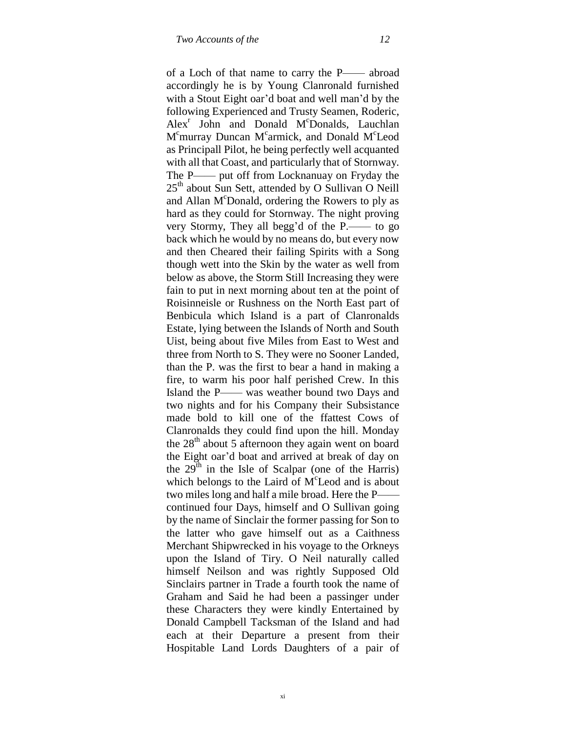of a Loch of that name to carry the P—— abroad accordingly he is by Young Clanronald furnished with a Stout Eight oar'd boat and well man'd by the following Experienced and Trusty Seamen, Roderic, Alex[r] John and Donald M[c]Donalds, Lauchlan M[c]murray Duncan M[c]armick, and Donald M[c]Leod as Principall Pilot, he being perfectly well acquanted with all that Coast, and particularly that of Stornway. The P—— put off from Locknanuay on Fryday the 25[th] about Sun Sett, attended by O Sullivan O Neill and Allan M[c]Donald, ordering the Rowers to ply as hard as they could for Stornway. The night proving very Stormy, They all begg'd of the P.—— to go back which he would by no means do, but every now and then Cheared their failing Spirits with a Song though wett into the Skin by the water as well from below as above, the Storm Still Increasing they were fain to put in next morning about ten at the point of Roisinneisle or Rushness on the North East part of Benbicula which Island is a part of Clanronalds Estate, lying between the Islands of North and South Uist, being about five Miles from East to West and three from North to S. They were no Sooner Landed, than the P. was the first to bear a hand in making a fire, to warm his poor half perished Crew. In this Island the P—— was weather bound two Days and two nights and for his Company their Subsistance made bold to kill one of the ffattest Cows of Clanronalds they could find upon the hill. Monday the 28[th] about 5 afternoon they again went on board the Eight oar'd boat and arrived at break of day on the 29[th] in the Isle of Scalpar (one of the Harris) which belongs to the Laird of M[c]Leod and is about two miles long and half a mile broad. Here the P—— continued four Days, himself and O Sullivan going by the name of Sinclair the former passing for Son to the latter who gave himself out as a Caithness Merchant Shipwrecked in his voyage to the Orkneys upon the Island of Tiry. O Neil naturally called himself Neilson and was rightly Supposed Old Sinclairs partner in Trade a fourth took the name of Graham and Said he had been a passinger under these Characters they were kindly Entertained by Donald Campbell Tacksman of the Island and had each at their Departure a present from their Hospitable Land Lords Daughters of a pair of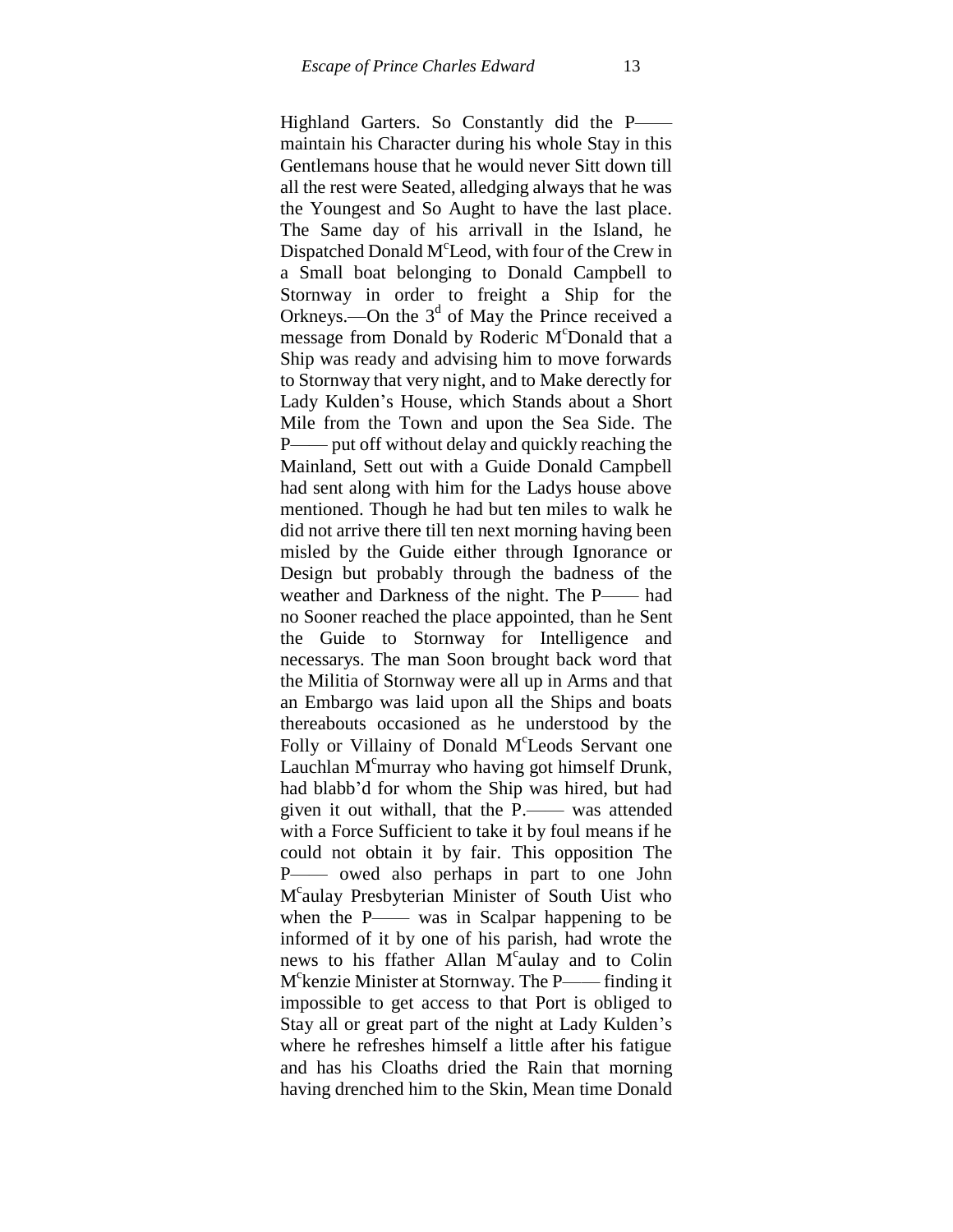Highland Garters. So Constantly did the P—— maintain his Character during his whole Stay in this Gentlemans house that he would never Sitt down till all the rest were Seated, alledging always that he was the Youngest and So Aught to have the last place. The Same day of his arrivall in the Island, he Dispatched Donald M[c]Leod, with four of the Crew in a Small boat belonging to Donald Campbell to Stornway in order to freight a Ship for the Orkneys.—On the 3[d] of May the Prince received a message from Donald by Roderic M[c]Donald that a Ship was ready and advising him to move forwards to Stornway that very night, and to Make derectly for Lady Kulden's House, which Stands about a Short Mile from the Town and upon the Sea Side. The P—— put off without delay and quickly reaching the Mainland, Sett out with a Guide Donald Campbell had sent along with him for the Ladys house above mentioned. Though he had but ten miles to walk he did not arrive there till ten next morning having been misled by the Guide either through Ignorance or Design but probably through the badness of the weather and Darkness of the night. The P—— had no Sooner reached the place appointed, than he Sent the Guide to Stornway for Intelligence and necessarys. The man Soon brought back word that the Militia of Stornway were all up in Arms and that an Embargo was laid upon all the Ships and boats thereabouts occasioned as he understood by the Folly or Villainy of Donald M[c]Leods Servant one Lauchlan M[c]murray who having got himself Drunk, had blabb'd for whom the Ship was hired, but had given it out withall, that the P.—— was attended with a Force Sufficient to take it by foul means if he could not obtain it by fair. This opposition The P—— owed also perhaps in part to one John M[c]aulay Presbyterian Minister of South Uist who when the P—— was in Scalpar happening to be informed of it by one of his parish, had wrote the news to his ffather Allan M[c]aulay and to Colin M[c]kenzie Minister at Stornway. The P—— finding it impossible to get access to that Port is obliged to Stay all or great part of the night at Lady Kulden's where he refreshes himself a little after his fatigue and has his Cloaths dried the Rain that morning having drenched him to the Skin, Mean time Donald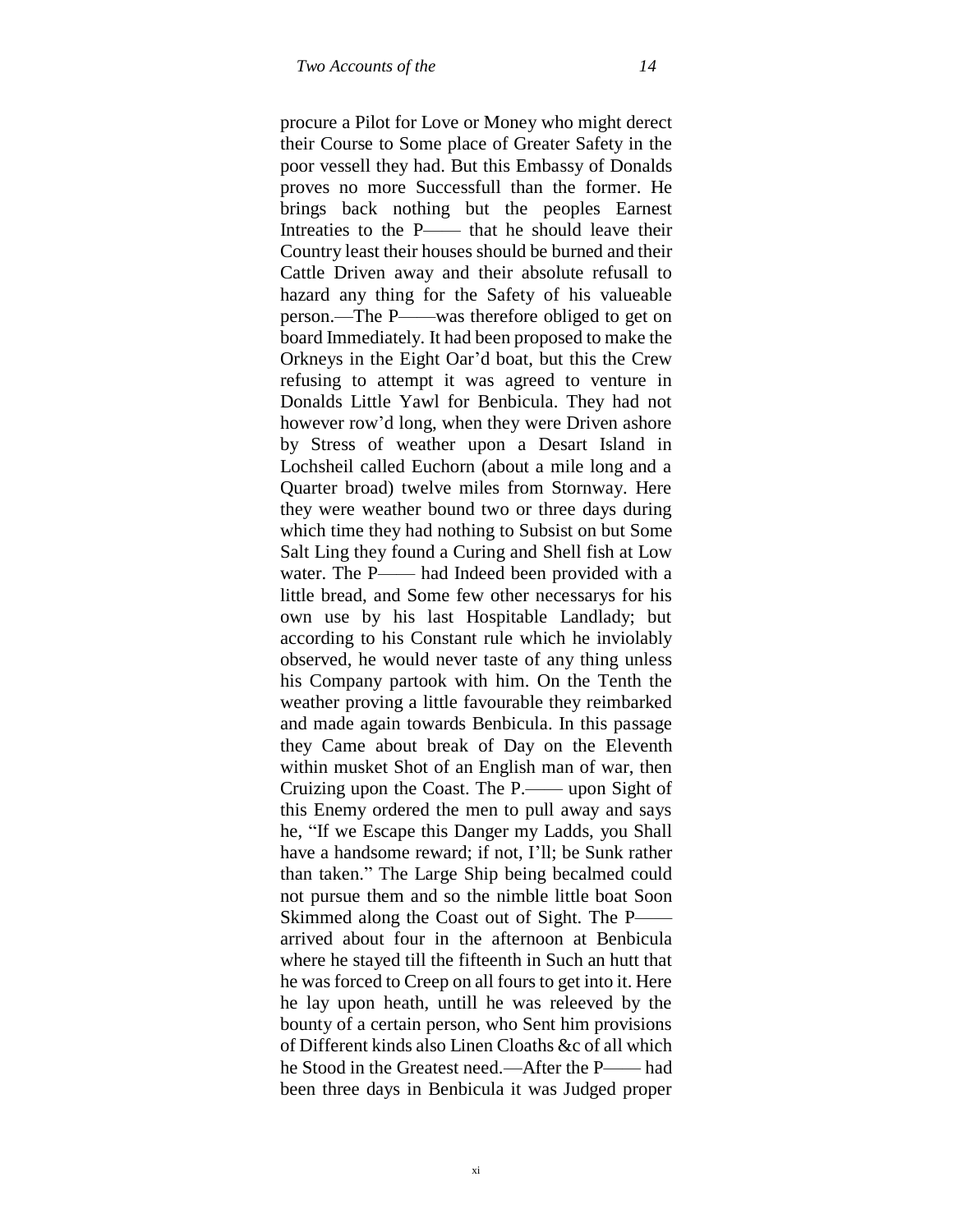procure a Pilot for Love or Money who might direct their Course to Some place of Greater Safety in the poor vessell they had. But this Embassy of Donalds proves no more Successfull than the former. He brings back nothing but the peoples Earnest Intreaties to the P—— that he should leave their Country least their houses should be burned and their Cattle Driven away and their absolute refusall to hazard any thing for the Safety of his valueable person.—The P——was therefore obliged to get on board Immediately. It had been proposed to make the Orkneys in the Eight Oar'd boat, but this the Crew refusing to attempt it was agreed to venture in Donalds Little Yawl for Benbicula. They had not however row'd long, when they were Driven ashore by Stress of weather upon a Desart Island in Lochsheil called Euchorn (about a mile long and a Quarter broad) twelve miles from Stornway. Here they were weather bound two or three days during which time they had nothing to Subsist on but Some Salt Ling they found a Curing and Shell fish at Low water. The P—— had Indeed been provided with a little bread, and Some few other necessarys for his own use by his last Hospitable Landlady; but according to his Constant rule which he inviolably observed, he would never taste of any thing unless his Company partook with him. On the Tenth the weather proving a little favourable they reimbarked and made again towards Benbicula. In this passage they Came about break of Day on the Eleventh within musket Shot of an English man of war, then Cruizing upon the Coast. The P.—— upon Sight of this Enemy ordered the men to pull away and says he, "If we Escape this Danger my Ladds, you Shall have a handsome reward; if not, I'll; be Sunk rather than taken." The Large Ship being becalmed could not pursue them and so the nimble little boat Soon Skimmed along the Coast out of Sight. The P—— arrived about four in the afternoon at Benbicula where he stayed till the fifteenth in Such an hutt that he was forced to Creep on all fours to get into it. Here he lay upon heath, untill he was releeved by the bounty of a certain person, who Sent him provisions of Different kinds also Linen Cloaths &c of all which he Stood in the Greatest need.—After the P—— had been three days in Benbicula it was Judged proper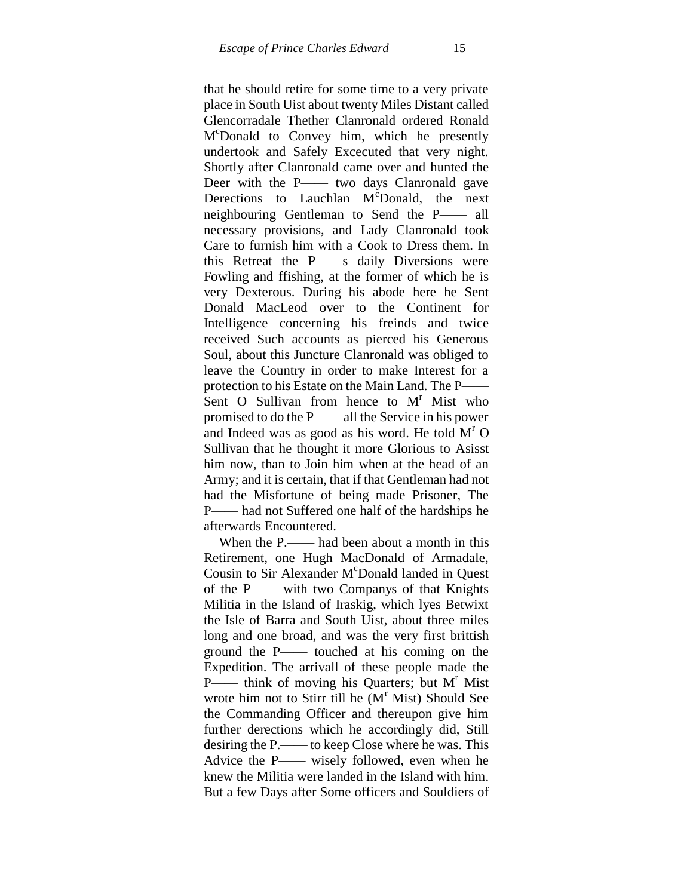that he should retire for some time to a very private place in South Uist about twenty Miles Distant called Glencorradale Thether Clanronald ordered Ronald M^c^Donald to Convey him, which he presently undertook and Safely Excecuted that very night. Shortly after Clanronald came over and hunted the Deer with the P—— two days Clanronald gave Derections to Lauchlan M^c^Donald, the next neighbouring Gentleman to Send the P—— all necessary provisions, and Lady Clanronald took Care to furnish him with a Cook to Dress them. In this Retreat the P——s daily Diversions were Fowling and ffishing, at the former of which he is very Dexterous. During his abode here he Sent Donald MacLeod over to the Continent for Intelligence concerning his freinds and twice received Such accounts as pierced his Generous Soul, about this Juncture Clanronald was obliged to leave the Country in order to make Interest for a protection to his Estate on the Main Land. The P—— Sent O Sullivan from hence to M^r^ Mist who promised to do the P—— all the Service in his power and Indeed was as good as his word. He told M^r^ O Sullivan that he thought it more Glorious to Asisst him now, than to Join him when at the head of an Army; and it is certain, that if that Gentleman had not had the Misfortune of being made Prisoner, The P—— had not Suffered one half of the hardships he afterwards Encountered.

When the P.—— had been about a month in this Retirement, one Hugh MacDonald of Armadale, Cousin to Sir Alexander M^c^Donald landed in Quest of the P—— with two Companys of that Knights Militia in the Island of Iraskig, which lyes Betwixt the Isle of Barra and South Uist, about three miles long and one broad, and was the very first brittish ground the P—— touched at his coming on the Expedition. The arrivall of these people made the P—— think of moving his Quarters; but M^r^ Mist wrote him not to Stirr till he (M^r^ Mist) Should See the Commanding Officer and thereupon give him further derections which he accordingly did, Still desiring the P.—— to keep Close where he was. This Advice the P—— wisely followed, even when he knew the Militia were landed in the Island with him. But a few Days after Some officers and Souldiers of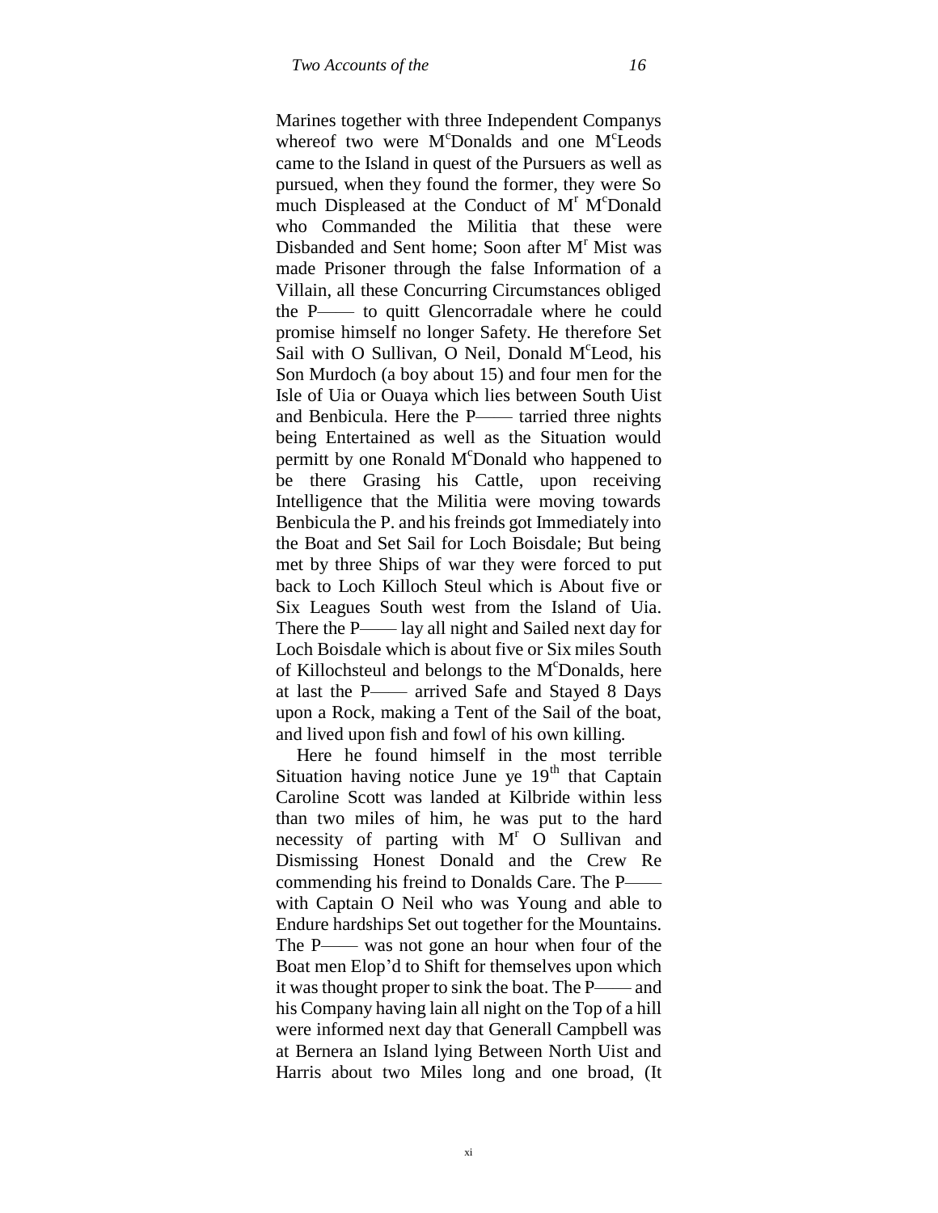Marines together with three Independent Companys whereof two were M[c]Donalds and one M[c]Leods came to the Island in quest of the Pursuers as well as pursued, when they found the former, they were So much Displeased at the Conduct of M[r] M[c]Donald who Commanded the Militia that these were Disbanded and Sent home; Soon after M[r] Mist was made Prisoner through the false Information of a Villain, all these Concurring Circumstances obliged the P—— to quitt Glencorradale where he could promise himself no longer Safety. He therefore Set Sail with O Sullivan, O Neil, Donald M[c]Leod, his Son Murdoch (a boy about 15) and four men for the Isle of Uia or Ouaya which lies between South Uist and Benbicula. Here the P—— tarried three nights being Entertained as well as the Situation would permitt by one Ronald M[c]Donald who happened to be there Grasing his Cattle, upon receiving Intelligence that the Militia were moving towards Benbicula the P. and his freinds got Immediately into the Boat and Set Sail for Loch Boisdale; But being met by three Ships of war they were forced to put back to Loch Killoch Steul which is About five or Six Leagues South west from the Island of Uia. There the P—— lay all night and Sailed next day for Loch Boisdale which is about five or Six miles South of Killochsteul and belongs to the M[c]Donalds, here at last the P—— arrived Safe and Stayed 8 Days upon a Rock, making a Tent of the Sail of the boat, and lived upon fish and fowl of his own killing.

Here he found himself in the most terrible Situation having notice June ye 19[th] that Captain Caroline Scott was landed at Kilbride within less than two miles of him, he was put to the hard necessity of parting with M[r] O Sullivan and Dismissing Honest Donald and the Crew Re commending his freind to Donalds Care. The P—— with Captain O Neil who was Young and able to Endure hardships Set out together for the Mountains. The P—— was not gone an hour when four of the Boat men Elop'd to Shift for themselves upon which it was thought proper to sink the boat. The P—— and his Company having lain all night on the Top of a hill were informed next day that Generall Campbell was at Bernera an Island lying Between North Uist and Harris about two Miles long and one broad, (It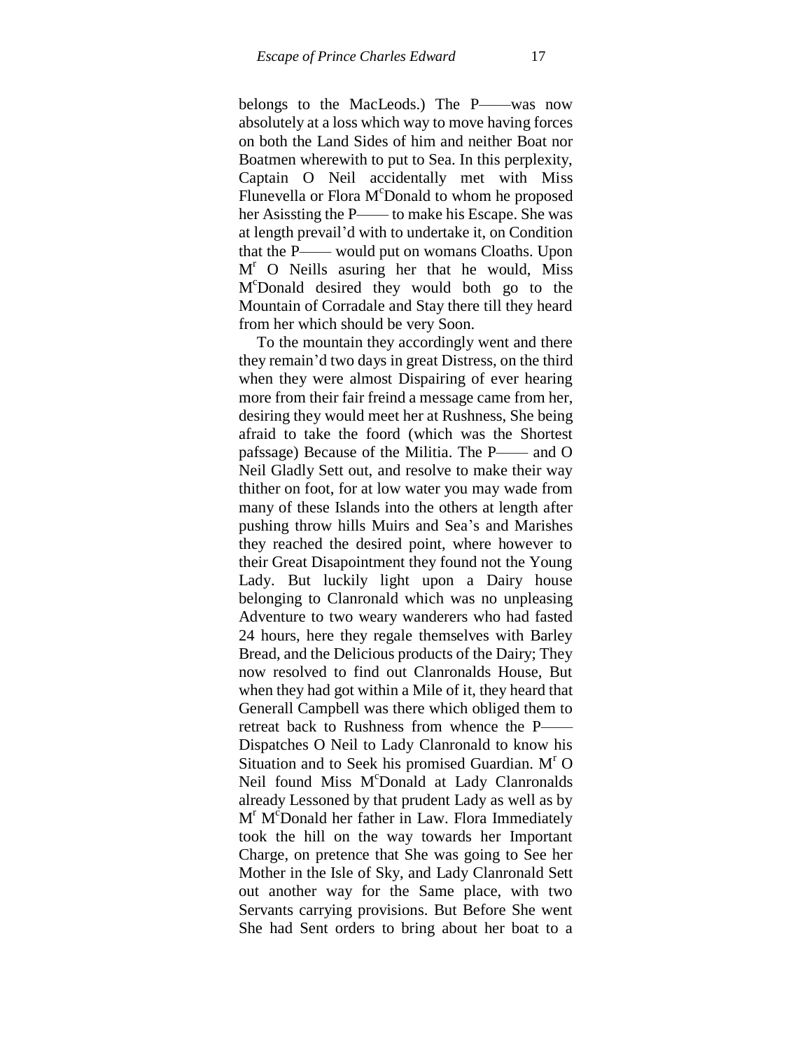belongs to the MacLeods.) The P——was now absolutely at a loss which way to move having forces on both the Land Sides of him and neither Boat nor Boatmen wherewith to put to Sea. In this perplexity, Captain O Neil accidentally met with Miss Flunevella or Flora M^c^Donald to whom he proposed her Asissting the P—— to make his Escape. She was at length prevail'd with to undertake it, on Condition that the P—— would put on womans Cloaths. Upon M^r^ O Neills asuring her that he would, Miss M^c^Donald desired they would both go to the Mountain of Corradale and Stay there till they heard from her which should be very Soon.

To the mountain they accordingly went and there they remain'd two days in great Distress, on the third when they were almost Dispairing of ever hearing more from their fair freind a message came from her, desiring they would meet her at Rushness, She being afraid to take the foord (which was the Shortest pafssage) Because of the Militia. The P—— and O Neil Gladly Sett out, and resolve to make their way thither on foot, for at low water you may wade from many of these Islands into the others at length after pushing throw hills Muirs and Sea's and Marishes they reached the desired point, where however to their Great Disapointment they found not the Young Lady. But luckily light upon a Dairy house belonging to Clanronald which was no unpleasing Adventure to two weary wanderers who had fasted 24 hours, here they regale themselves with Barley Bread, and the Delicious products of the Dairy; They now resolved to find out Clanronalds House, But when they had got within a Mile of it, they heard that Generall Campbell was there which obliged them to retreat back to Rushness from whence the P—— Dispatches O Neil to Lady Clanronald to know his Situation and to Seek his promised Guardian. M^r^ O Neil found Miss M^c^Donald at Lady Clanronalds already Lessoned by that prudent Lady as well as by M^r^ M^c^Donald her father in Law. Flora Immediately took the hill on the way towards her Important Charge, on pretence that She was going to See her Mother in the Isle of Sky, and Lady Clanronald Sett out another way for the Same place, with two Servants carrying provisions. But Before She went She had Sent orders to bring about her boat to a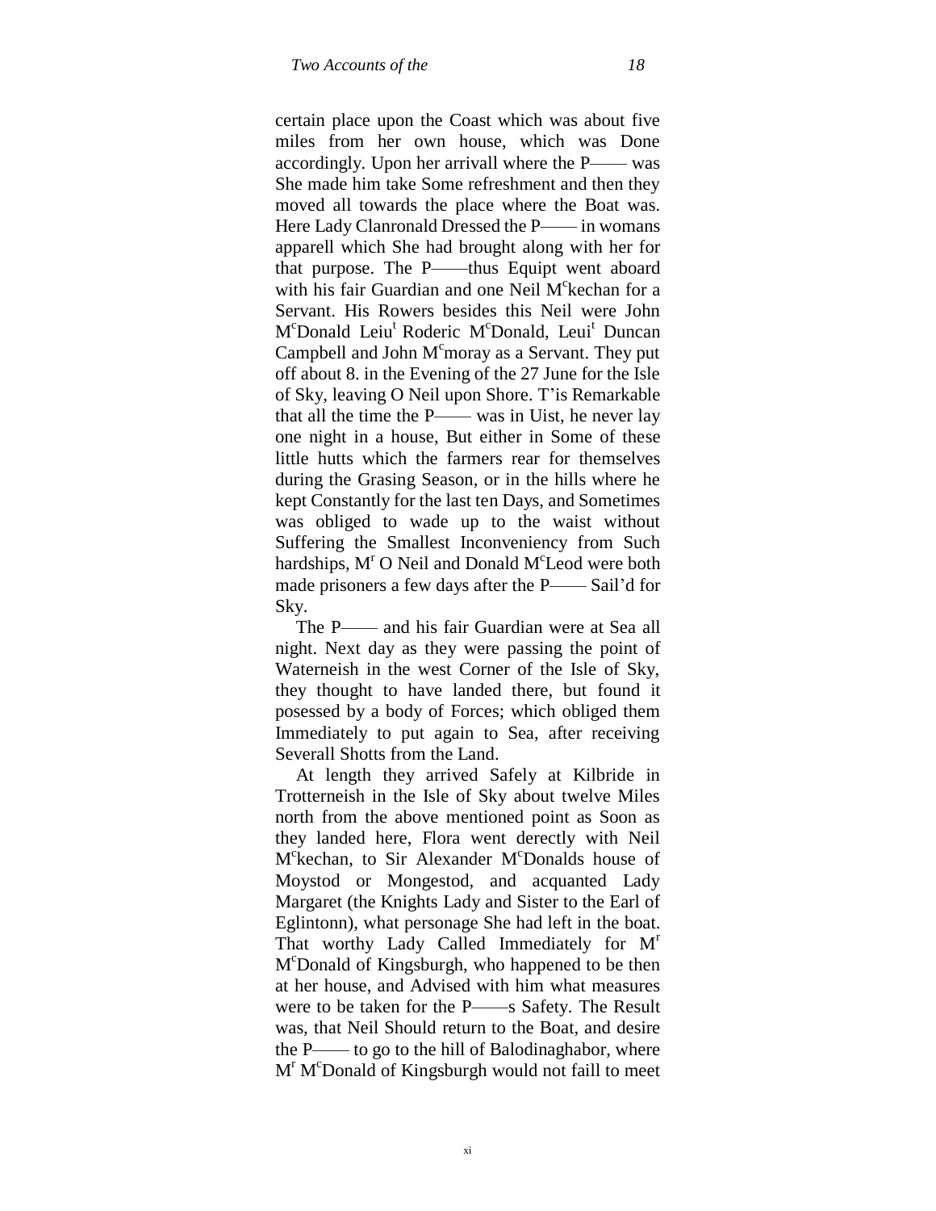certain place upon the Coast which was about five miles from her own house, which was Done accordingly. Upon her arrivall where the P—— was She made him take Some refreshment and then they moved all towards the place where the Boat was. Here Lady Clanronald Dressed the P—— in womans apparell which She had brought along with her for that purpose. The P——thus Equipt went aboard with his fair Guardian and one Neil M[c]kechan for a Servant. His Rowers besides this Neil were John M[c]Donald Leiu[t] Roderic M[c]Donald, Leui[t] Duncan Campbell and John M[c]moray as a Servant. They put off about 8. in the Evening of the 27 June for the Isle of Sky, leaving O Neil upon Shore. T'is Remarkable that all the time the P—— was in Uist, he never lay one night in a house, But either in Some of these little hutts which the farmers rear for themselves during the Grasing Season, or in the hills where he kept Constantly for the last ten Days, and Sometimes was obliged to wade up to the waist without Suffering the Smallest Inconveniency from Such hardships, M[r] O Neil and Donald M[c]Leod were both made prisoners a few days after the P—— Sail'd for Sky.

The P—— and his fair Guardian were at Sea all night. Next day as they were passing the point of Waterneish in the west Corner of the Isle of Sky, they thought to have landed there, but found it posessed by a body of Forces; which obliged them Immediately to put again to Sea, after receiving Severall Shotts from the Land.

At length they arrived Safely at Kilbride in Trotterneish in the Isle of Sky about twelve Miles north from the above mentioned point as Soon as they landed here, Flora went derectly with Neil M[c]kechan, to Sir Alexander M[c]Donalds house of Moystod or Mongestod, and acquanted Lady Margaret (the Knights Lady and Sister to the Earl of Eglintonn), what personage She had left in the boat. That worthy Lady Called Immediately for M[r] M[c]Donald of Kingsburgh, who happened to be then at her house, and Advised with him what measures were to be taken for the P——s Safety. The Result was, that Neil Should return to the Boat, and desire the P—— to go to the hill of Balodinaghabor, where M[r] M[c]Donald of Kingsburgh would not faill to meet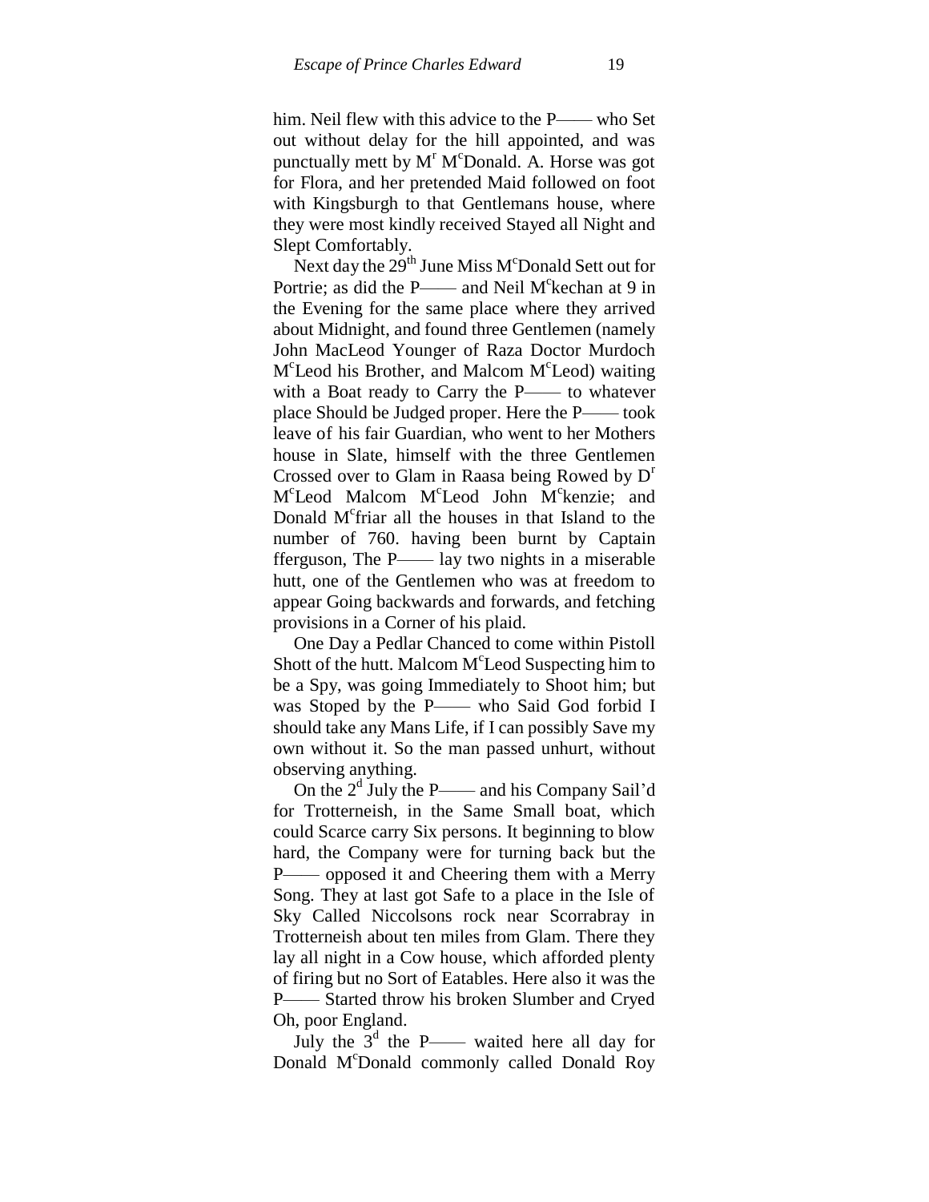him. Neil flew with this advice to the P—— who Set out without delay for the hill appointed, and was punctually mett by M[r] M[c]Donald. A. Horse was got for Flora, and her pretended Maid followed on foot with Kingsburgh to that Gentlemans house, where they were most kindly received Stayed all Night and Slept Comfortably.

Next day the 29[th] June Miss M[c]Donald Sett out for Portrie; as did the P—— and Neil M[c]kechan at 9 in the Evening for the same place where they arrived about Midnight, and found three Gentlemen (namely John MacLeod Younger of Raza Doctor Murdoch M[c]Leod his Brother, and Malcom M[c]Leod) waiting with a Boat ready to Carry the P—— to whatever place Should be Judged proper. Here the P—— took leave of his fair Guardian, who went to her Mothers house in Slate, himself with the three Gentlemen Crossed over to Glam in Raasa being Rowed by D[r] M[c]Leod Malcom M[c]Leod John M[c]kenzie; and Donald M[c]friar all the houses in that Island to the number of 760. having been burnt by Captain fferguson, The P—— lay two nights in a miserable hutt, one of the Gentlemen who was at freedom to appear Going backwards and forwards, and fetching provisions in a Corner of his plaid.

One Day a Pedlar Chanced to come within Pistoll Shott of the hutt. Malcom M[c]Leod Suspecting him to be a Spy, was going Immediately to Shoot him; but was Stoped by the P—— who Said God forbid I should take any Mans Life, if I can possibly Save my own without it. So the man passed unhurt, without observing anything.

On the 2[d] July the P—— and his Company Sail'd for Trotterneish, in the Same Small boat, which could Scarce carry Six persons. It beginning to blow hard, the Company were for turning back but the P—— opposed it and Cheering them with a Merry Song. They at last got Safe to a place in the Isle of Sky Called Niccolsons rock near Scorrabray in Trotterneish about ten miles from Glam. There they lay all night in a Cow house, which afforded plenty of firing but no Sort of Eatables. Here also it was the P—— Started throw his broken Slumber and Cryed Oh, poor England.

July the 3[d] the P—— waited here all day for Donald M[c]Donald commonly called Donald Roy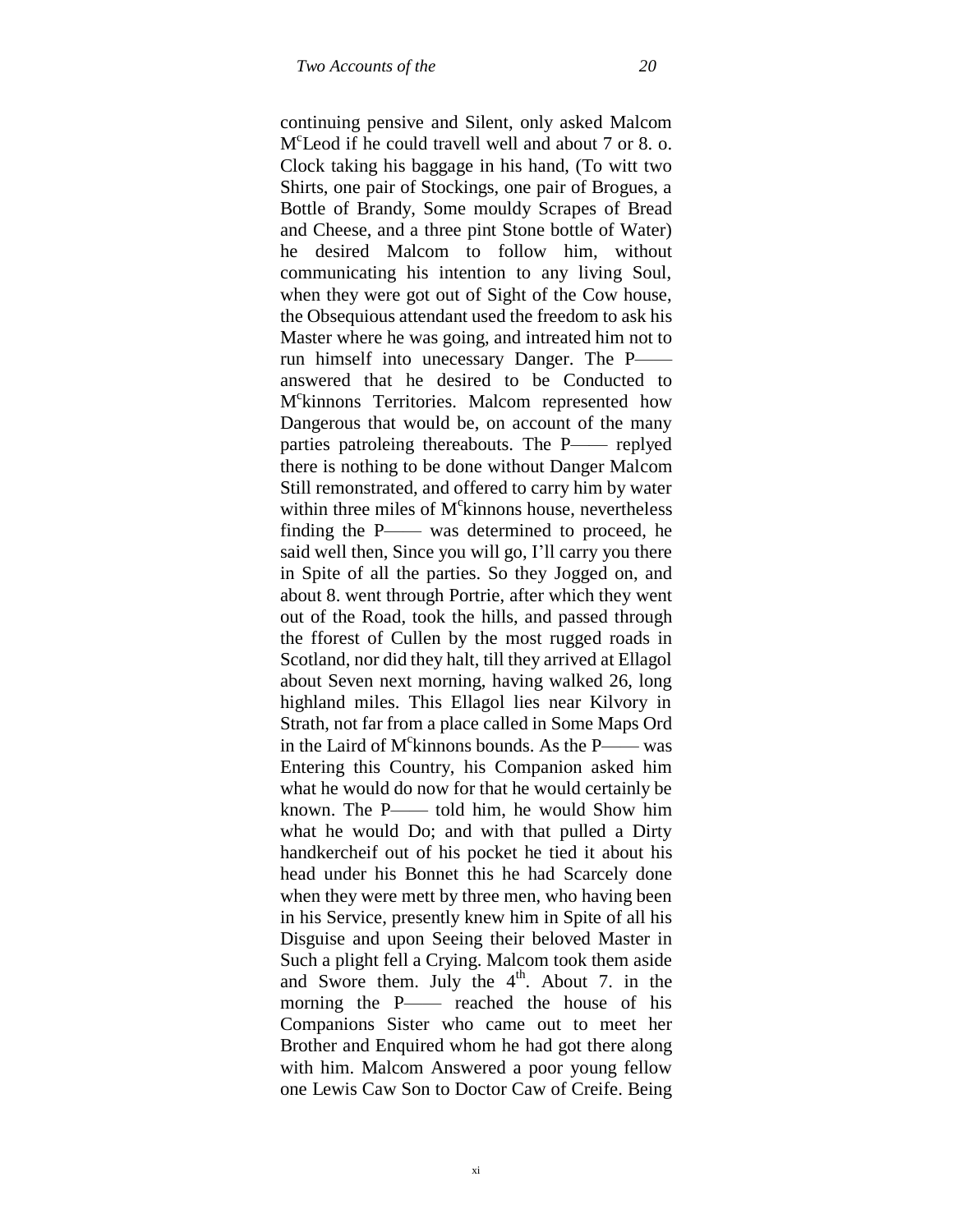continuing pensive and Silent, only asked Malcom M[c]Leod if he could travell well and about 7 or 8. o. Clock taking his baggage in his hand, (To witt two Shirts, one pair of Stockings, one pair of Brogues, a Bottle of Brandy, Some mouldy Scrapes of Bread and Cheese, and a three pint Stone bottle of Water) he desired Malcom to follow him, without communicating his intention to any living Soul, when they were got out of Sight of the Cow house, the Obsequious attendant used the freedom to ask his Master where he was going, and intreated him not to run himself into unecessary Danger. The P—— answered that he desired to be Conducted to M[c]kinnons Territories. Malcom represented how Dangerous that would be, on account of the many parties patroleing thereabouts. The P—— replyed there is nothing to be done without Danger Malcom Still remonstrated, and offered to carry him by water within three miles of M[c]kinnons house, nevertheless finding the P—— was determined to proceed, he said well then, Since you will go, I'll carry you there in Spite of all the parties. So they Jogged on, and about 8. went through Portrie, after which they went out of the Road, took the hills, and passed through the fforest of Cullen by the most rugged roads in Scotland, nor did they halt, till they arrived at Ellagol about Seven next morning, having walked 26, long highland miles. This Ellagol lies near Kilvory in Strath, not far from a place called in Some Maps Ord in the Laird of M[c]kinnons bounds. As the P—— was Entering this Country, his Companion asked him what he would do now for that he would certainly be known. The P—— told him, he would Show him what he would Do; and with that pulled a Dirty handkercheif out of his pocket he tied it about his head under his Bonnet this he had Scarcely done when they were mett by three men, who having been in his Service, presently knew him in Spite of all his Disguise and upon Seeing their beloved Master in Such a plight fell a Crying. Malcom took them aside and Swore them. July the 4[th]. About 7. in the morning the P—— reached the house of his Companions Sister who came out to meet her Brother and Enquired whom he had got there along with him. Malcom Answered a poor young fellow one Lewis Caw Son to Doctor Caw of Creife. Being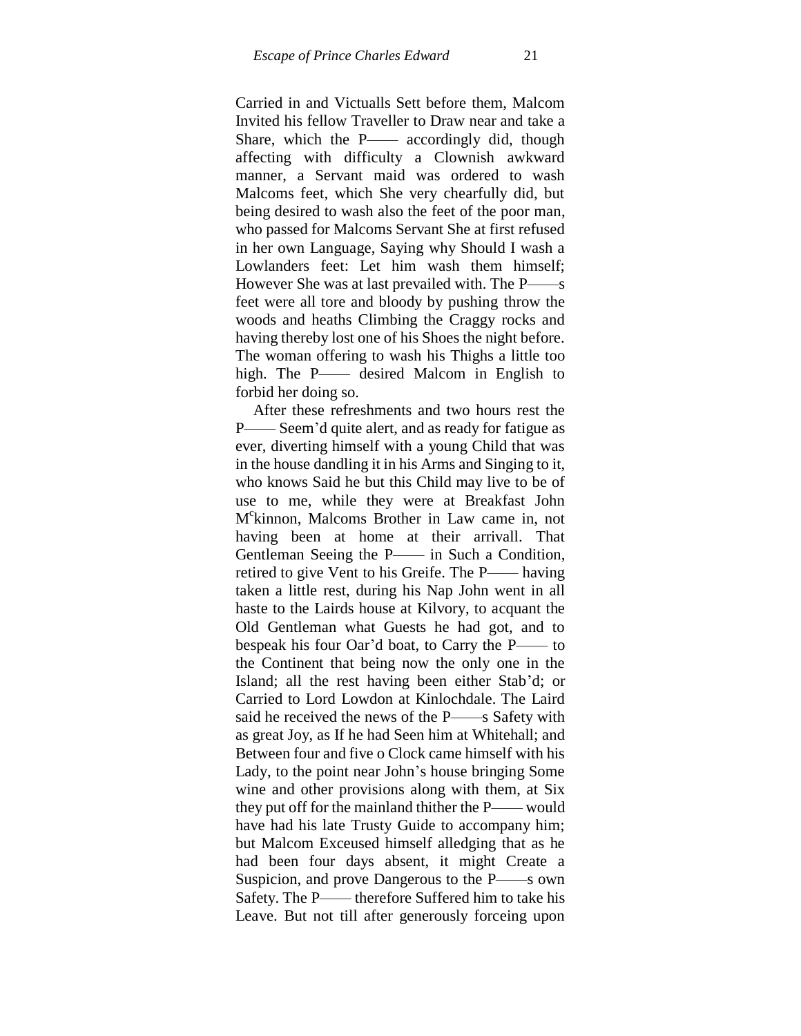Carried in and Victualls Sett before them, Malcom Invited his fellow Traveller to Draw near and take a Share, which the P—— accordingly did, though affecting with difficulty a Clownish awkward manner, a Servant maid was ordered to wash Malcoms feet, which She very chearfully did, but being desired to wash also the feet of the poor man, who passed for Malcoms Servant She at first refused in her own Language, Saying why Should I wash a Lowlanders feet: Let him wash them himself; However She was at last prevailed with. The P——s feet were all tore and bloody by pushing throw the woods and heaths Climbing the Craggy rocks and having thereby lost one of his Shoes the night before. The woman offering to wash his Thighs a little too high. The P—— desired Malcom in English to forbid her doing so.

After these refreshments and two hours rest the P—— Seem'd quite alert, and as ready for fatigue as ever, diverting himself with a young Child that was in the house dandling it in his Arms and Singing to it, who knows Said he but this Child may live to be of use to me, while they were at Breakfast John M^c^kinnon, Malcoms Brother in Law came in, not having been at home at their arrivall. That Gentleman Seeing the P—— in Such a Condition, retired to give Vent to his Greife. The P—— having taken a little rest, during his Nap John went in all haste to the Lairds house at Kilvory, to acquant the Old Gentleman what Guests he had got, and to bespeak his four Oar'd boat, to Carry the P—— to the Continent that being now the only one in the Island; all the rest having been either Stab'd; or Carried to Lord Lowdon at Kinlochdale. The Laird said he received the news of the P——s Safety with as great Joy, as If he had Seen him at Whitehall; and Between four and five o Clock came himself with his Lady, to the point near John's house bringing Some wine and other provisions along with them, at Six they put off for the mainland thither the P—— would have had his late Trusty Guide to accompany him; but Malcom Exceused himself alledging that as he had been four days absent, it might Create a Suspicion, and prove Dangerous to the P——s own Safety. The P—— therefore Suffered him to take his Leave. But not till after generously forceing upon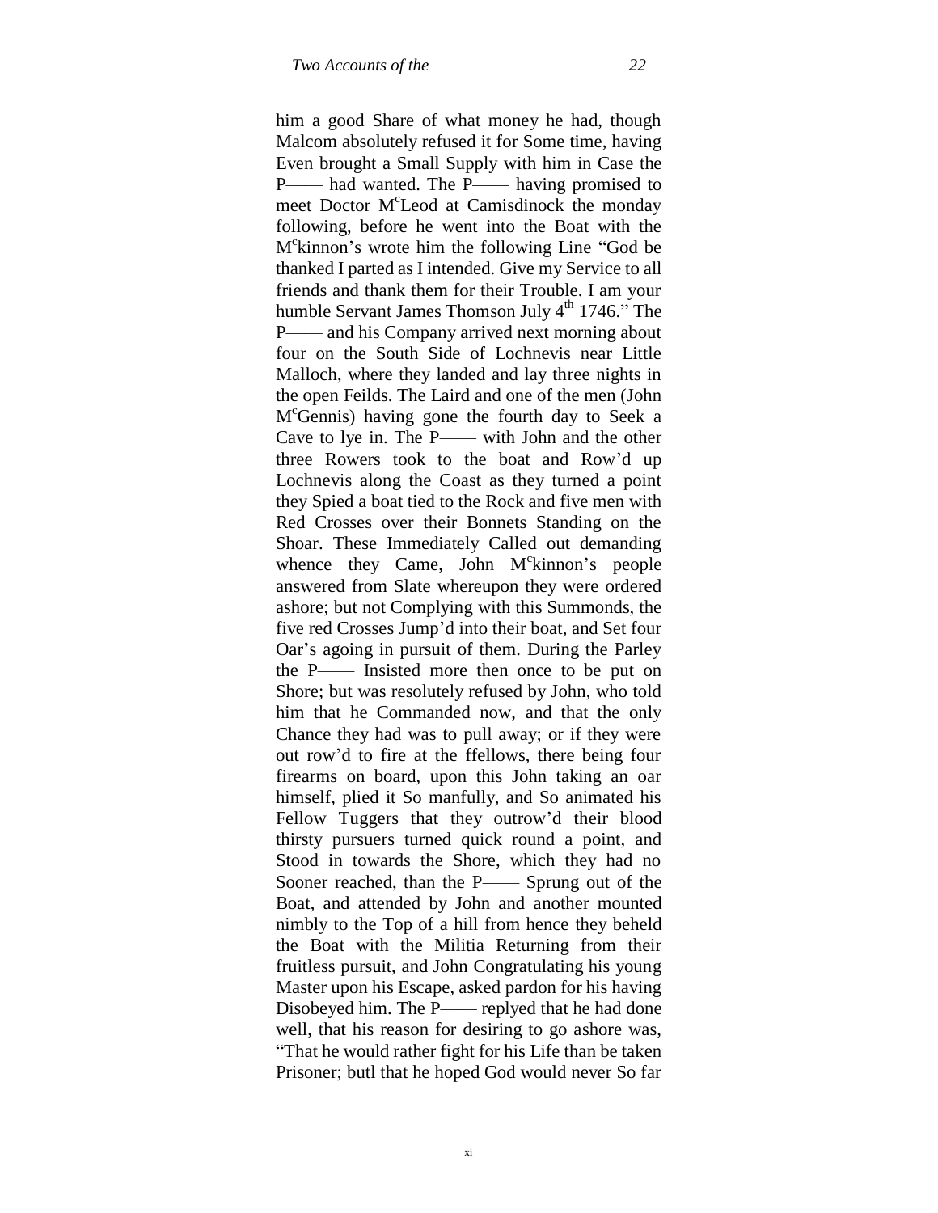him a good Share of what money he had, though Malcom absolutely refused it for Some time, having Even brought a Small Supply with him in Case the P—— had wanted. The P—— having promised to meet Doctor M[c]Leod at Camisdinock the monday following, before he went into the Boat with the M[c]kinnon's wrote him the following Line "God be thanked I parted as I intended. Give my Service to all friends and thank them for their Trouble. I am your humble Servant James Thomson July 4[th] 1746." The P—— and his Company arrived next morning about four on the South Side of Lochnevis near Little Malloch, where they landed and lay three nights in the open Feilds. The Laird and one of the men (John M[c]Gennis) having gone the fourth day to Seek a Cave to lye in. The P—— with John and the other three Rowers took to the boat and Row'd up Lochnevis along the Coast as they turned a point they Spied a boat tied to the Rock and five men with Red Crosses over their Bonnets Standing on the Shoar. These Immediately Called out demanding whence they Came, John M[c]kinnon's people answered from Slate whereupon they were ordered ashore; but not Complying with this Summonds, the five red Crosses Jump'd into their boat, and Set four Oar's agoing in pursuit of them. During the Parley the P—— Insisted more then once to be put on Shore; but was resolutely refused by John, who told him that he Commanded now, and that the only Chance they had was to pull away; or if they were out row'd to fire at the ffellows, there being four firearms on board, upon this John taking an oar himself, plied it So manfully, and So animated his Fellow Tuggers that they outrow'd their blood thirsty pursuers turned quick round a point, and Stood in towards the Shore, which they had no Sooner reached, than the P—— Sprung out of the Boat, and attended by John and another mounted nimbly to the Top of a hill from hence they beheld the Boat with the Militia Returning from their fruitless pursuit, and John Congratulating his young Master upon his Escape, asked pardon for his having Disobeyed him. The P—— replyed that he had done well, that his reason for desiring to go ashore was, "That he would rather fight for his Life than be taken Prisoner; butl that he hoped God would never So far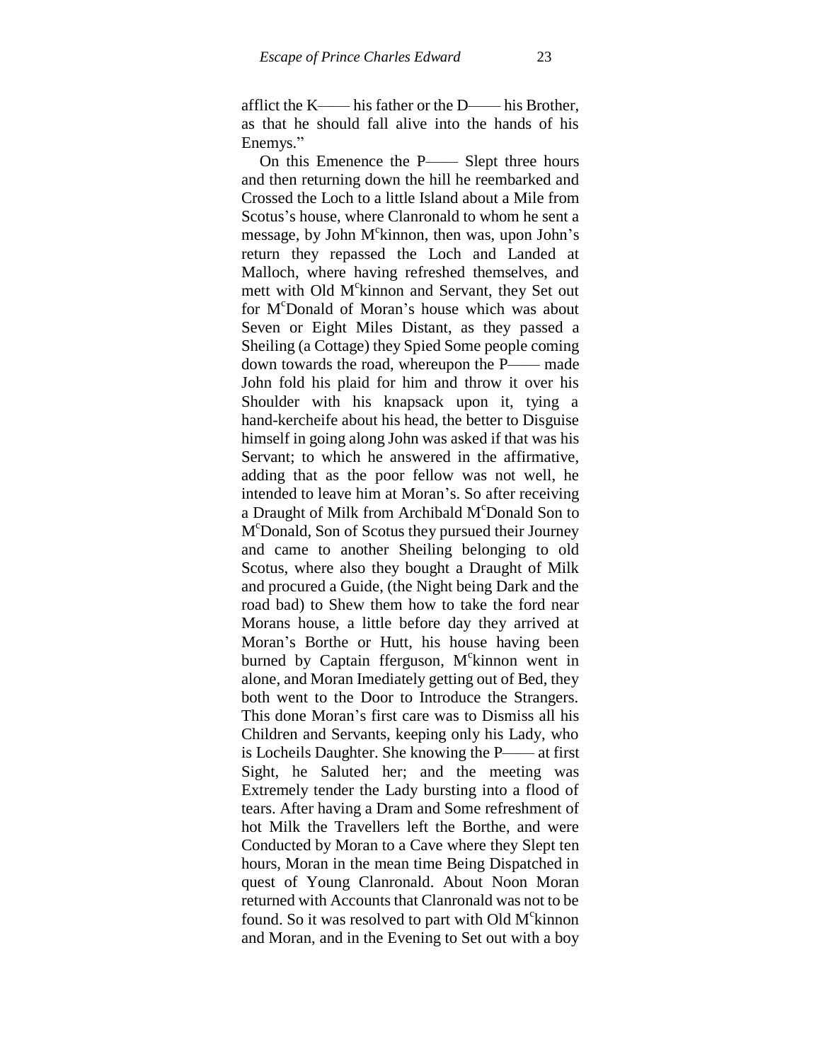afflict the K—— his father or the D—— his Brother, as that he should fall alive into the hands of his Enemys."

On this Emenence the P—— Slept three hours and then returning down the hill he reembarked and Crossed the Loch to a little Island about a Mile from Scotus's house, where Clanronald to whom he sent a message, by John M[c]kinnon, then was, upon John's return they repassed the Loch and Landed at Malloch, where having refreshed themselves, and mett with Old M[c]kinnon and Servant, they Set out for M[c]Donald of Moran's house which was about Seven or Eight Miles Distant, as they passed a Sheiling (a Cottage) they Spied Some people coming down towards the road, whereupon the P—— made John fold his plaid for him and throw it over his Shoulder with his knapsack upon it, tying a hand-kercheife about his head, the better to Disguise himself in going along John was asked if that was his Servant; to which he answered in the affirmative, adding that as the poor fellow was not well, he intended to leave him at Moran's. So after receiving a Draught of Milk from Archibald M[c]Donald Son to M[c]Donald, Son of Scotus they pursued their Journey and came to another Sheiling belonging to old Scotus, where also they bought a Draught of Milk and procured a Guide, (the Night being Dark and the road bad) to Shew them how to take the ford near Morans house, a little before day they arrived at Moran's Borthe or Hutt, his house having been burned by Captain fferguson, M[c]kinnon went in alone, and Moran Imediately getting out of Bed, they both went to the Door to Introduce the Strangers. This done Moran's first care was to Dismiss all his Children and Servants, keeping only his Lady, who is Locheils Daughter. She knowing the P—— at first Sight, he Saluted her; and the meeting was Extremely tender the Lady bursting into a flood of tears. After having a Dram and Some refreshment of hot Milk the Travellers left the Borthe, and were Conducted by Moran to a Cave where they Slept ten hours, Moran in the mean time Being Dispatched in quest of Young Clanronald. About Noon Moran returned with Accounts that Clanronald was not to be found. So it was resolved to part with Old M[c]kinnon and Moran, and in the Evening to Set out with a boy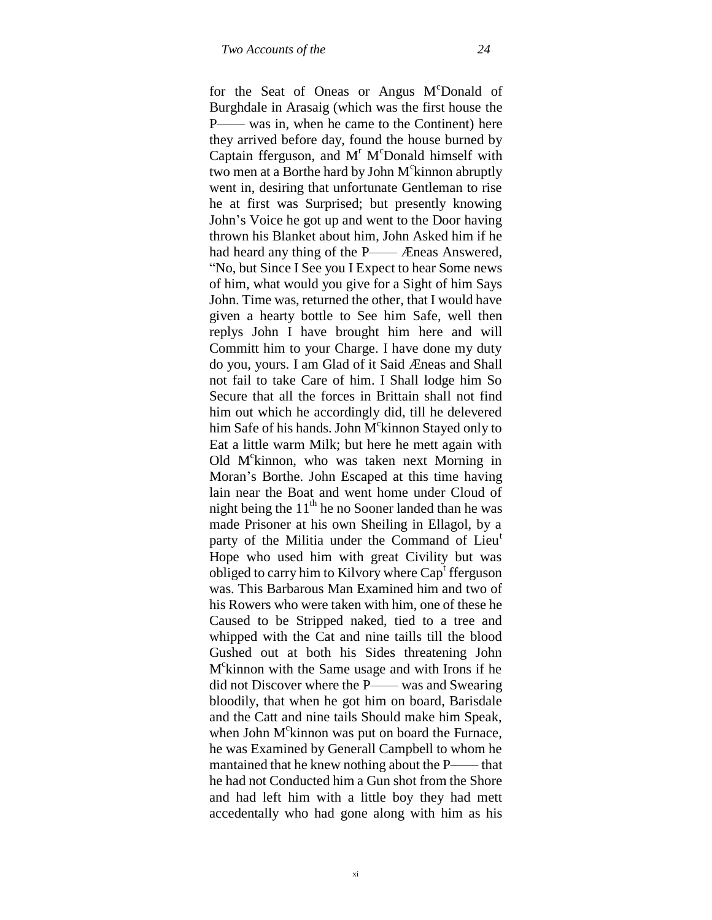for the Seat of Oneas or Angus M^c^Donald of Burghdale in Arasaig (which was the first house the P—— was in, when he came to the Continent) here they arrived before day, found the house burned by Captain fferguson, and M^r^ M^c^Donald himself with two men at a Borthe hard by John M^c^kinnon abruptly went in, desiring that unfortunate Gentleman to rise he at first was Surprised; but presently knowing John's Voice he got up and went to the Door having thrown his Blanket about him, John Asked him if he had heard any thing of the P—— Æneas Answered, "No, but Since I See you I Expect to hear Some news of him, what would you give for a Sight of him Says John. Time was, returned the other, that I would have given a hearty bottle to See him Safe, well then replys John I have brought him here and will Committ him to your Charge. I have done my duty do you, yours. I am Glad of it Said Æneas and Shall not fail to take Care of him. I Shall lodge him So Secure that all the forces in Brittain shall not find him out which he accordingly did, till he delevered him Safe of his hands. John M^c^kinnon Stayed only to Eat a little warm Milk; but here he mett again with Old M^c^kinnon, who was taken next Morning in Moran's Borthe. John Escaped at this time having lain near the Boat and went home under Cloud of night being the 11^th^ he no Sooner landed than he was made Prisoner at his own Sheiling in Ellagol, by a party of the Militia under the Command of Lieu^t^ Hope who used him with great Civility but was obliged to carry him to Kilvory where Cap^t^ fferguson was. This Barbarous Man Examined him and two of his Rowers who were taken with him, one of these he Caused to be Stripped naked, tied to a tree and whipped with the Cat and nine taills till the blood Gushed out at both his Sides threatening John M^c^kinnon with the Same usage and with Irons if he did not Discover where the P—— was and Swearing bloodily, that when he got him on board, Barisdale and the Catt and nine tails Should make him Speak, when John M^c^kinnon was put on board the Furnace, he was Examined by Generall Campbell to whom he mantained that he knew nothing about the P—— that he had not Conducted him a Gun shot from the Shore and had left him with a little boy they had mett accedentally who had gone along with him as his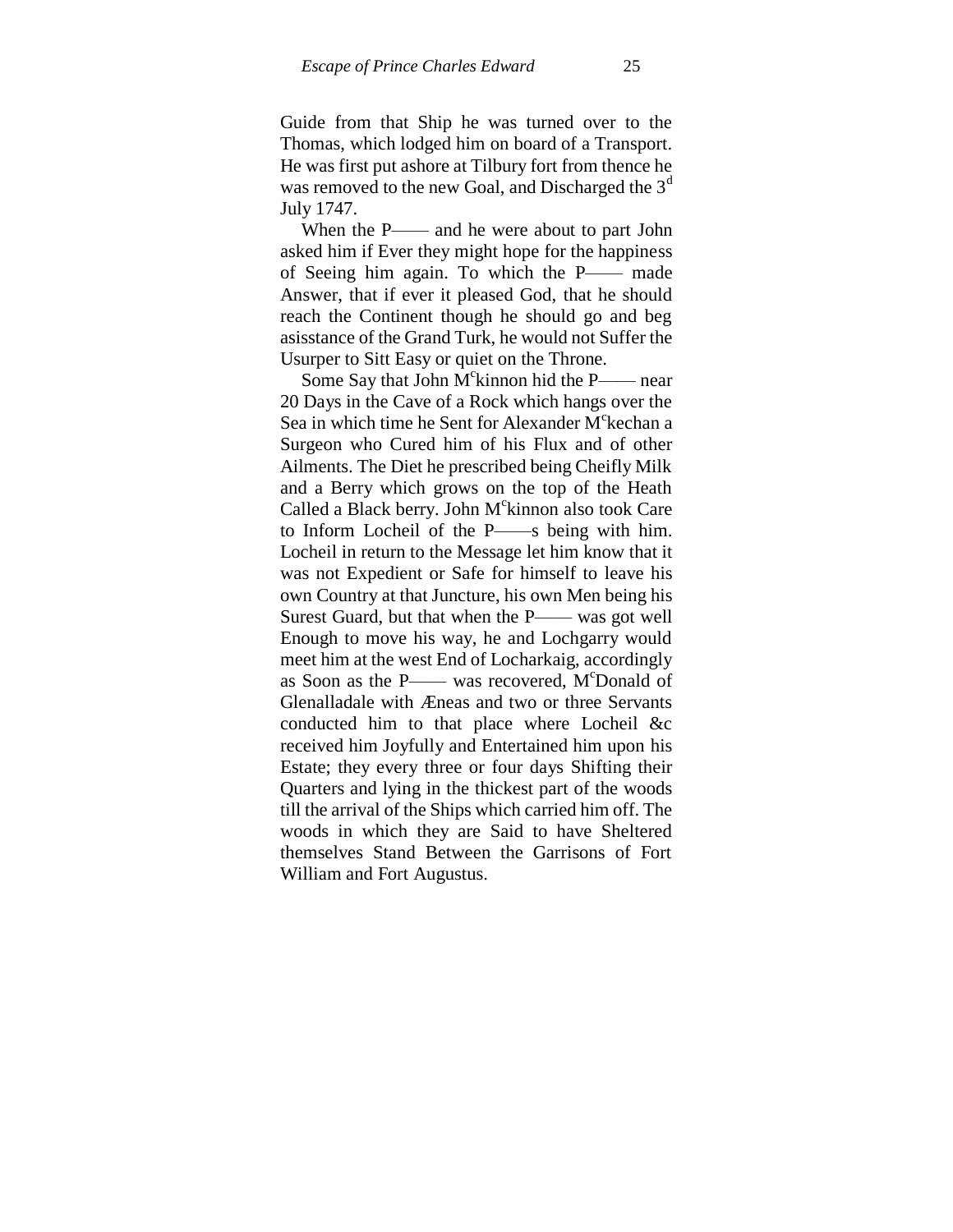Guide from that Ship he was turned over to the Thomas, which lodged him on board of a Transport. He was first put ashore at Tilbury fort from thence he was removed to the new Goal, and Discharged the 3[d] July 1747.

When the P—— and he were about to part John asked him if Ever they might hope for the happiness of Seeing him again. To which the P—— made Answer, that if ever it pleased God, that he should reach the Continent though he should go and beg asisstance of the Grand Turk, he would not Suffer the Usurper to Sitt Easy or quiet on the Throne.

Some Say that John M[c]kinnon hid the P—— near 20 Days in the Cave of a Rock which hangs over the Sea in which time he Sent for Alexander M[c]kechan a Surgeon who Cured him of his Flux and of other Ailments. The Diet he prescribed being Cheifly Milk and a Berry which grows on the top of the Heath Called a Black berry. John M[c]kinnon also took Care to Inform Locheil of the P——s being with him. Locheil in return to the Message let him know that it was not Expedient or Safe for himself to leave his own Country at that Juncture, his own Men being his Surest Guard, but that when the P—— was got well Enough to move his way, he and Lochgarry would meet him at the west End of Locharkaig, accordingly as Soon as the P—— was recovered, M[c]Donald of Glenalladale with Æneas and two or three Servants conducted him to that place where Locheil &c received him Joyfully and Entertained him upon his Estate; they every three or four days Shifting their Quarters and lying in the thickest part of the woods till the arrival of the Ships which carried him off. The woods in which they are Said to have Sheltered themselves Stand Between the Garrisons of Fort William and Fort Augustus.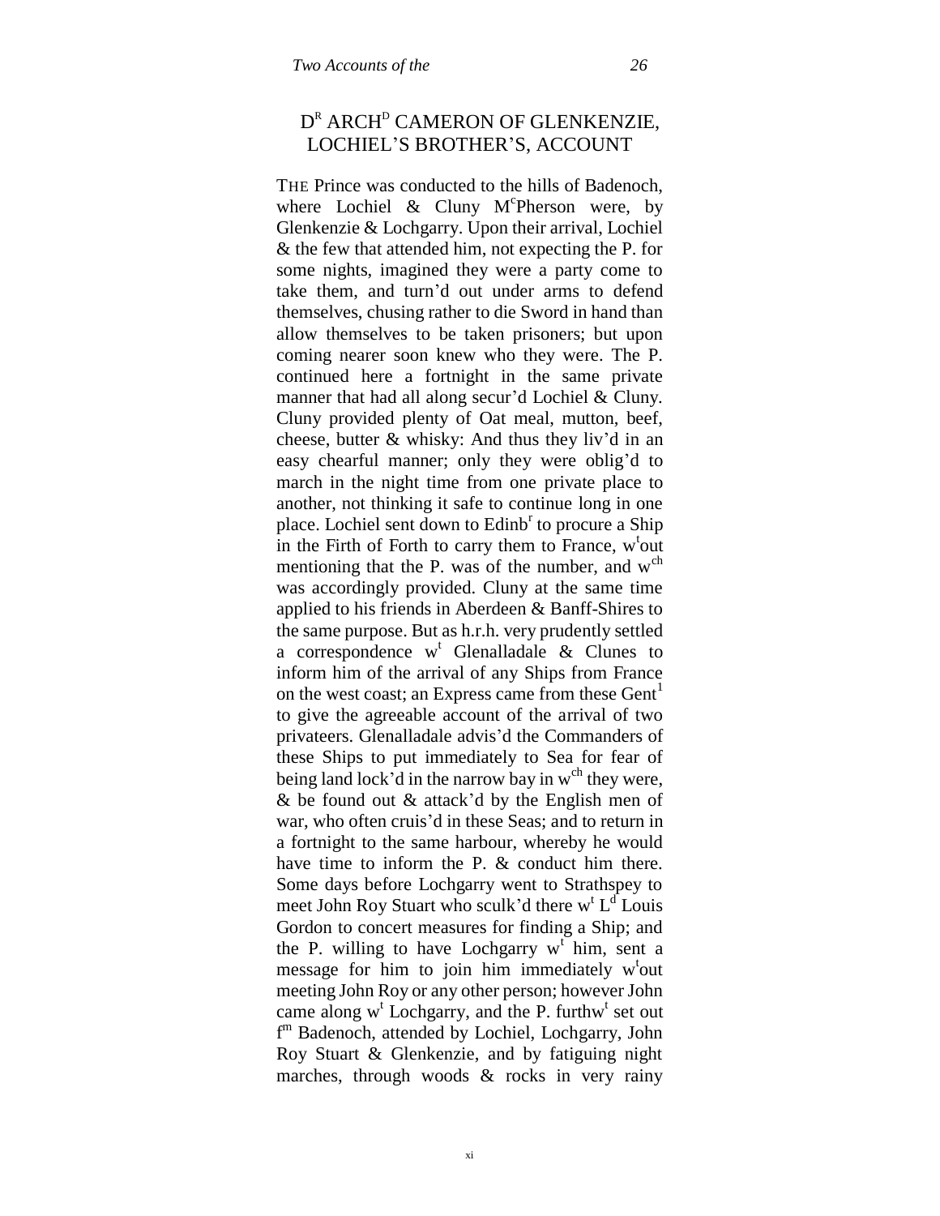## D[R] ARCH[D] CAMERON OF GLENKENZIE, LOCHIEL'S BROTHER'S, ACCOUNT

THE Prince was conducted to the hills of Badenoch, where Lochiel & Cluny M[c]Pherson were, by Glenkenzie & Lochgarry. Upon their arrival, Lochiel & the few that attended him, not expecting the P. for some nights, imagined they were a party come to take them, and turn'd out under arms to defend themselves, chusing rather to die Sword in hand than allow themselves to be taken prisoners; but upon coming nearer soon knew who they were. The P. continued here a fortnight in the same private manner that had all along secur'd Lochiel & Cluny. Cluny provided plenty of Oat meal, mutton, beef, cheese, butter & whisky: And thus they liv'd in an easy chearful manner; only they were oblig'd to march in the night time from one private place to another, not thinking it safe to continue long in one place. Lochiel sent down to Edinb[r] to procure a Ship in the Firth of Forth to carry them to France, w[t]out mentioning that the P. was of the number, and w[ch] was accordingly provided. Cluny at the same time applied to his friends in Aberdeen & Banff-Shires to the same purpose. But as h.r.h. very prudently settled a correspondence w[t] Glenalladale & Clunes to inform him of the arrival of any Ships from France on the west coast; an Express came from these Gent[l] to give the agreeable account of the arrival of two privateers. Glenalladale advis'd the Commanders of these Ships to put immediately to Sea for fear of being land lock'd in the narrow bay in w[ch] they were, & be found out & attack'd by the English men of war, who often cruis'd in these Seas; and to return in a fortnight to the same harbour, whereby he would have time to inform the P. & conduct him there. Some days before Lochgarry went to Strathspey to meet John Roy Stuart who sculk'd there w[t] L[d] Louis Gordon to concert measures for finding a Ship; and the P. willing to have Lochgarry w[t] him, sent a message for him to join him immediately w[t]out meeting John Roy or any other person; however John came along w[t] Lochgarry, and the P. furthw[t] set out f[m] Badenoch, attended by Lochiel, Lochgarry, John Roy Stuart & Glenkenzie, and by fatiguing night marches, through woods & rocks in very rainy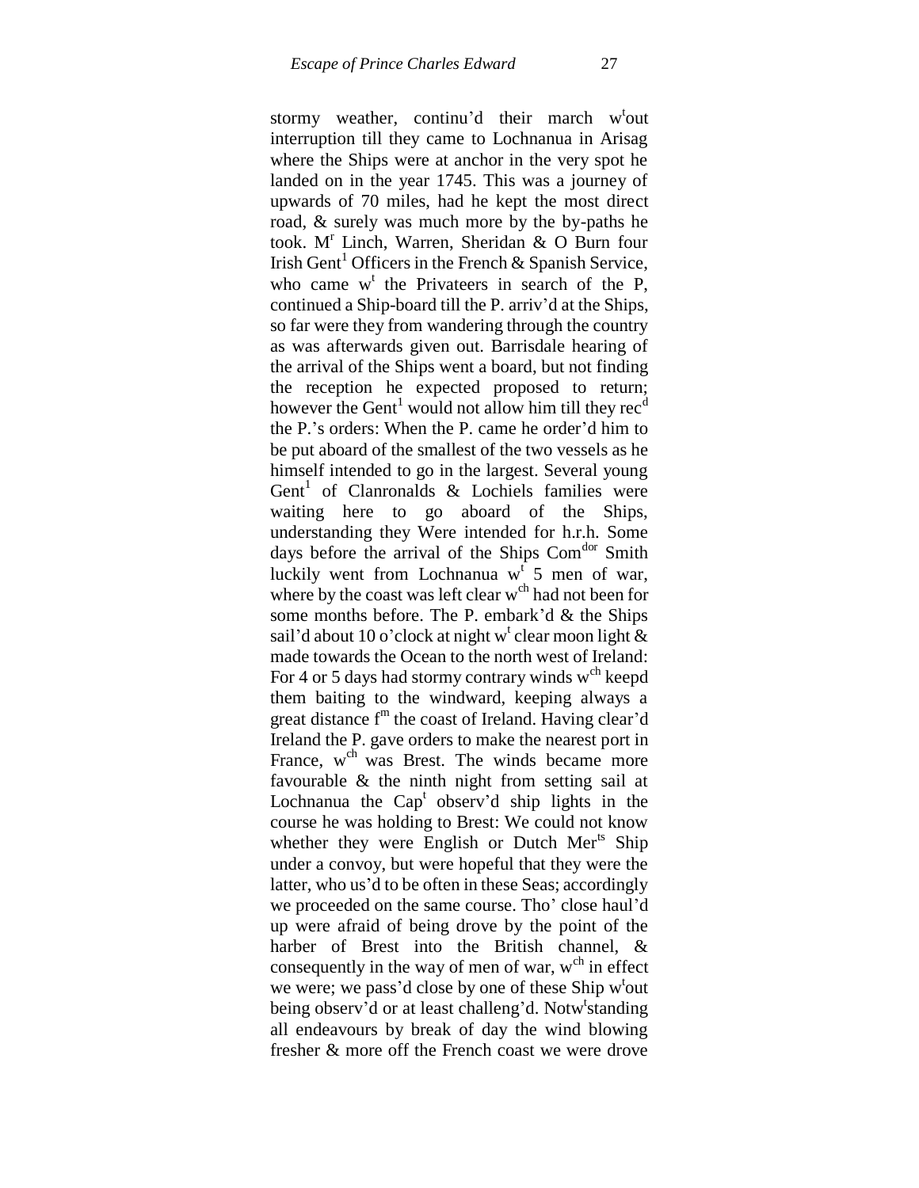stormy weather, continu'd their march wtout interruption till they came to Lochnanua in Arisag where the Ships were at anchor in the very spot he landed on in the year 1745. This was a journey of upwards of 70 miles, had he kept the most direct road, & surely was much more by the by-paths he took. Mr Linch, Warren, Sheridan & O Burn four Irish Gentl Officers in the French & Spanish Service, who came wt the Privateers in search of the P, continued a Ship-board till the P. arriv'd at the Ships, so far were they from wandering through the country as was afterwards given out. Barrisdale hearing of the arrival of the Ships went a board, but not finding the reception he expected proposed to return; however the Gentl would not allow him till they recd the P.'s orders: When the P. came he order'd him to be put aboard of the smallest of the two vessels as he himself intended to go in the largest. Several young Gentl of Clanronalds & Lochiels families were waiting here to go aboard of the Ships, understanding they Were intended for h.r.h. Some days before the arrival of the Ships Comdor Smith luckily went from Lochnanua wt 5 men of war, where by the coast was left clear wch had not been for some months before. The P. embark'd & the Ships sail'd about 10 o'clock at night wt clear moon light & made towards the Ocean to the north west of Ireland: For 4 or 5 days had stormy contrary winds wch keepd them baiting to the windward, keeping always a great distance fm the coast of Ireland. Having clear'd Ireland the P. gave orders to make the nearest port in France, wch was Brest. The winds became more favourable & the ninth night from setting sail at Lochnanua the Capt observ'd ship lights in the course he was holding to Brest: We could not know whether they were English or Dutch Merts Ship under a convoy, but were hopeful that they were the latter, who us'd to be often in these Seas; accordingly we proceeded on the same course. Tho' close haul'd up were afraid of being drove by the point of the harber of Brest into the British channel, & consequently in the way of men of war, wch in effect we were; we pass'd close by one of these Ship wtout being observ'd or at least challeng'd. Notwtstanding all endeavours by break of day the wind blowing fresher & more off the French coast we were drove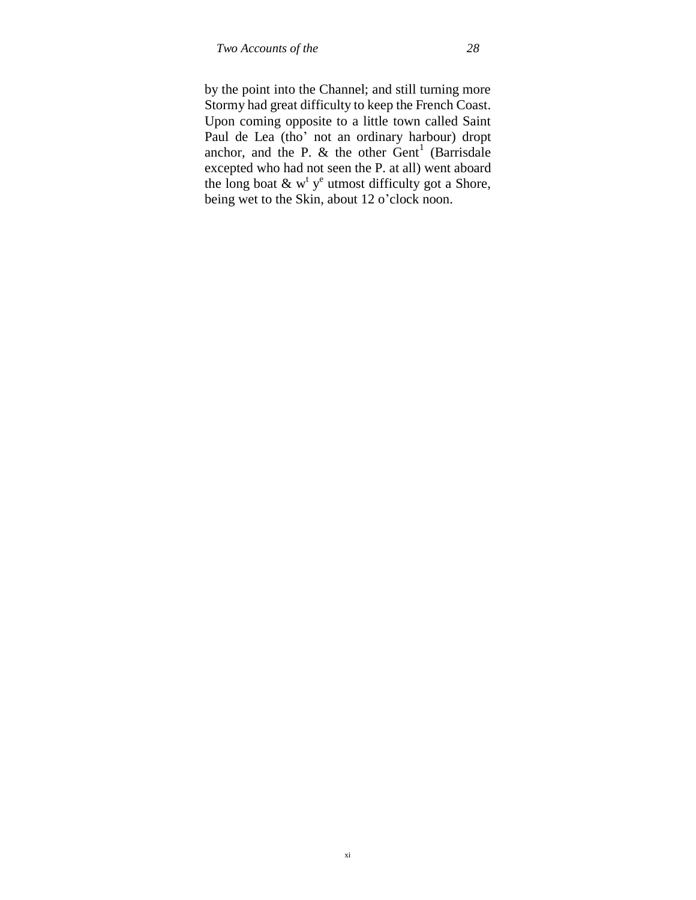by the point into the Channel; and still turning more Stormy had great difficulty to keep the French Coast. Upon coming opposite to a little town called Saint Paul de Lea (tho' not an ordinary harbour) dropt anchor, and the P. & the other Gent[1] (Barrisdale excepted who had not seen the P. at all) went aboard the long boat & w$^{t}$ y$^{e}$ utmost difficulty got a Shore, being wet to the Skin, about 12 o'clock noon.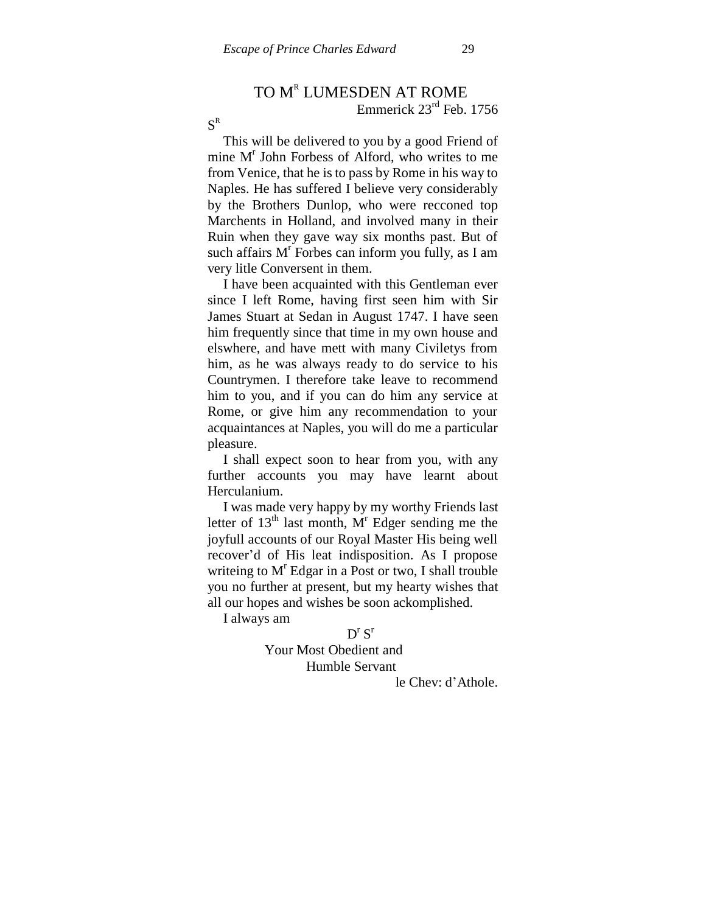## TO M[R] LUMESDEN AT ROME

Emmerick 23[rd] Feb. 1756

S[R]

This will be delivered to you by a good Friend of mine M[r] John Forbess of Alford, who writes to me from Venice, that he is to pass by Rome in his way to Naples. He has suffered I believe very considerably by the Brothers Dunlop, who were recconed top Marchents in Holland, and involved many in their Ruin when they gave way six months past. But of such affairs M[r] Forbes can inform you fully, as I am very litle Conversent in them.

I have been acquainted with this Gentleman ever since I left Rome, having first seen him with Sir James Stuart at Sedan in August 1747. I have seen him frequently since that time in my own house and elswhere, and have mett with many Civiletys from him, as he was always ready to do service to his Countrymen. I therefore take leave to recommend him to you, and if you can do him any service at Rome, or give him any recommendation to your acquaintances at Naples, you will do me a particular pleasure.

I shall expect soon to hear from you, with any further accounts you may have learnt about Herculanium.

I was made very happy by my worthy Friends last letter of 13[th] last month, M[r] Edger sending me the joyfull accounts of our Royal Master His being well recover'd of His leat indisposition. As I propose writeing to M[r] Edgar in a Post or two, I shall trouble you no further at present, but my hearty wishes that all our hopes and wishes be soon ackomplished.

I always am

D[r] S[r]

Your Most Obedient and
Humble Servant

le Chev: d'Athole.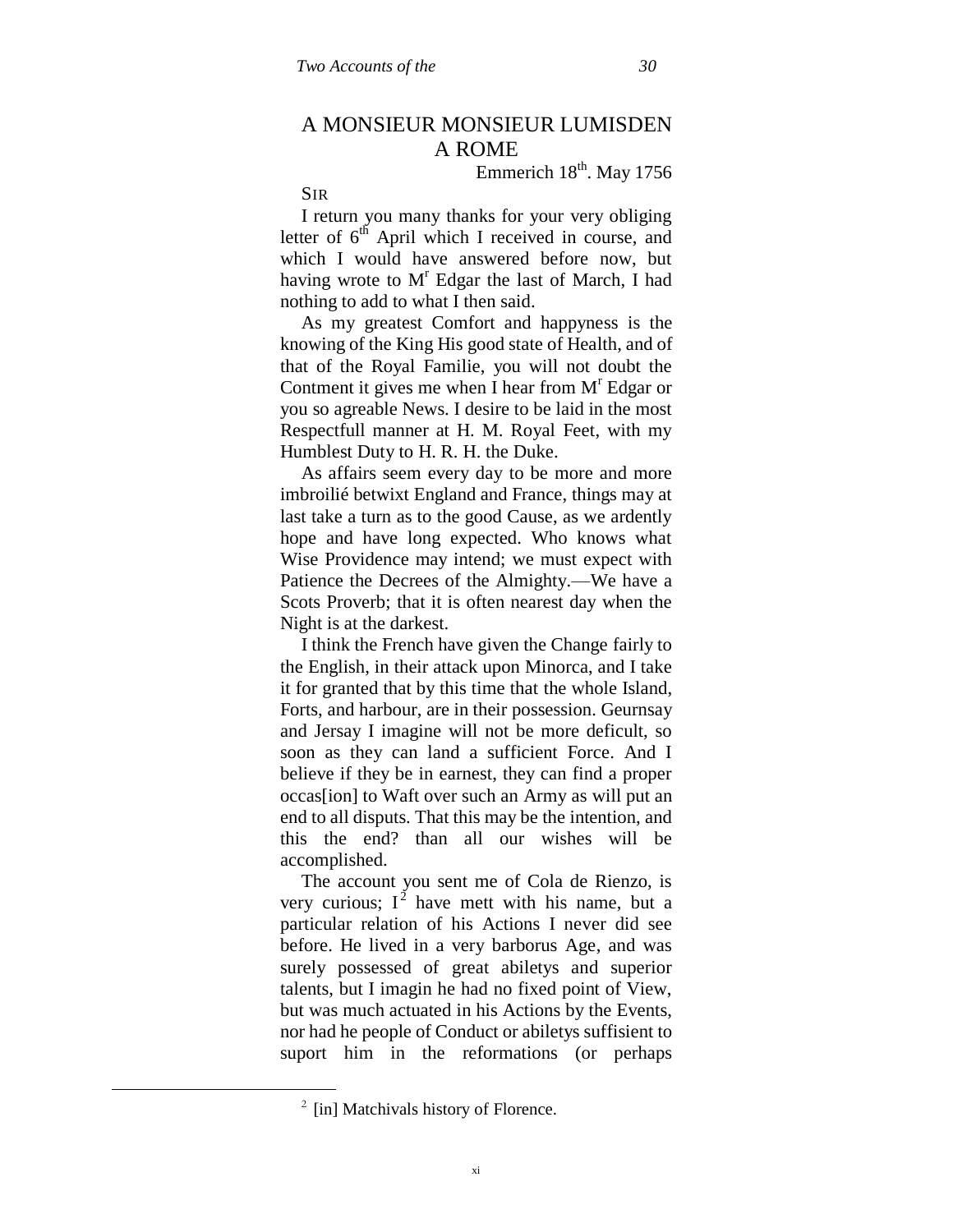## A MONSIEUR MONSIEUR LUMISDEN A ROME

Emmerich 18th. May 1756

SIR

I return you many thanks for your very obliging letter of 6th April which I received in course, and which I would have answered before now, but having wrote to Mr Edgar the last of March, I had nothing to add to what I then said.

As my greatest Comfort and happyness is the knowing of the King His good state of Health, and of that of the Royal Familie, you will not doubt the Contment it gives me when I hear from Mr Edgar or you so agreable News. I desire to be laid in the most Respectfull manner at H. M. Royal Feet, with my Humblest Duty to H. R. H. the Duke.

As affairs seem every day to be more and more imbroilié betwixt England and France, things may at last take a turn as to the good Cause, as we ardently hope and have long expected. Who knows what Wise Providence may intend; we must expect with Patience the Decrees of the Almighty.—We have a Scots Proverb; that it is often nearest day when the Night is at the darkest.

I think the French have given the Change fairly to the English, in their attack upon Minorca, and I take it for granted that by this time that the whole Island, Forts, and harbour, are in their possession. Geurnsay and Jersay I imagine will not be more deficult, so soon as they can land a sufficient Force. And I believe if they be in earnest, they can find a proper occas[ion] to Waft over such an Army as will put an end to all disputs. That this may be the intention, and this the end? than all our wishes will be accomplished.

The account you sent me of Cola de Rienzo, is very curious; I[2] have mett with his name, but a particular relation of his Actions I never did see before. He lived in a very barborus Age, and was surely possessed of great abiletys and superior talents, but I imagin he had no fixed point of View, but was much actuated in his Actions by the Events, nor had he people of Conduct or abiletys suffisient to suport him in the reformations (or perhaps

---

[2] [in] Matchivals history of Florence.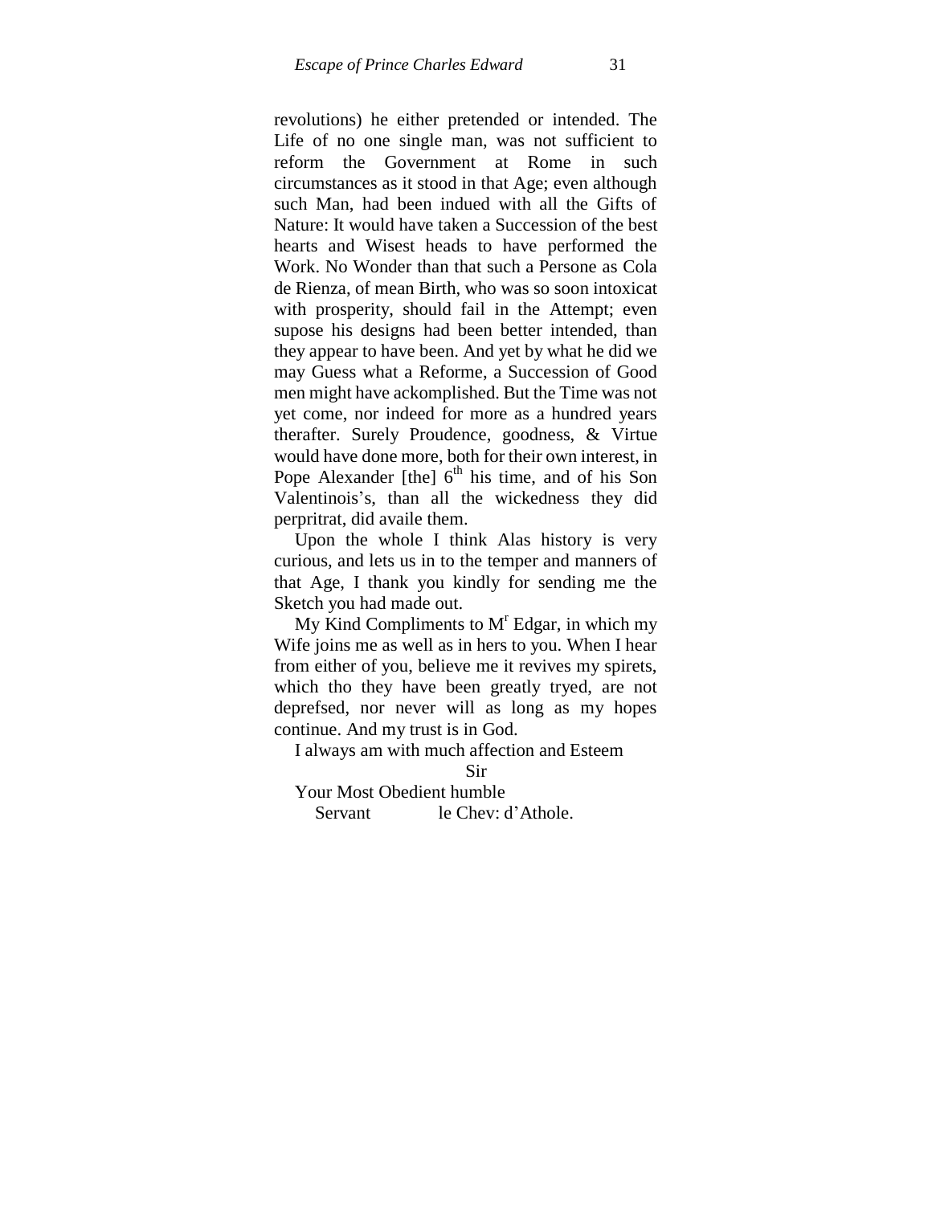revolutions) he either pretended or intended. The Life of no one single man, was not sufficient to reform the Government at Rome in such circumstances as it stood in that Age; even although such Man, had been indued with all the Gifts of Nature: It would have taken a Succession of the best hearts and Wisest heads to have performed the Work. No Wonder than that such a Persone as Cola de Rienza, of mean Birth, who was so soon intoxicat with prosperity, should fail in the Attempt; even supose his designs had been better intended, than they appear to have been. And yet by what he did we may Guess what a Reforme, a Succession of Good men might have ackomplished. But the Time was not yet come, nor indeed for more as a hundred years therafter. Surely Proudence, goodness, & Virtue would have done more, both for their own interest, in Pope Alexander [the] 6th his time, and of his Son Valentinois's, than all the wickedness they did perpritrat, did availe them.

Upon the whole I think Alas history is very curious, and lets us in to the temper and manners of that Age, I thank you kindly for sending me the Sketch you had made out.

My Kind Compliments to Mr Edgar, in which my Wife joins me as well as in hers to you. When I hear from either of you, believe me it revives my spirets, which tho they have been greatly tryed, are not depreſsed, nor never will as long as my hopes continue. And my trust is in God.

I always am with much affection and Esteem

Sir

Your Most Obedient humble

Servant le Chev: d'Athole.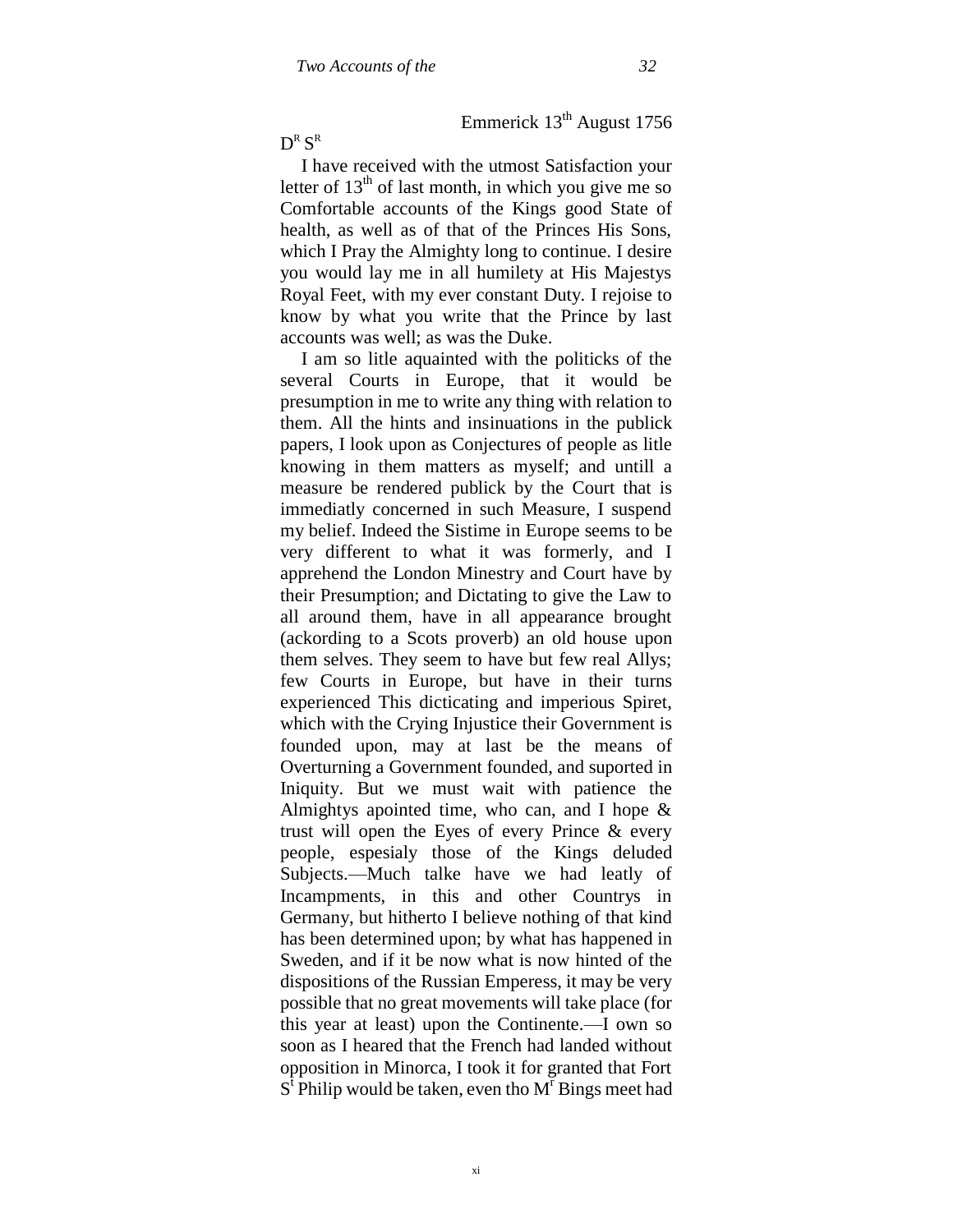Emmerick 13th August 1756

DR SR

I have received with the utmost Satisfaction your letter of 13th of last month, in which you give me so Comfortable accounts of the Kings good State of health, as well as of that of the Princes His Sons, which I Pray the Almighty long to continue. I desire you would lay me in all humilety at His Majestys Royal Feet, with my ever constant Duty. I rejoise to know by what you write that the Prince by last accounts was well; as was the Duke.

I am so litle aquainted with the politicks of the several Courts in Europe, that it would be presumption in me to write any thing with relation to them. All the hints and insinuations in the publick papers, I look upon as Conjectures of people as litle knowing in them matters as myself; and untill a measure be rendered publick by the Court that is immediatly concerned in such Measure, I suspend my belief. Indeed the Sistime in Europe seems to be very different to what it was formerly, and I apprehend the London Minestry and Court have by their Presumption; and Dictating to give the Law to all around them, have in all appearance brought (ackording to a Scots proverb) an old house upon them selves. They seem to have but few real Allys; few Courts in Europe, but have in their turns experienced This dicticating and imperious Spiret, which with the Crying Injustice their Government is founded upon, may at last be the means of Overturning a Government founded, and suported in Iniquity. But we must wait with patience the Almightys apointed time, who can, and I hope & trust will open the Eyes of every Prince & every people, espesialy those of the Kings deluded Subjects.—Much talke have we had leatly of Incampments, in this and other Countrys in Germany, but hitherto I believe nothing of that kind has been determined upon; by what has happened in Sweden, and if it be now what is now hinted of the dispositions of the Russian Emperess, it may be very possible that no great movements will take place (for this year at least) upon the Continente.—I own so soon as I heared that the French had landed without opposition in Minorca, I took it for granted that Fort St Philip would be taken, even tho Mr Bings meet had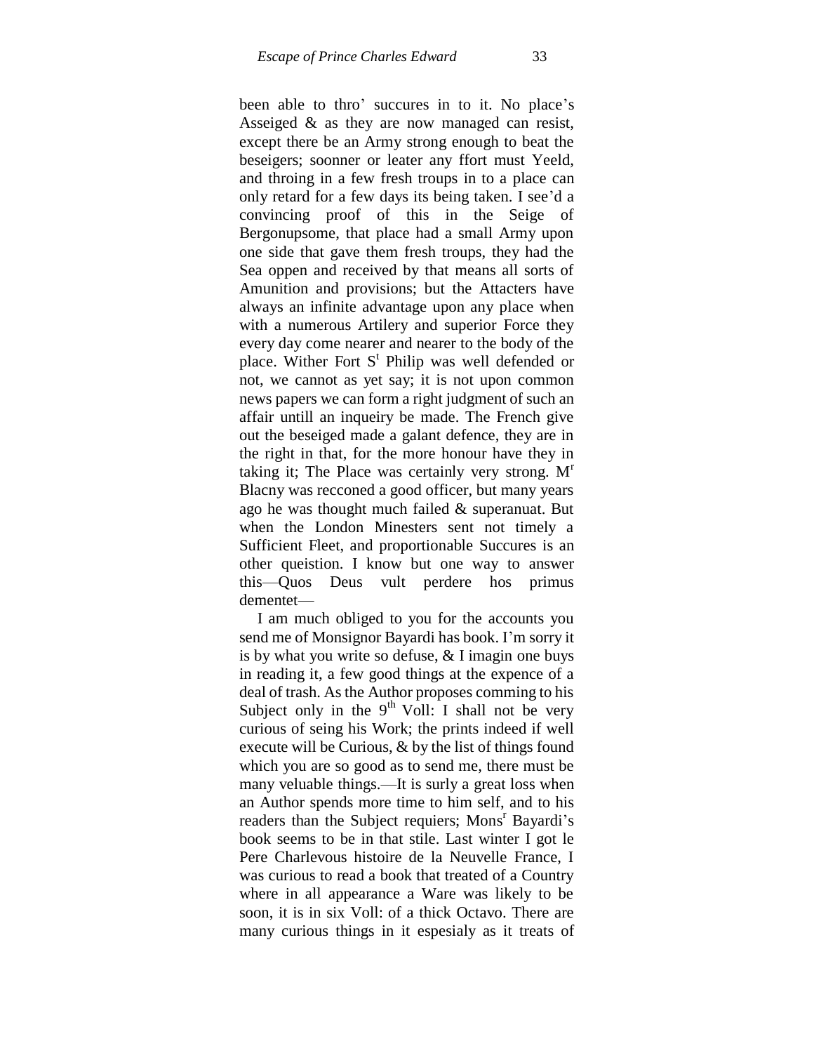been able to thro' succures in to it. No place's Asseiged & as they are now managed can resist, except there be an Army strong enough to beat the beseigers; soonner or leater any ffort must Yeeld, and throing in a few fresh troups in to a place can only retard for a few days its being taken. I see'd a convincing proof of this in the Seige of Bergonupsome, that place had a small Army upon one side that gave them fresh troups, they had the Sea oppen and received by that means all sorts of Amunition and provisions; but the Attacters have always an infinite advantage upon any place when with a numerous Artilery and superior Force they every day come nearer and nearer to the body of the place. Wither Fort S[t] Philip was well defended or not, we cannot as yet say; it is not upon common news papers we can form a right judgment of such an affair untill an inqueiry be made. The French give out the beseiged made a galant defence, they are in the right in that, for the more honour have they in taking it; The Place was certainly very strong. M[r] Blacny was recconed a good officer, but many years ago he was thought much failed & superanuat. But when the London Minesters sent not timely a Sufficient Fleet, and proportionable Succures is an other queistion. I know but one way to answer this—Quos Deus vult perdere hos primus dementet—

I am much obliged to you for the accounts you send me of Monsignor Bayardi has book. I'm sorry it is by what you write so defuse, & I imagin one buys in reading it, a few good things at the expence of a deal of trash. As the Author proposes comming to his Subject only in the 9[th] Voll: I shall not be very curious of seing his Work; the prints indeed if well execute will be Curious, & by the list of things found which you are so good as to send me, there must be many veluable things.—It is surly a great loss when an Author spends more time to him self, and to his readers than the Subject requiers; Mons[r] Bayardi's book seems to be in that stile. Last winter I got le Pere Charlevous histoire de la Neuvelle France, I was curious to read a book that treated of a Country where in all appearance a Ware was likely to be soon, it is in six Voll: of a thick Octavo. There are many curious things in it espesialy as it treats of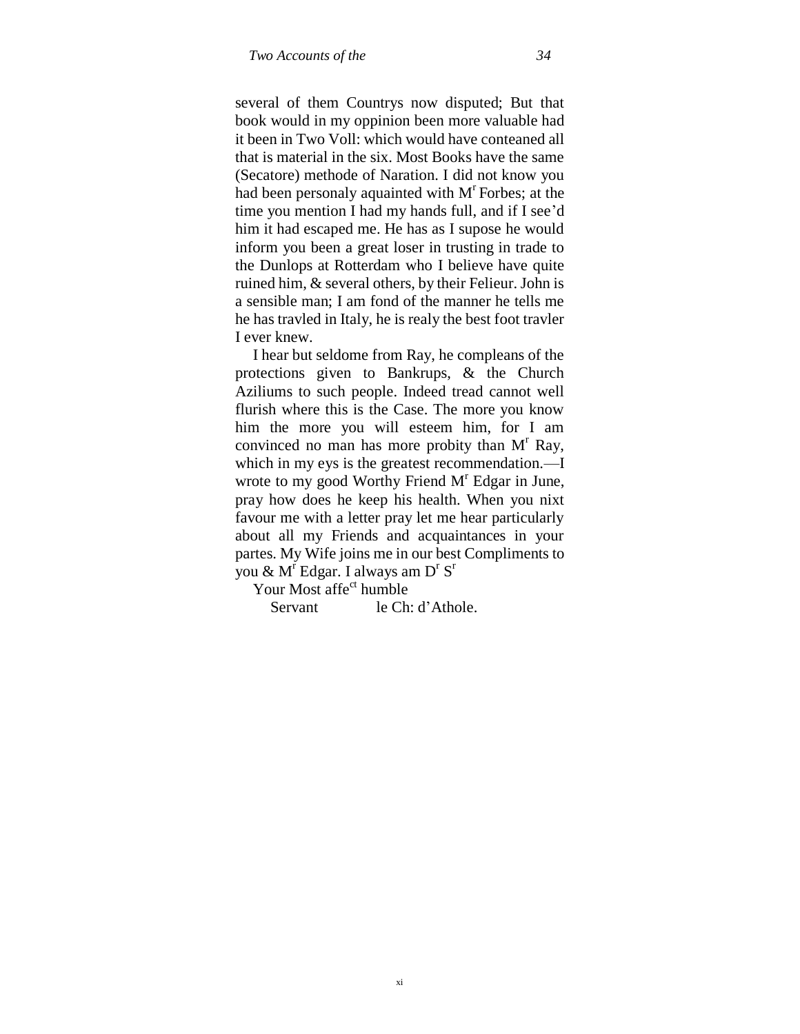several of them Countrys now disputed; But that book would in my oppinion been more valuable had it been in Two Voll: which would have conteaned all that is material in the six. Most Books have the same (Secatore) methode of Naration. I did not know you had been personaly aquainted with M[r] Forbes; at the time you mention I had my hands full, and if I see'd him it had escaped me. He has as I supose he would inform you been a great loser in trusting in trade to the Dunlops at Rotterdam who I believe have quite ruined him, & several others, by their Felieur. John is a sensible man; I am fond of the manner he tells me he has travled in Italy, he is realy the best foot travler I ever knew.

I hear but seldome from Ray, he compleans of the protections given to Bankrups, & the Church Aziliums to such people. Indeed tread cannot well flurish where this is the Case. The more you know him the more you will esteem him, for I am convinced no man has more probity than M[r] Ray, which in my eys is the greatest recommendation.—I wrote to my good Worthy Friend M[r] Edgar in June, pray how does he keep his health. When you nixt favour me with a letter pray let me hear particularly about all my Friends and acquaintances in your partes. My Wife joins me in our best Compliments to you & M[r] Edgar. I always am D[r] S[r]

Your Most affe[ct] humble

Servant le Ch: d'Athole.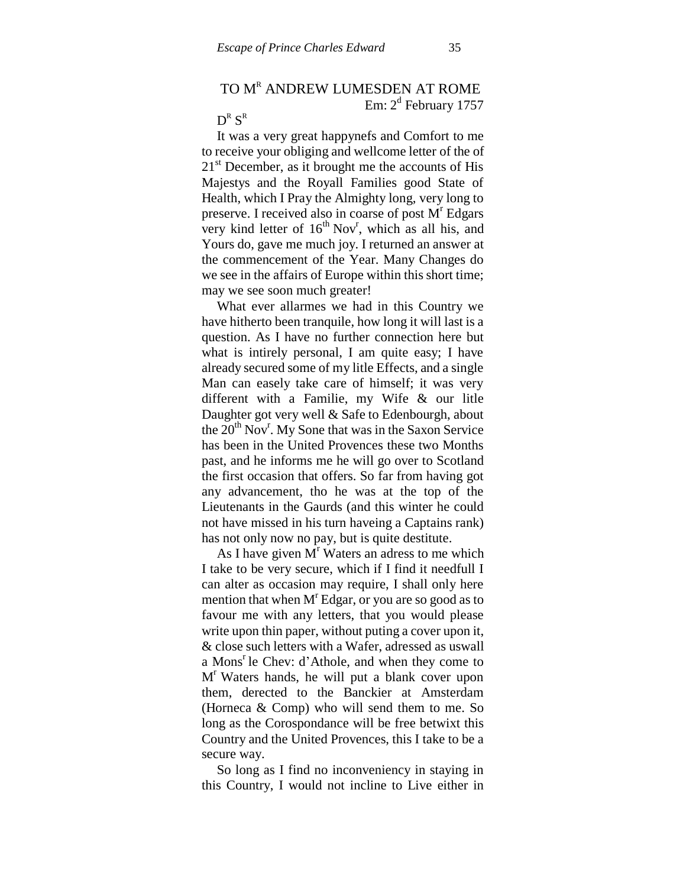## TO M[R] ANDREW LUMESDEN AT ROME

Em: 2[d] February 1757

D[R] S[R]

It was a very great happynefs and Comfort to me to receive your obliging and wellcome letter of the of 21[st] December, as it brought me the accounts of His Majestys and the Royall Families good State of Health, which I Pray the Almighty long, very long to preserve. I received also in coarse of post M[r] Edgars very kind letter of 16[th] Nov[r], which as all his, and Yours do, gave me much joy. I returned an answer at the commencement of the Year. Many Changes do we see in the affairs of Europe within this short time; may we see soon much greater!

What ever allarmes we had in this Country we have hitherto been tranquile, how long it will last is a question. As I have no further connection here but what is intirely personal, I am quite easy; I have already secured some of my litle Effects, and a single Man can easely take care of himself; it was very different with a Familie, my Wife & our litle Daughter got very well & Safe to Edenbourgh, about the 20[th] Nov[r]. My Sone that was in the Saxon Service has been in the United Provences these two Months past, and he informs me he will go over to Scotland the first occasion that offers. So far from having got any advancement, tho he was at the top of the Lieutenants in the Gaurds (and this winter he could not have missed in his turn haveing a Captains rank) has not only now no pay, but is quite destitute.

As I have given M[r] Waters an adress to me which I take to be very secure, which if I find it needfull I can alter as occasion may require, I shall only here mention that when M[r] Edgar, or you are so good as to favour me with any letters, that you would please write upon thin paper, without puting a cover upon it, & close such letters with a Wafer, adressed as uswall a Mons[r] le Chev: d'Athole, and when they come to M[r] Waters hands, he will put a blank cover upon them, derected to the Banckier at Amsterdam (Horneca & Comp) who will send them to me. So long as the Corospondance will be free betwixt this Country and the United Provences, this I take to be a secure way.

So long as I find no inconveniency in staying in this Country, I would not incline to Live either in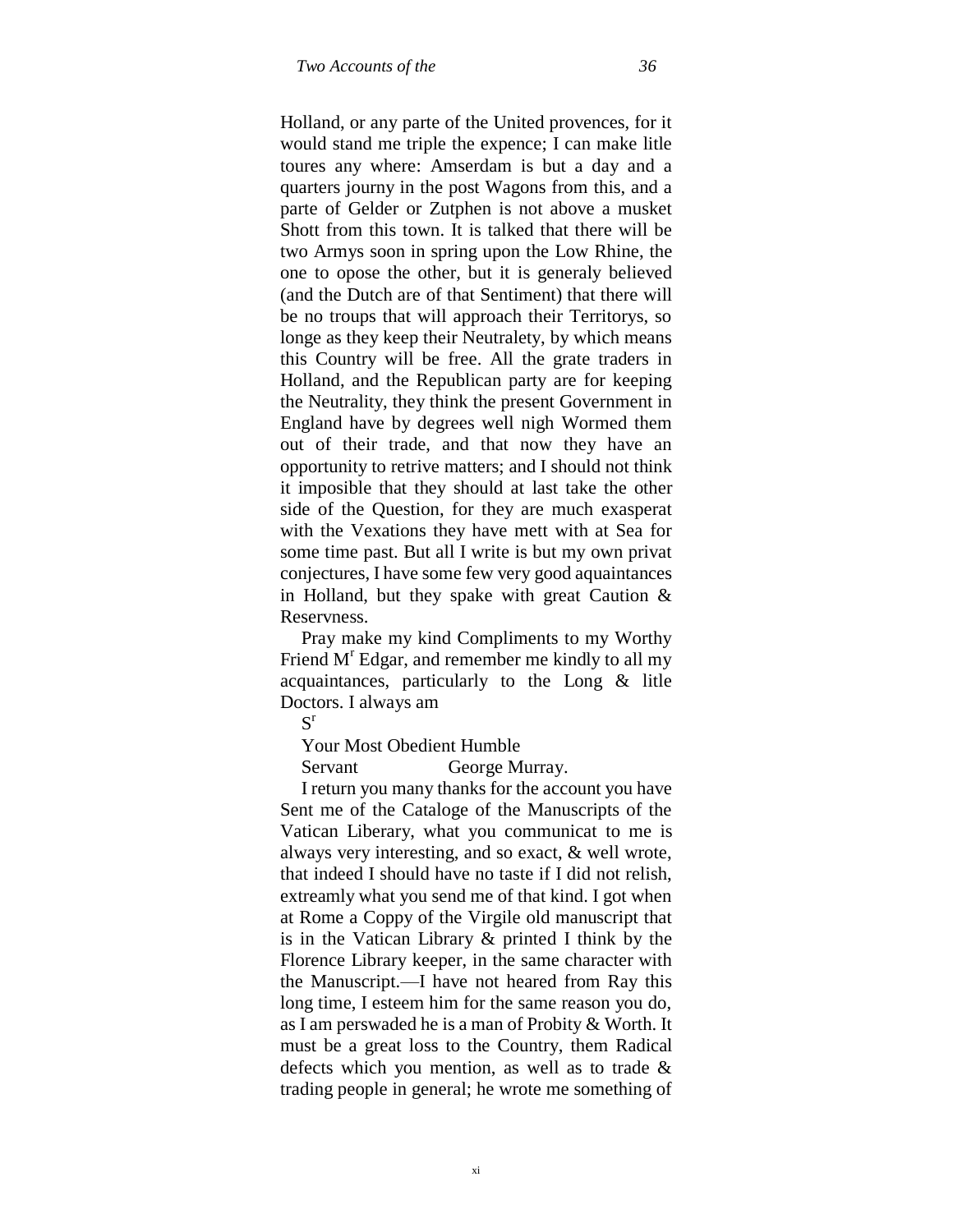Holland, or any parte of the United provences, for it would stand me triple the expence; I can make litle toures any where: Amserdam is but a day and a quarters journy in the post Wagons from this, and a parte of Gelder or Zutphen is not above a musket Shott from this town. It is talked that there will be two Armys soon in spring upon the Low Rhine, the one to opose the other, but it is generaly believed (and the Dutch are of that Sentiment) that there will be no troups that will approach their Territorys, so longe as they keep their Neutralety, by which means this Country will be free. All the grate traders in Holland, and the Republican party are for keeping the Neutrality, they think the present Government in England have by degrees well nigh Wormed them out of their trade, and that now they have an opportunity to retrive matters; and I should not think it imposible that they should at last take the other side of the Question, for they are much exasperat with the Vexations they have mett with at Sea for some time past. But all I write is but my own privat conjectures, I have some few very good aquaintances in Holland, but they spake with great Caution & Reservness.

Pray make my kind Compliments to my Worthy Friend M^r^ Edgar, and remember me kindly to all my acquaintances, particularly to the Long & litle Doctors. I always am

S^r^

Your Most Obedient Humble

Servant George Murray.

I return you many thanks for the account you have Sent me of the Cataloge of the Manuscripts of the Vatican Liberary, what you communicat to me is always very interesting, and so exact, & well wrote, that indeed I should have no taste if I did not relish, extreamly what you send me of that kind. I got when at Rome a Coppy of the Virgile old manuscript that is in the Vatican Library & printed I think by the Florence Library keeper, in the same character with the Manuscript.—I have not heared from Ray this long time, I esteem him for the same reason you do, as I am perswaded he is a man of Probity & Worth. It must be a great loss to the Country, them Radical defects which you mention, as well as to trade & trading people in general; he wrote me something of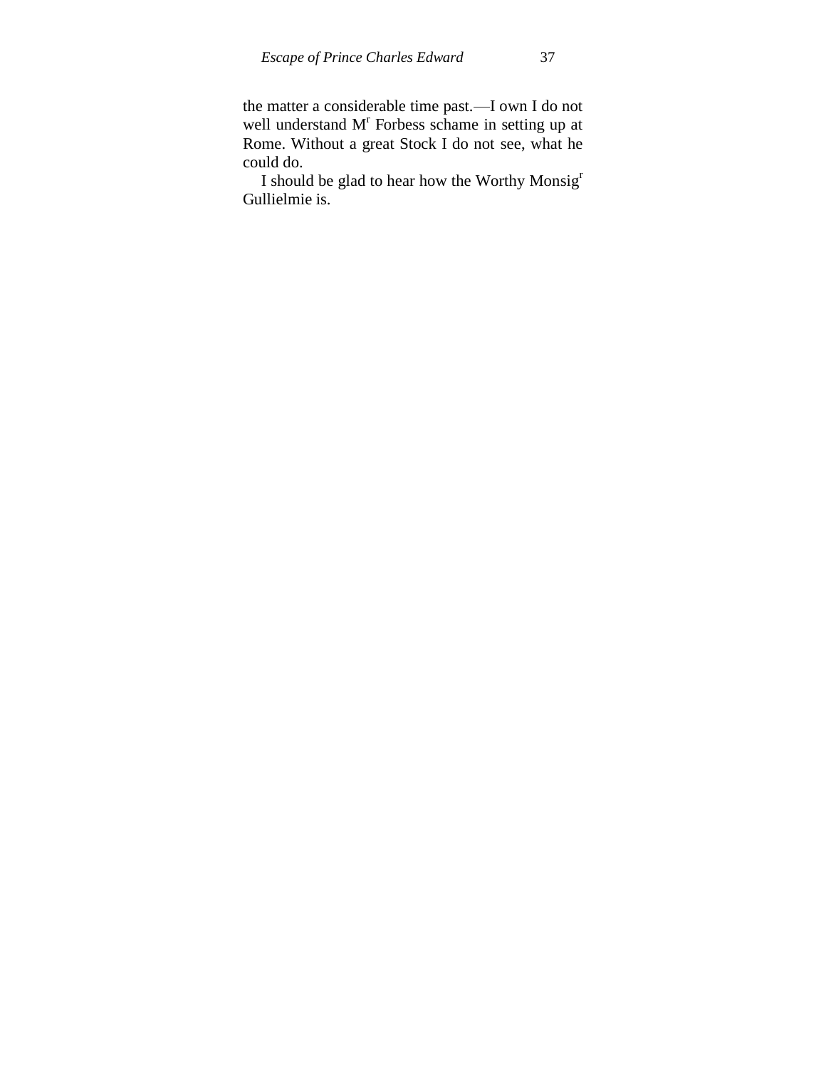the matter a considerable time past.—I own I do not well understand M[r] Forbess schame in setting up at Rome. Without a great Stock I do not see, what he could do.

I should be glad to hear how the Worthy Monsig[r] Gullielmie is.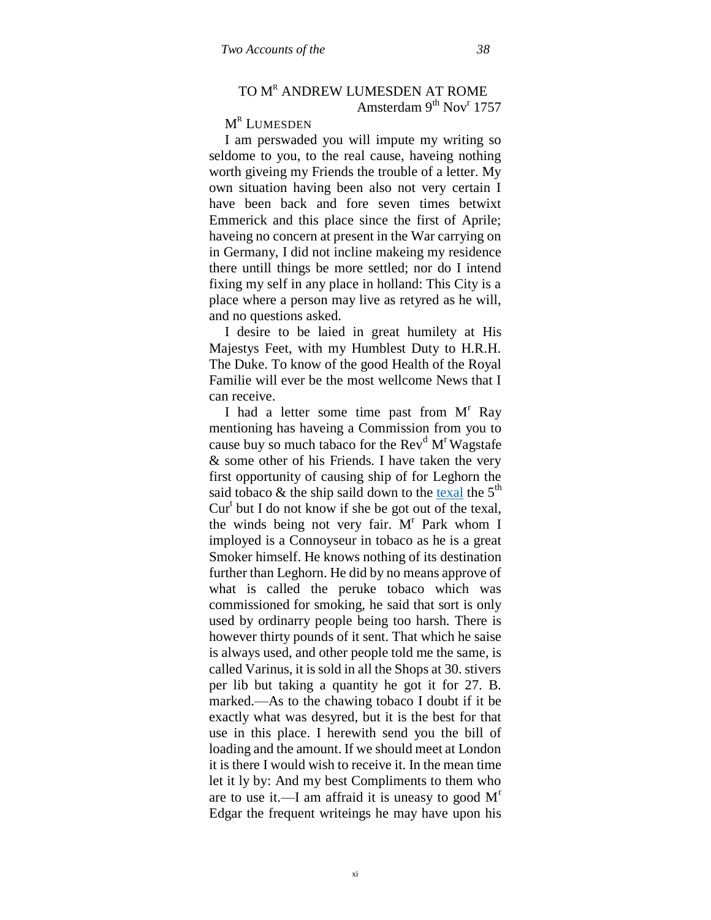TO M[R] ANDREW LUMESDEN AT ROME
Amsterdam 9[th] Nov[r] 1757

M[R] LUMESDEN

I am perswaded you will impute my writing so seldome to you, to the real cause, haveing nothing worth giveing my Friends the trouble of a letter. My own situation having been also not very certain I have been back and fore seven times betwixt Emmerick and this place since the first of Aprile; haveing no concern at present in the War carrying on in Germany, I did not incline makeing my residence there untill things be more settled; nor do I intend fixing my self in any place in holland: This City is a place where a person may live as retyred as he will, and no questions asked.

I desire to be laied in great humilety at His Majestys Feet, with my Humblest Duty to H.R.H. The Duke. To know of the good Health of the Royal Familie will ever be the most wellcome News that I can receive.

I had a letter some time past from M[r] Ray mentioning has haveing a Commission from you to cause buy so much tabaco for the Rev[d] M[r] Wagstafe & some other of his Friends. I have taken the very first opportunity of causing ship of for Leghorn the said tobaco & the ship saild down to the texal the 5[th] Cur[t] but I do not know if she be got out of the texal, the winds being not very fair. M[r] Park whom I imployed is a Connoyseur in tobaco as he is a great Smoker himself. He knows nothing of its destination further than Leghorn. He did by no means approve of what is called the peruke tobaco which was commissioned for smoking, he said that sort is only used by ordinarry people being too harsh. There is however thirty pounds of it sent. That which he saise is always used, and other people told me the same, is called Varinus, it is sold in all the Shops at 30. stivers per lib but taking a quantity he got it for 27. B. marked.—As to the chawing tobaco I doubt if it be exactly what was desyred, but it is the best for that use in this place. I herewith send you the bill of loading and the amount. If we should meet at London it is there I would wish to receive it. In the mean time let it ly by: And my best Compliments to them who are to use it.—I am affraid it is uneasy to good M[r] Edgar the frequent writeings he may have upon his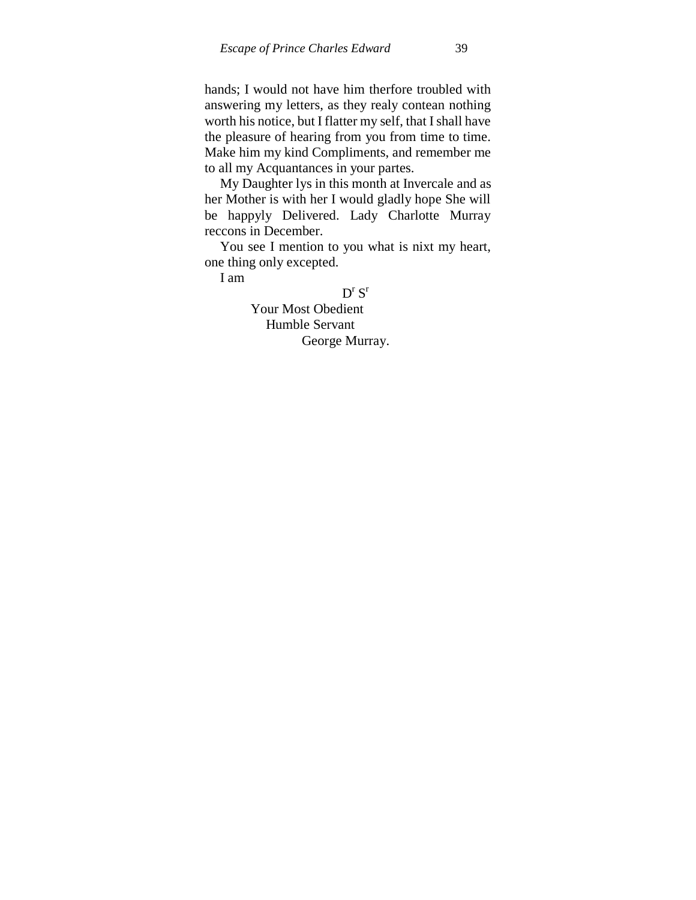hands; I would not have him therfore troubled with answering my letters, as they realy contean nothing worth his notice, but I flatter my self, that I shall have the pleasure of hearing from you from time to time. Make him my kind Compliments, and remember me to all my Acquantances in your partes.

My Daughter lys in this month at Invercale and as her Mother is with her I would gladly hope She will be happyly Delivered. Lady Charlotte Murray reccons in December.

You see I mention to you what is nixt my heart, one thing only excepted.

I am

D^r^ S^r^

Your Most Obedient
Humble Servant
George Murray.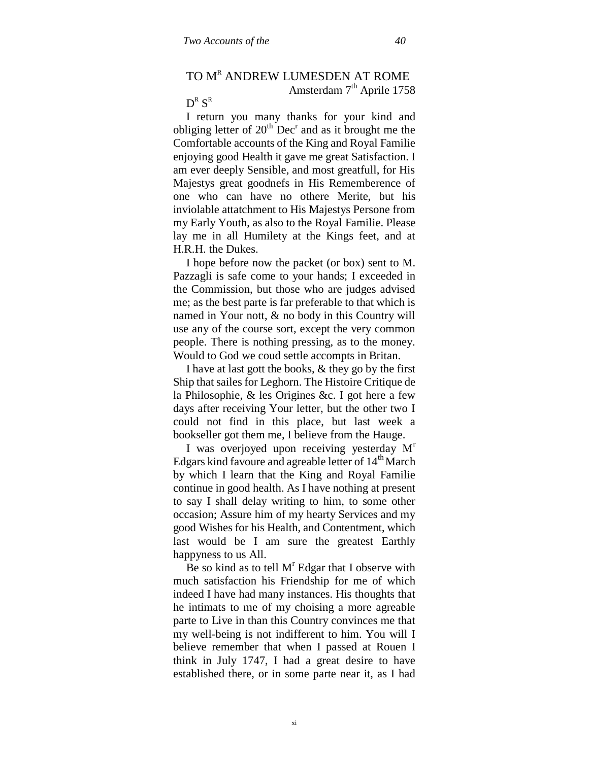## TO M[R] ANDREW LUMESDEN AT ROME

Amsterdam 7[th] Aprile 1758

D[R] S[R]

I return you many thanks for your kind and obliging letter of 20[th] Dec[r] and as it brought me the Comfortable accounts of the King and Royal Familie enjoying good Health it gave me great Satisfaction. I am ever deeply Sensible, and most greatfull, for His Majestys great goodnefs in His Rememberence of one who can have no othere Merite, but his inviolable attatchment to His Majestys Persone from my Early Youth, as also to the Royal Familie. Please lay me in all Humilety at the Kings feet, and at H.R.H. the Dukes.

I hope before now the packet (or box) sent to M. Pazzagli is safe come to your hands; I exceeded in the Commission, but those who are judges advised me; as the best parte is far preferable to that which is named in Your nott, & no body in this Country will use any of the course sort, except the very common people. There is nothing pressing, as to the money. Would to God we coud settle accompts in Britan.

I have at last gott the books, & they go by the first Ship that sailes for Leghorn. The Histoire Critique de la Philosophie, & les Origines &c. I got here a few days after receiving Your letter, but the other two I could not find in this place, but last week a bookseller got them me, I believe from the Hauge.

I was overjoyed upon receiving yesterday M[r] Edgars kind favoure and agreable letter of 14[th] March by which I learn that the King and Royal Familie continue in good health. As I have nothing at present to say I shall delay writing to him, to some other occasion; Assure him of my hearty Services and my good Wishes for his Health, and Contentment, which last would be I am sure the greatest Earthly happyness to us All.

Be so kind as to tell M[r] Edgar that I observe with much satisfaction his Friendship for me of which indeed I have had many instances. His thoughts that he intimats to me of my choising a more agreable parte to Live in than this Country convinces me that my well-being is not indifferent to him. You will I believe remember that when I passed at Rouen I think in July 1747, I had a great desire to have established there, or in some parte near it, as I had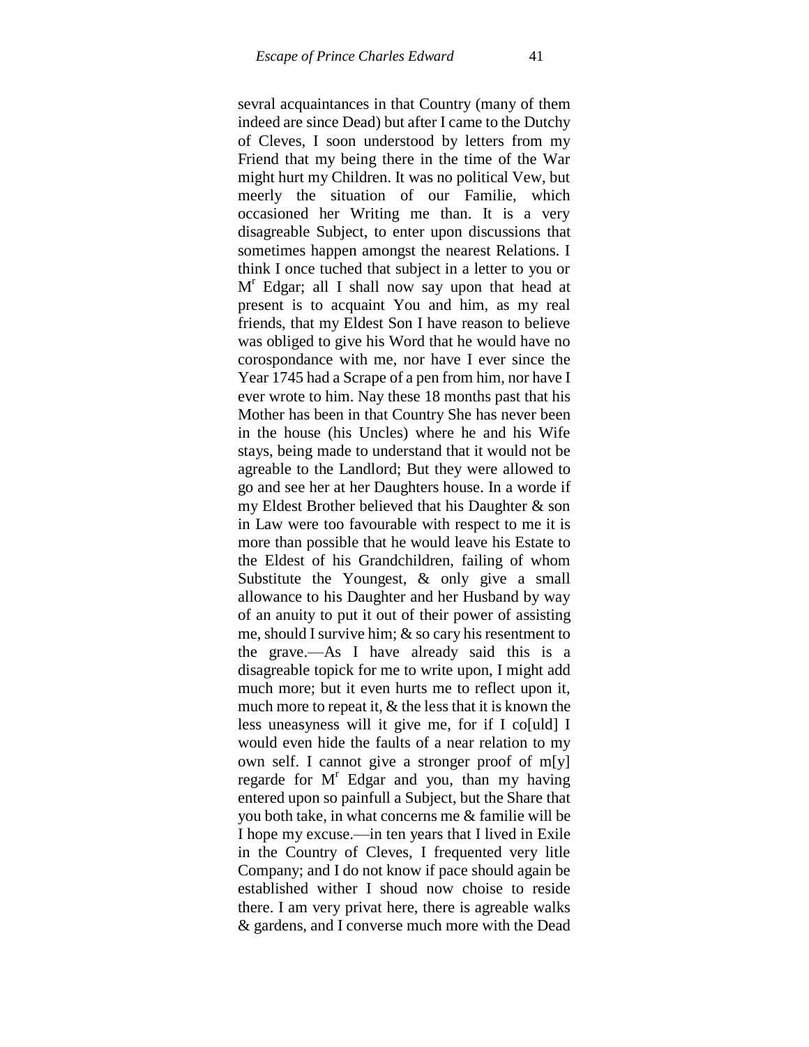sevral acquaintances in that Country (many of them indeed are since Dead) but after I came to the Dutchy of Cleves, I soon understood by letters from my Friend that my being there in the time of the War might hurt my Children. It was no political Vew, but meerly the situation of our Familie, which occasioned her Writing me than. It is a very disagreable Subject, to enter upon discussions that sometimes happen amongst the nearest Relations. I think I once tuched that subject in a letter to you or Mr Edgar; all I shall now say upon that head at present is to acquaint You and him, as my real friends, that my Eldest Son I have reason to believe was obliged to give his Word that he would have no corospondance with me, nor have I ever since the Year 1745 had a Scrape of a pen from him, nor have I ever wrote to him. Nay these 18 months past that his Mother has been in that Country She has never been in the house (his Uncles) where he and his Wife stays, being made to understand that it would not be agreable to the Landlord; But they were allowed to go and see her at her Daughters house. In a worde if my Eldest Brother believed that his Daughter & son in Law were too favourable with respect to me it is more than possible that he would leave his Estate to the Eldest of his Grandchildren, failing of whom Substitute the Youngest, & only give a small allowance to his Daughter and her Husband by way of an anuity to put it out of their power of assisting me, should I survive him; & so cary his resentment to the grave.—As I have already said this is a disagreable topick for me to write upon, I might add much more; but it even hurts me to reflect upon it, much more to repeat it, & the less that it is known the less uneasyness will it give me, for if I co[uld] I would even hide the faults of a near relation to my own self. I cannot give a stronger proof of m[y] regarde for Mr Edgar and you, than my having entered upon so painfull a Subject, but the Share that you both take, in what concerns me & familie will be I hope my excuse.—in ten years that I lived in Exile in the Country of Cleves, I frequented very litle Company; and I do not know if pace should again be established wither I shoud now choise to reside there. I am very privat here, there is agreable walks & gardens, and I converse much more with the Dead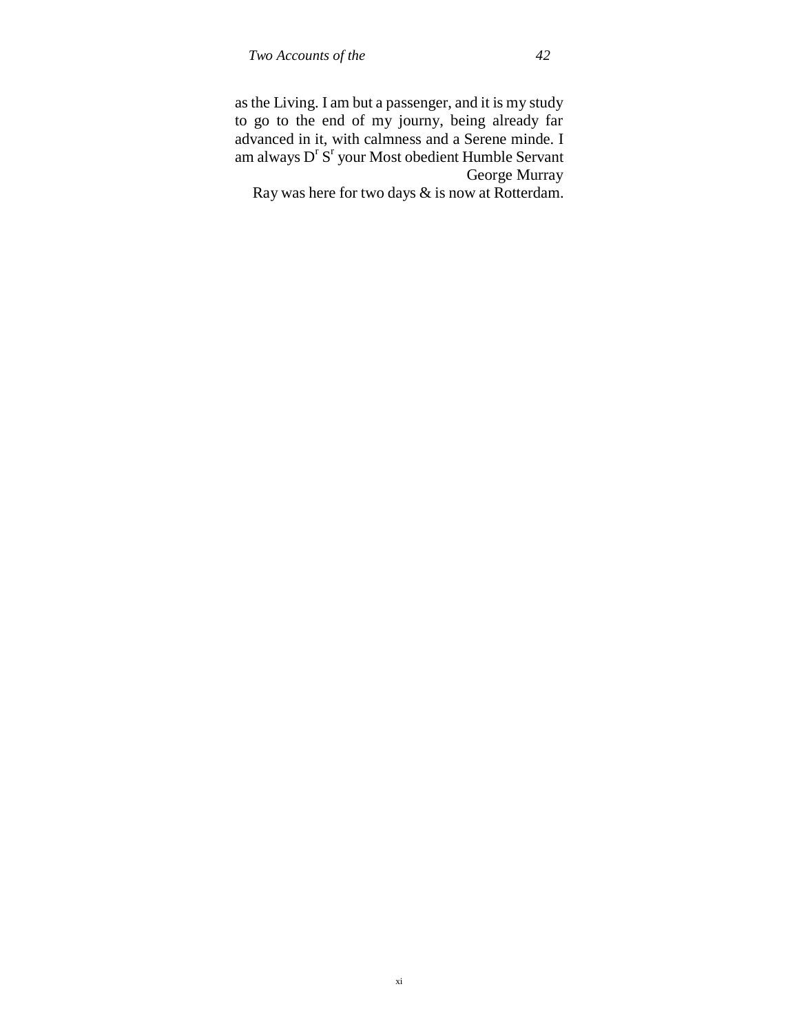as the Living. I am but a passenger, and it is my study to go to the end of my journy, being already far advanced in it, with calmness and a Serene minde. I am always D[r] S[r] your Most obedient Humble Servant

George Murray

Ray was here for two days & is now at Rotterdam.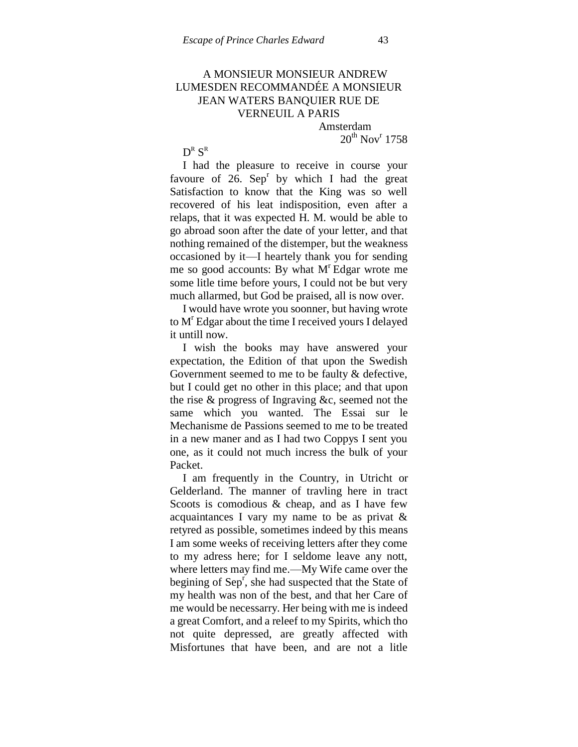A MONSIEUR MONSIEUR ANDREW LUMESDEN RECOMMANDÉE A MONSIEUR JEAN WATERS BANQUIER RUE DE VERNEUIL A PARIS

Amsterdam
20th Novr 1758

DR SR

I had the pleasure to receive in course your favoure of 26. Sepr by which I had the great Satisfaction to know that the King was so well recovered of his leat indisposition, even after a relaps, that it was expected H. M. would be able to go abroad soon after the date of your letter, and that nothing remained of the distemper, but the weakness occasioned by it—I heartely thank you for sending me so good accounts: By what Mr Edgar wrote me some litle time before yours, I could not be but very much allarmed, but God be praised, all is now over.

I would have wrote you soonner, but having wrote to Mr Edgar about the time I received yours I delayed it untill now.

I wish the books may have answered your expectation, the Edition of that upon the Swedish Government seemed to me to be faulty & defective, but I could get no other in this place; and that upon the rise & progress of Ingraving &c, seemed not the same which you wanted. The Essai sur le Mechanisme de Passions seemed to me to be treated in a new maner and as I had two Coppys I sent you one, as it could not much incress the bulk of your Packet.

I am frequently in the Country, in Utricht or Gelderland. The manner of travling here in tract Scoots is comodious & cheap, and as I have few acquaintances I vary my name to be as privat & retyred as possible, sometimes indeed by this means I am some weeks of receiving letters after they come to my adress here; for I seldome leave any nott, where letters may find me.—My Wife came over the begining of Sepr, she had suspected that the State of my health was non of the best, and that her Care of me would be necessarry. Her being with me is indeed a great Comfort, and a releef to my Spirits, which tho not quite depressed, are greatly affected with Misfortunes that have been, and are not a litle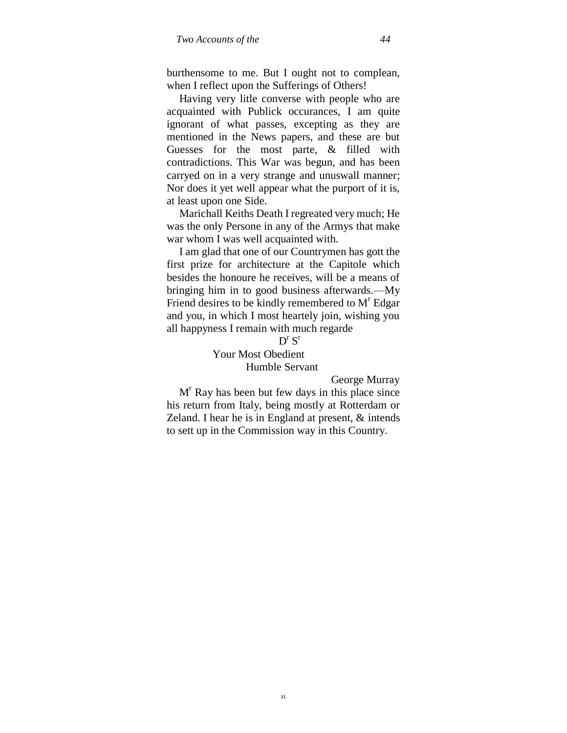burthensome to me. But I ought not to complean, when I reflect upon the Sufferings of Others!

Having very litle converse with people who are acquainted with Publick occurances, I am quite ignorant of what passes, excepting as they are mentioned in the News papers, and these are but Guesses for the most parte, & filled with contradictions. This War was begun, and has been carryed on in a very strange and unuswall manner; Nor does it yet well appear what the purport of it is, at least upon one Side.

Marichall Keiths Death I regreated very much; He was the only Persone in any of the Armys that make war whom I was well acquainted with.

I am glad that one of our Countrymen has gott the first prize for architecture at the Capitole which besides the honoure he receives, will be a means of bringing him in to good business afterwards.—My Friend desires to be kindly remembered to M^r^ Edgar and you, in which I most heartely join, wishing you all happyness I remain with much regarde

D^r^ S^r^

Your Most Obedient
Humble Servant

George Murray

M^r^ Ray has been but few days in this place since his return from Italy, being mostly at Rotterdam or Zeland. I hear he is in England at present, & intends to sett up in the Commission way in this Country.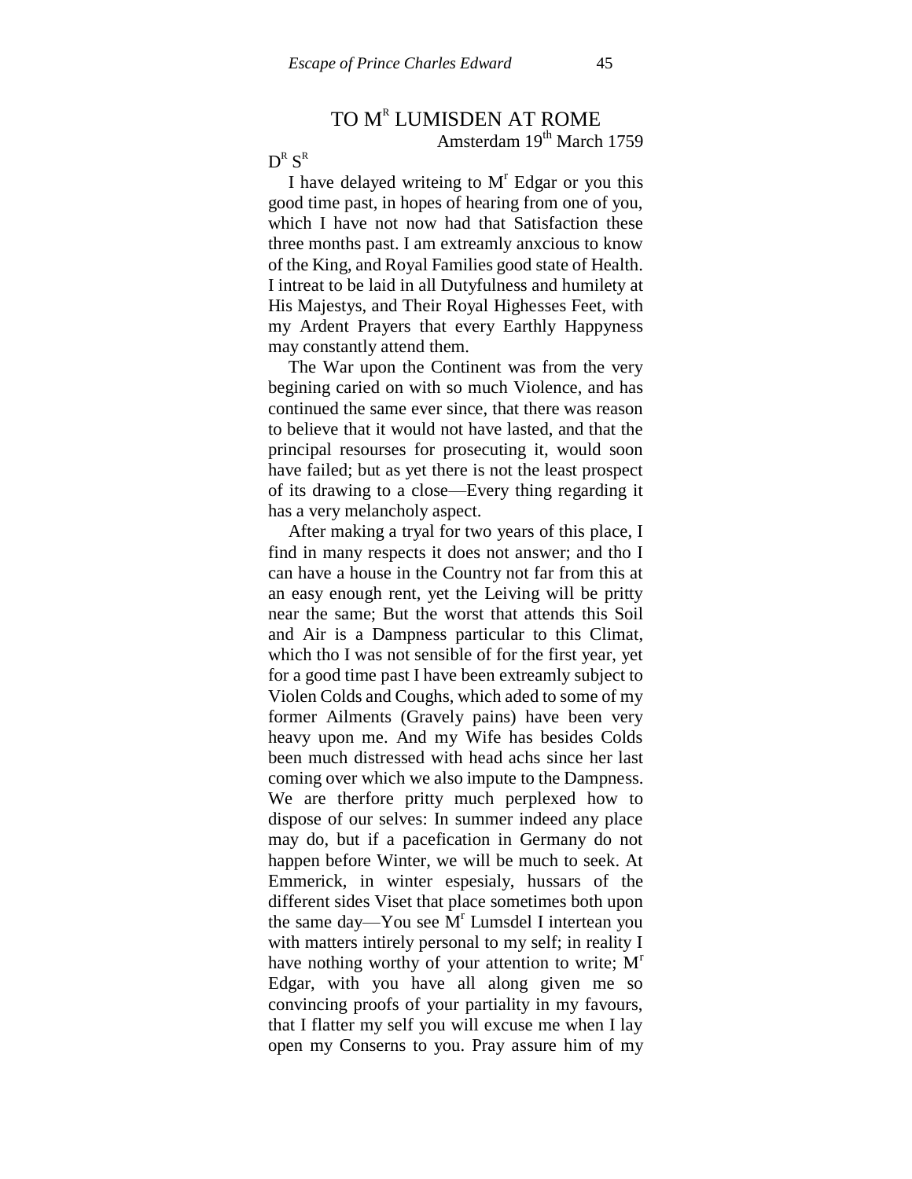## TO M[R] LUMISDEN AT ROME

Amsterdam 19[th] March 1759

D[R] S[R]

I have delayed writeing to M[r] Edgar or you this good time past, in hopes of hearing from one of you, which I have not now had that Satisfaction these three months past. I am extreamly anxcious to know of the King, and Royal Families good state of Health. I intreat to be laid in all Dutyfulness and humilety at His Majestys, and Their Royal Highesses Feet, with my Ardent Prayers that every Earthly Happyness may constantly attend them.

The War upon the Continent was from the very begining caried on with so much Violence, and has continued the same ever since, that there was reason to believe that it would not have lasted, and that the principal resourses for prosecuting it, would soon have failed; but as yet there is not the least prospect of its drawing to a close—Every thing regarding it has a very melancholy aspect.

After making a tryal for two years of this place, I find in many respects it does not answer; and tho I can have a house in the Country not far from this at an easy enough rent, yet the Leiving will be pritty near the same; But the worst that attends this Soil and Air is a Dampness particular to this Climat, which tho I was not sensible of for the first year, yet for a good time past I have been extreamly subject to Violen Colds and Coughs, which aded to some of my former Ailments (Gravely pains) have been very heavy upon me. And my Wife has besides Colds been much distressed with head achs since her last coming over which we also impute to the Dampness. We are therfore pritty much perplexed how to dispose of our selves: In summer indeed any place may do, but if a pacefication in Germany do not happen before Winter, we will be much to seek. At Emmerick, in winter espesialy, hussars of the different sides Viset that place sometimes both upon the same day—You see M[r] Lumsdel I intertean you with matters intirely personal to my self; in reality I have nothing worthy of your attention to write; M[r] Edgar, with you have all along given me so convincing proofs of your partiality in my favours, that I flatter my self you will excuse me when I lay open my Conserns to you. Pray assure him of my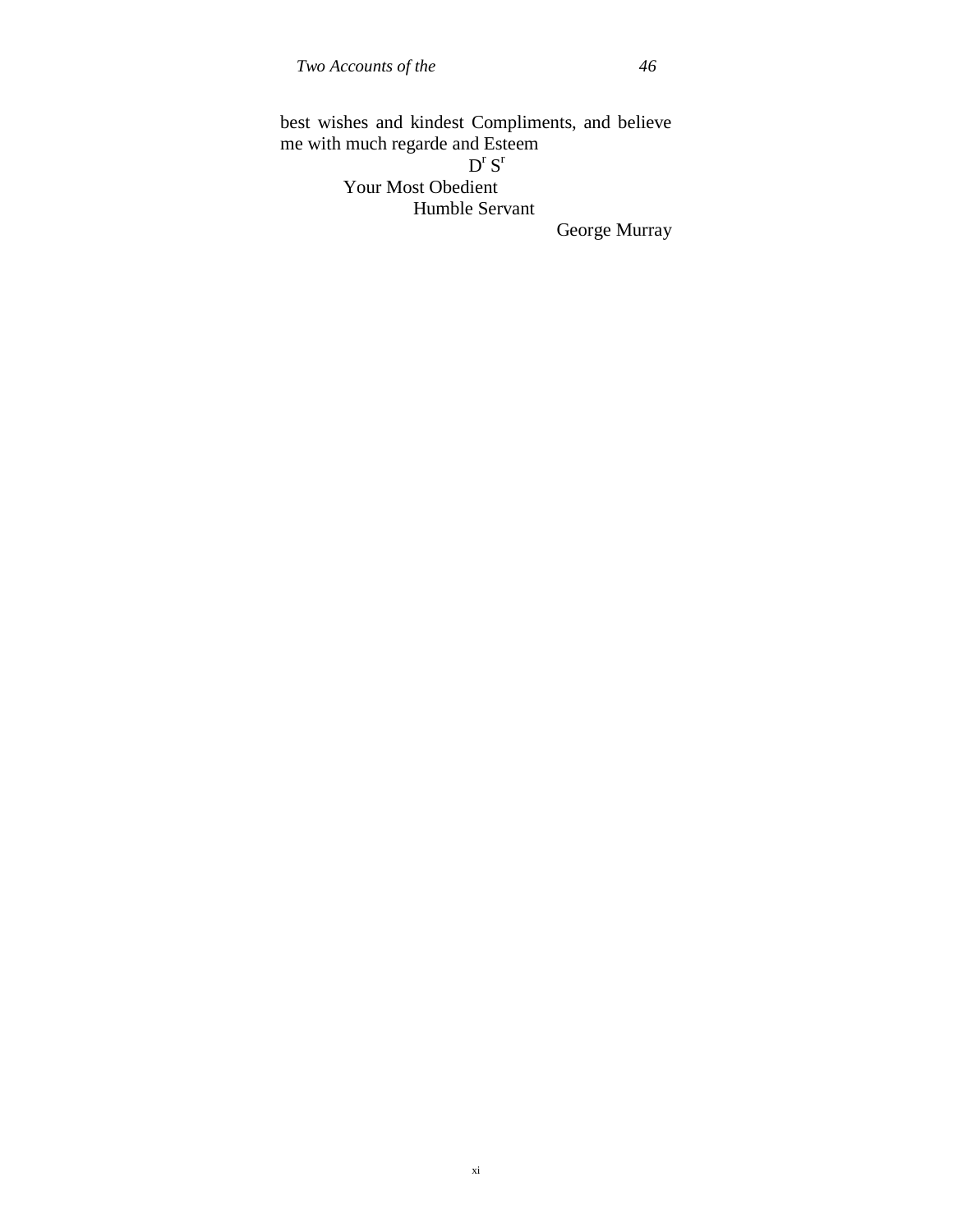best wishes and kindest Compliments, and believe me with much regarde and Esteem

D[r] S[r]

Your Most Obedient

Humble Servant

George Murray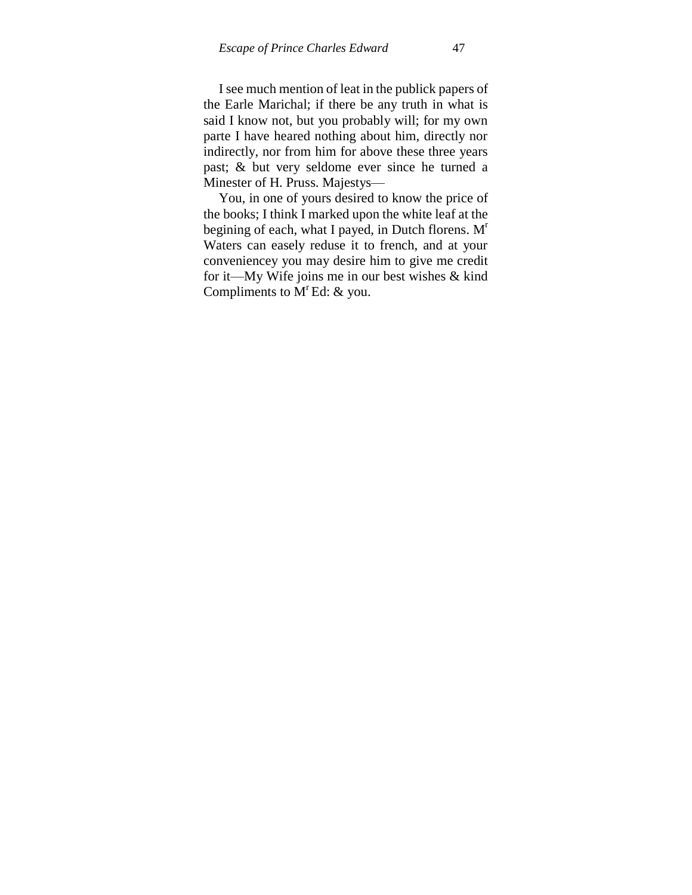I see much mention of leat in the publick papers of the Earle Marichal; if there be any truth in what is said I know not, but you probably will; for my own parte I have heared nothing about him, directly nor indirectly, nor from him for above these three years past; & but very seldome ever since he turned a Minester of H. Pruss. Majestys—

You, in one of yours desired to know the price of the books; I think I marked upon the white leaf at the begining of each, what I payed, in Dutch florens. M[r] Waters can easely reduse it to french, and at your conveniencey you may desire him to give me credit for it—My Wife joins me in our best wishes & kind Compliments to M[r] Ed: & you.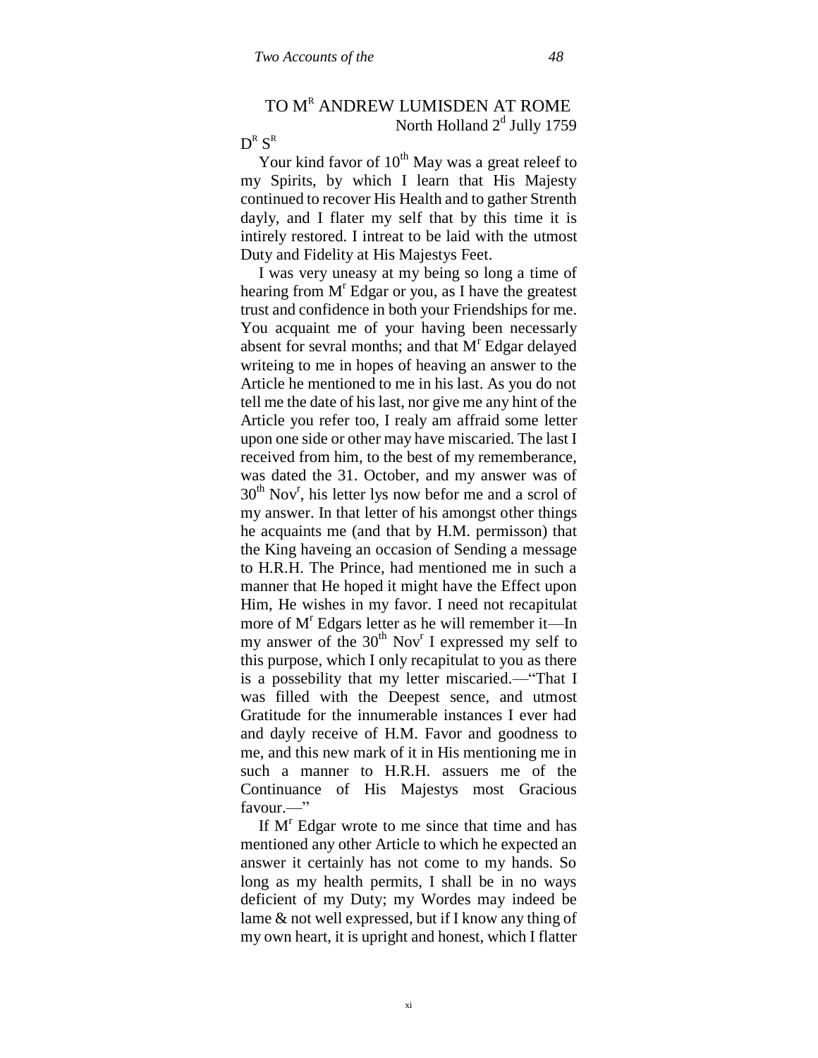## TO M$^{R}$ ANDREW LUMISDEN AT ROME

North Holland 2$^{d}$ Jully 1759

D$^{R}$ S$^{R}$

Your kind favor of 10$^{th}$ May was a great releef to my Spirits, by which I learn that His Majesty continued to recover His Health and to gather Strenth dayly, and I flater my self that by this time it is intirely restored. I intreat to be laid with the utmost Duty and Fidelity at His Majestys Feet.

I was very uneasy at my being so long a time of hearing from M$^{r}$ Edgar or you, as I have the greatest trust and confidence in both your Friendships for me. You acquaint me of your having been necessarly absent for sevral months; and that M$^{r}$ Edgar delayed writeing to me in hopes of heaving an answer to the Article he mentioned to me in his last. As you do not tell me the date of his last, nor give me any hint of the Article you refer too, I realy am affraid some letter upon one side or other may have miscaried. The last I received from him, to the best of my rememberance, was dated the 31. October, and my answer was of 30$^{th}$ Nov$^{r}$, his letter lys now befor me and a scrol of my answer. In that letter of his amongst other things he acquaints me (and that by H.M. permisson) that the King haveing an occasion of Sending a message to H.R.H. The Prince, had mentioned me in such a manner that He hoped it might have the Effect upon Him, He wishes in my favor. I need not recapitulat more of M$^{r}$ Edgars letter as he will remember it—In my answer of the 30$^{th}$ Nov$^{r}$ I expressed my self to this purpose, which I only recapitulat to you as there is a possebility that my letter miscaried.—"That I was filled with the Deepest sence, and utmost Gratitude for the innumerable instances I ever had and dayly receive of H.M. Favor and goodness to me, and this new mark of it in His mentioning me in such a manner to H.R.H. assuers me of the Continuance of His Majestys most Gracious favour.—"

If M$^{r}$ Edgar wrote to me since that time and has mentioned any other Article to which he expected an answer it certainly has not come to my hands. So long as my health permits, I shall be in no ways deficient of my Duty; my Wordes may indeed be lame & not well expressed, but if I know any thing of my own heart, it is upright and honest, which I flatter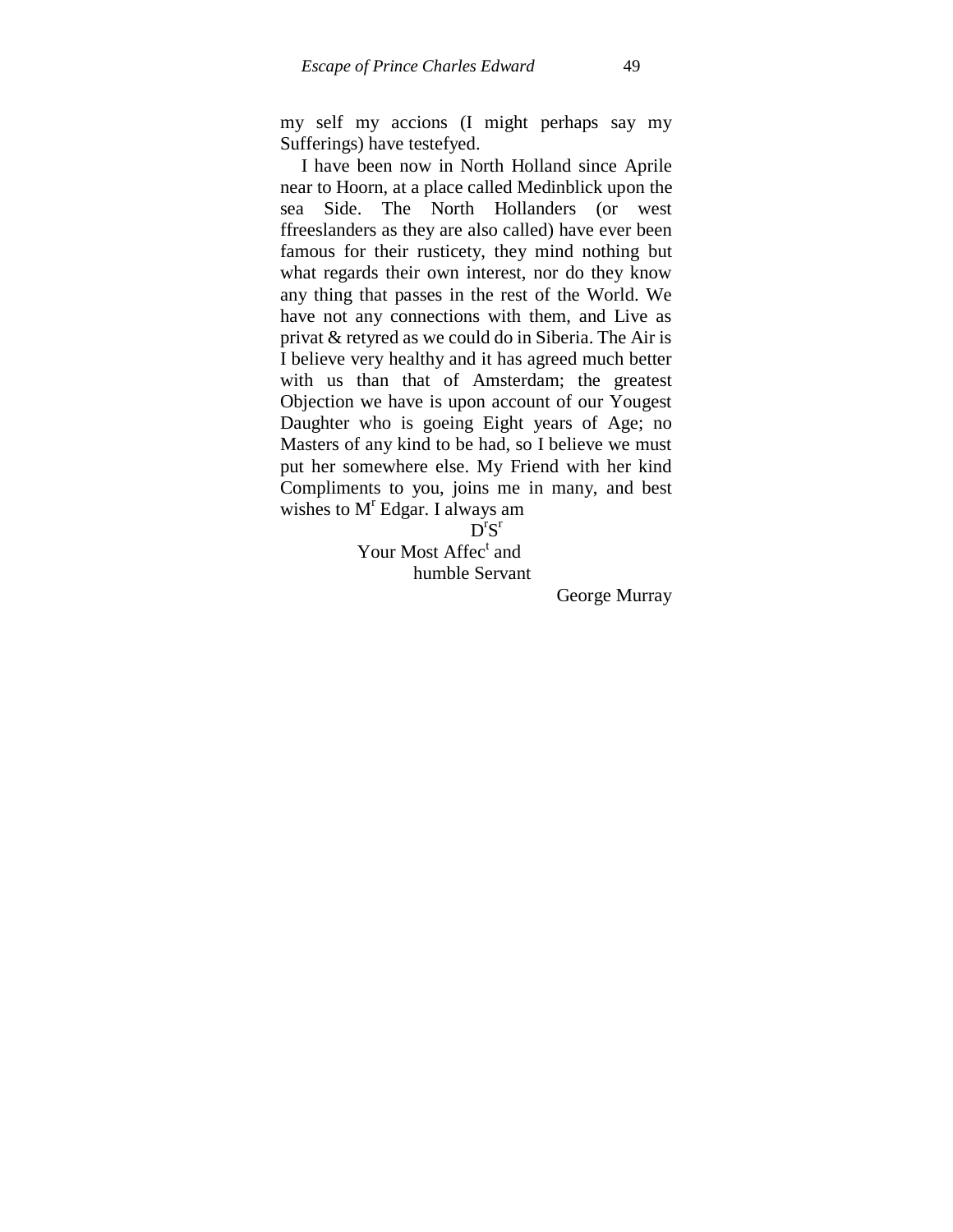my self my accions (I might perhaps say my Sufferings) have testefyed.

I have been now in North Holland since Aprile near to Hoorn, at a place called Medinblick upon the sea Side. The North Hollanders (or west ffreeslanders as they are also called) have ever been famous for their rusticety, they mind nothing but what regards their own interest, nor do they know any thing that passes in the rest of the World. We have not any connections with them, and Live as privat & retyred as we could do in Siberia. The Air is I believe very healthy and it has agreed much better with us than that of Amsterdam; the greatest Objection we have is upon account of our Yougest Daughter who is goeing Eight years of Age; no Masters of any kind to be had, so I believe we must put her somewhere else. My Friend with her kind Compliments to you, joins me in many, and best wishes to Mr Edgar. I always am

Dr Sr

Your Most Affect and

humble Servant

George Murray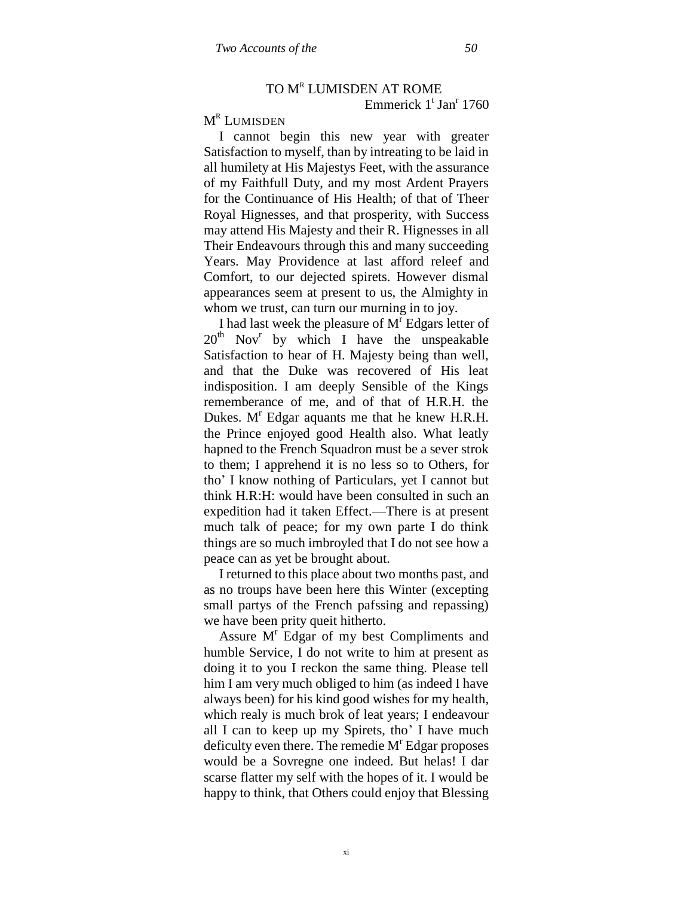## TO M[R] LUMISDEN AT ROME

Emmerick 1[t] Jan[r] 1760

M[R] LUMISDEN

I cannot begin this new year with greater Satisfaction to myself, than by intreating to be laid in all humilety at His Majestys Feet, with the assurance of my Faithfull Duty, and my most Ardent Prayers for the Continuance of His Health; of that of Theer Royal Hignesses, and that prosperity, with Success may attend His Majesty and their R. Hignesses in all Their Endeavours through this and many succeeding Years. May Providence at last afford releef and Comfort, to our dejected spirets. However dismal appearances seem at present to us, the Almighty in whom we trust, can turn our murning in to joy.

I had last week the pleasure of M[r] Edgars letter of 20[th] Nov[r] by which I have the unspeakable Satisfaction to hear of H. Majesty being than well, and that the Duke was recovered of His leat indisposition. I am deeply Sensible of the Kings rememberance of me, and of that of H.R.H. the Dukes. M[r] Edgar aquants me that he knew H.R.H. the Prince enjoyed good Health also. What leatly hapned to the French Squadron must be a sever strok to them; I apprehend it is no less so to Others, for tho' I know nothing of Particulars, yet I cannot but think H.R:H: would have been consulted in such an expedition had it taken Effect.—There is at present much talk of peace; for my own parte I do think things are so much imbroyled that I do not see how a peace can as yet be brought about.

I returned to this place about two months past, and as no troups have been here this Winter (excepting small partys of the French pafssing and repassing) we have been prity queit hitherto.

Assure M[r] Edgar of my best Compliments and humble Service, I do not write to him at present as doing it to you I reckon the same thing. Please tell him I am very much obliged to him (as indeed I have always been) for his kind good wishes for my health, which realy is much brok of leat years; I endeavour all I can to keep up my Spirets, tho' I have much deficulty even there. The remedie M[r] Edgar proposes would be a Sovregne one indeed. But helas! I dar scarse flatter my self with the hopes of it. I would be happy to think, that Others could enjoy that Blessing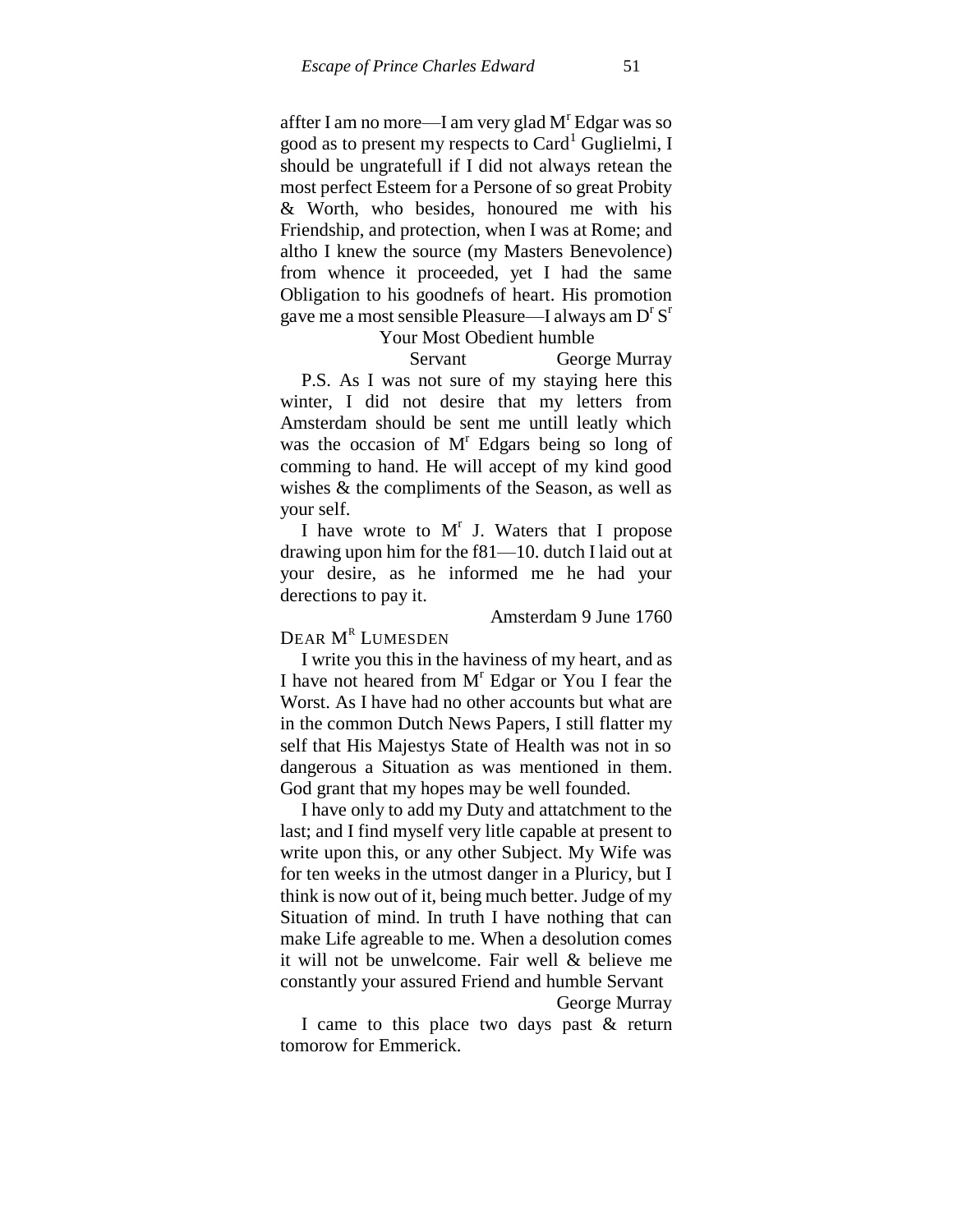affter I am no more—I am very glad M[r] Edgar was so good as to present my respects to Card[1] Guglielmi, I should be ungratefull if I did not always retean the most perfect Esteem for a Persone of so great Probity & Worth, who besides, honoured me with his Friendship, and protection, when I was at Rome; and altho I knew the source (my Masters Benevolence) from whence it proceeded, yet I had the same Obligation to his goodnefs of heart. His promotion gave me a most sensible Pleasure—I always am D[r] S[r]

Your Most Obedient humble

Servant George Murray

P.S. As I was not sure of my staying here this winter, I did not desire that my letters from Amsterdam should be sent me untill leatly which was the occasion of M[r] Edgars being so long of comming to hand. He will accept of my kind good wishes & the compliments of the Season, as well as your self.

I have wrote to M[r] J. Waters that I propose drawing upon him for the f81—10. dutch I laid out at your desire, as he informed me he had your derections to pay it.

Amsterdam 9 June 1760

DEAR M[R] LUMESDEN

I write you this in the haviness of my heart, and as I have not heared from M[r] Edgar or You I fear the Worst. As I have had no other accounts but what are in the common Dutch News Papers, I still flatter my self that His Majestys State of Health was not in so dangerous a Situation as was mentioned in them. God grant that my hopes may be well founded.

I have only to add my Duty and attatchment to the last; and I find myself very litle capable at present to write upon this, or any other Subject. My Wife was for ten weeks in the utmost danger in a Pluricy, but I think is now out of it, being much better. Judge of my Situation of mind. In truth I have nothing that can make Life agreable to me. When a desolution comes it will not be unwelcome. Fair well & believe me constantly your assured Friend and humble Servant

George Murray

I came to this place two days past & return tomorow for Emmerick.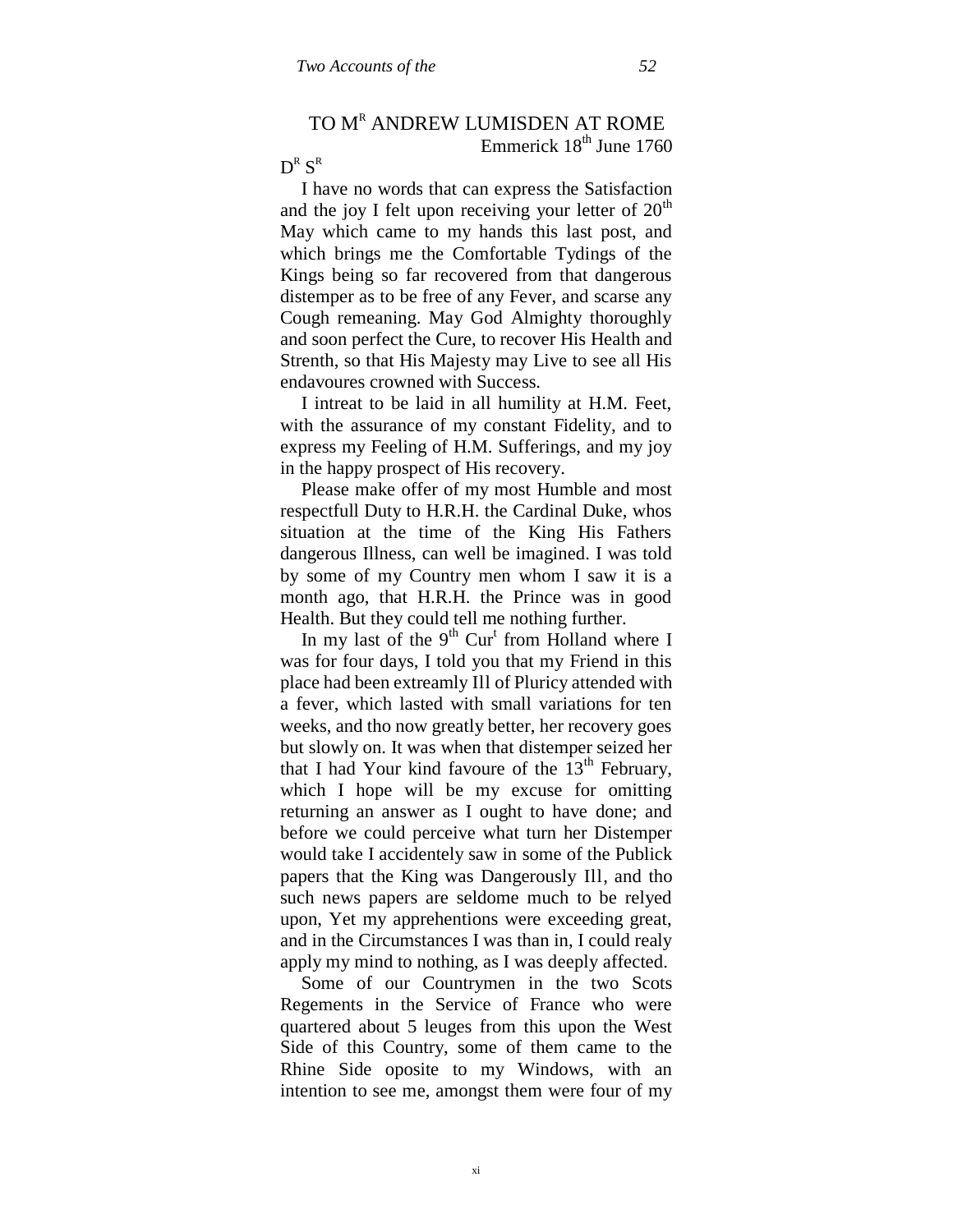## TO M[R] ANDREW LUMISDEN AT ROME

Emmerick 18[th] June 1760

D[R] S[R]

I have no words that can express the Satisfaction and the joy I felt upon receiving your letter of 20[th] May which came to my hands this last post, and which brings me the Comfortable Tydings of the Kings being so far recovered from that dangerous distemper as to be free of any Fever, and scarse any Cough remeaning. May God Almighty thoroughly and soon perfect the Cure, to recover His Health and Strenth, so that His Majesty may Live to see all His endavoures crowned with Success.

I intreat to be laid in all humility at H.M. Feet, with the assurance of my constant Fidelity, and to express my Feeling of H.M. Sufferings, and my joy in the happy prospect of His recovery.

Please make offer of my most Humble and most respectfull Duty to H.R.H. the Cardinal Duke, whos situation at the time of the King His Fathers dangerous Illness, can well be imagined. I was told by some of my Country men whom I saw it is a month ago, that H.R.H. the Prince was in good Health. But they could tell me nothing further.

In my last of the 9[th] Cur[t] from Holland where I was for four days, I told you that my Friend in this place had been extreamly Ill of Pluricy attended with a fever, which lasted with small variations for ten weeks, and tho now greatly better, her recovery goes but slowly on. It was when that distemper seized her that I had Your kind favoure of the 13[th] February, which I hope will be my excuse for omitting returning an answer as I ought to have done; and before we could perceive what turn her Distemper would take I accidentely saw in some of the Publick papers that the King was Dangerously Ill, and tho such news papers are seldome much to be relyed upon, Yet my apprehentions were exceeding great, and in the Circumstances I was than in, I could realy apply my mind to nothing, as I was deeply affected.

Some of our Countrymen in the two Scots Regements in the Service of France who were quartered about 5 leuges from this upon the West Side of this Country, some of them came to the Rhine Side oposite to my Windows, with an intention to see me, amongst them were four of my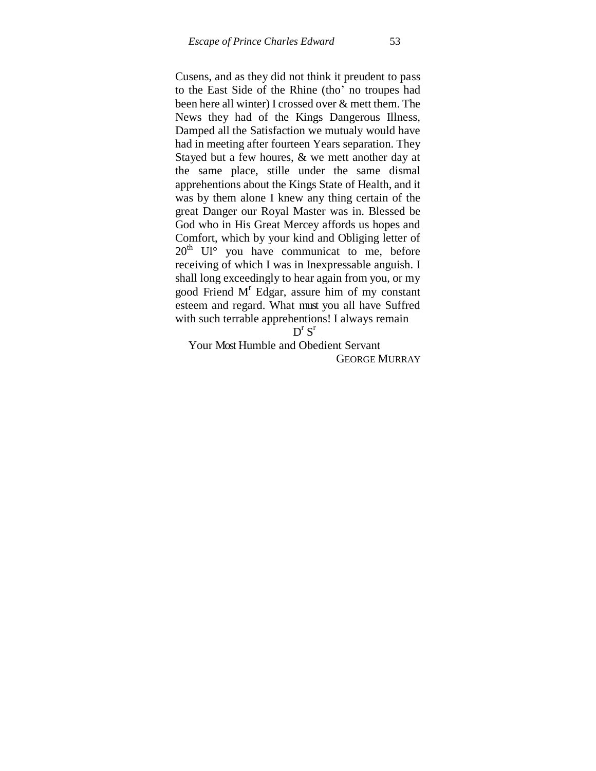Cusens, and as they did not think it preudent to pass to the East Side of the Rhine (tho' no troupes had been here all winter) I crossed over & mett them. The News they had of the Kings Dangerous Illness, Damped all the Satisfaction we mutualy would have had in meeting after fourteen Years separation. They Stayed but a few houres, & we mett another day at the same place, stille under the same dismal apprehentions about the Kings State of Health, and it was by them alone I knew any thing certain of the great Danger our Royal Master was in. Blessed be God who in His Great Mercey affords us hopes and Comfort, which by your kind and Obliging letter of 20th Ul° you have communicat to me, before receiving of which I was in Inexpressable anguish. I shall long exceedingly to hear again from you, or my good Friend Mr Edgar, assure him of my constant esteem and regard. What must you all have Suffred with such terrable apprehentions! I always remain

Dr Sr

Your Most Humble and Obedient Servant

GEORGE MURRAY